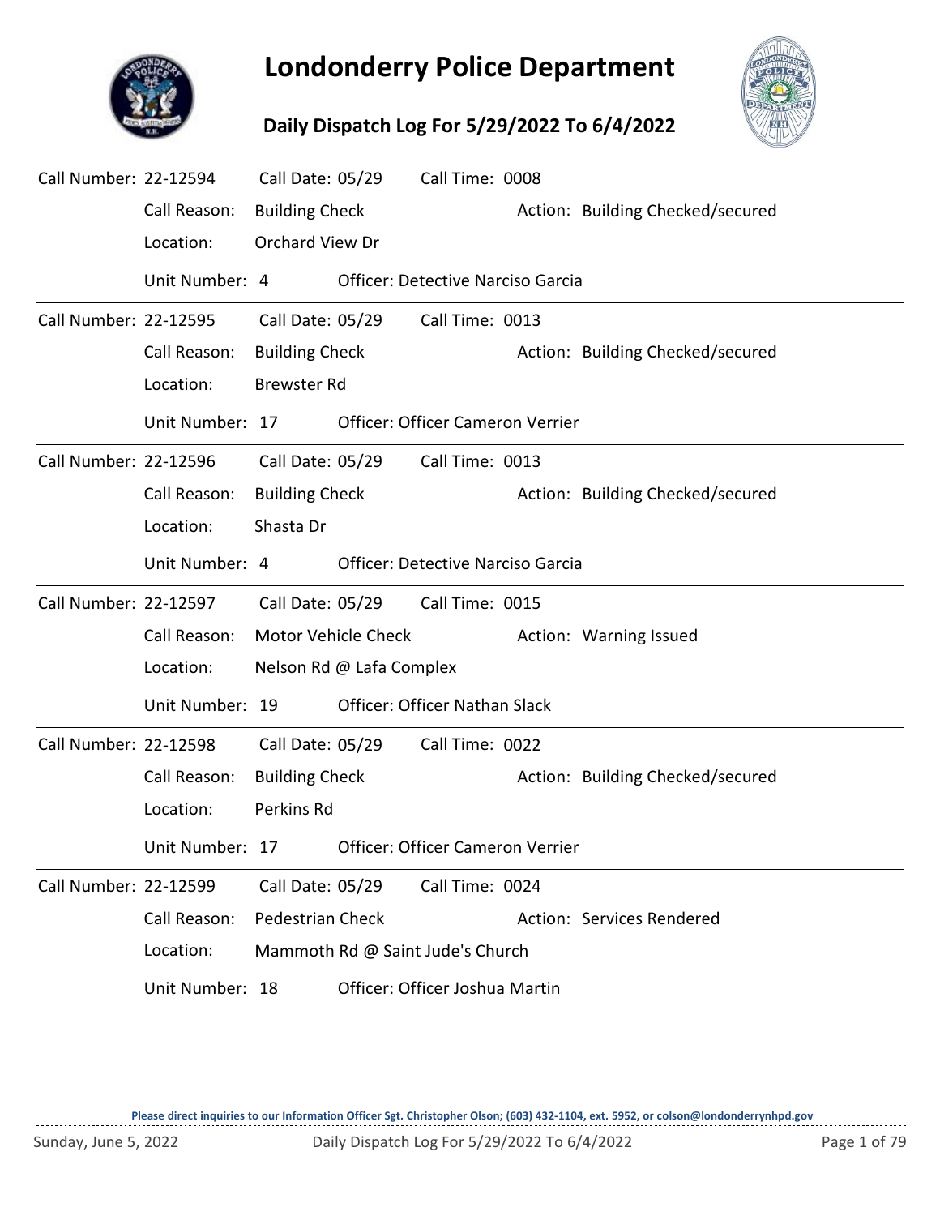# Londonderry Police Department

## Daily Dispatch Log For 5/29/2022 To 6/4/2022

Call Number: 22-12594 Call Date: 05/29 Call Time: 0008
Call Reason: Building Check Action: Building Checked/secured
Location: Orchard View Dr
Unit Number: 4 Officer: Detective Narciso Garcia

---

Call Number: 22-12595 Call Date: 05/29 Call Time: 0013
Call Reason: Building Check Action: Building Checked/secured
Location: Brewster Rd
Unit Number: 17 Officer: Officer Cameron Verrier

---

Call Number: 22-12596 Call Date: 05/29 Call Time: 0013
Call Reason: Building Check Action: Building Checked/secured
Location: Shasta Dr
Unit Number: 4 Officer: Detective Narciso Garcia

---

Call Number: 22-12597 Call Date: 05/29 Call Time: 0015
Call Reason: Motor Vehicle Check Action: Warning Issued
Location: Nelson Rd @ Lafa Complex
Unit Number: 19 Officer: Officer Nathan Slack

---

Call Number: 22-12598 Call Date: 05/29 Call Time: 0022
Call Reason: Building Check Action: Building Checked/secured
Location: Perkins Rd
Unit Number: 17 Officer: Officer Cameron Verrier

---

Call Number: 22-12599 Call Date: 05/29 Call Time: 0024
Call Reason: Pedestrian Check Action: Services Rendered
Location: Mammoth Rd @ Saint Jude's Church
Unit Number: 18 Officer: Officer Joshua Martin

Please direct inquiries to our Information Officer Sgt. Christopher Olson; (603) 432-1104, ext. 5952, or colson@londonderrynhpd.gov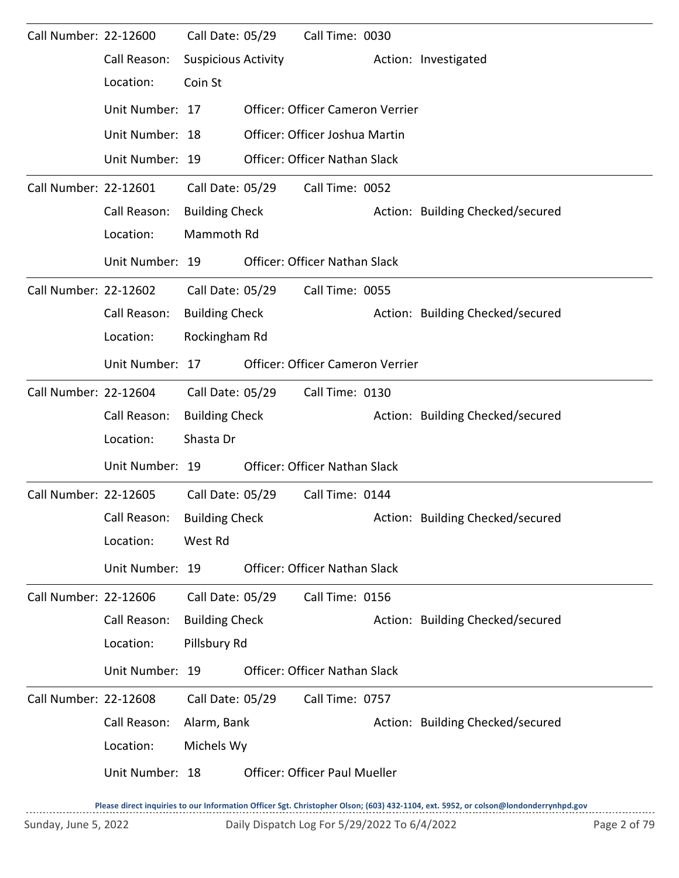| Call Number: 22-12600 | Call Date: 05/29 | Call Time: 0030 |
|---|---|---|

Call Reason: Suspicious Activity — Action: Investigated
Location: Coin St

- Unit Number: 17 — Officer: Officer Cameron Verrier
- Unit Number: 18 — Officer: Officer Joshua Martin
- Unit Number: 19 — Officer: Officer Nathan Slack

---

| Call Number: 22-12601 | Call Date: 05/29 | Call Time: 0052 |
|---|---|---|

Call Reason: Building Check — Action: Building Checked/secured
Location: Mammoth Rd

- Unit Number: 19 — Officer: Officer Nathan Slack

---

| Call Number: 22-12602 | Call Date: 05/29 | Call Time: 0055 |
|---|---|---|

Call Reason: Building Check — Action: Building Checked/secured
Location: Rockingham Rd

- Unit Number: 17 — Officer: Officer Cameron Verrier

---

| Call Number: 22-12604 | Call Date: 05/29 | Call Time: 0130 |
|---|---|---|

Call Reason: Building Check — Action: Building Checked/secured
Location: Shasta Dr

- Unit Number: 19 — Officer: Officer Nathan Slack

---

| Call Number: 22-12605 | Call Date: 05/29 | Call Time: 0144 |
|---|---|---|

Call Reason: Building Check — Action: Building Checked/secured
Location: West Rd

- Unit Number: 19 — Officer: Officer Nathan Slack

---

| Call Number: 22-12606 | Call Date: 05/29 | Call Time: 0156 |
|---|---|---|

Call Reason: Building Check — Action: Building Checked/secured
Location: Pillsbury Rd

- Unit Number: 19 — Officer: Officer Nathan Slack

---

| Call Number: 22-12608 | Call Date: 05/29 | Call Time: 0757 |
|---|---|---|

Call Reason: Alarm, Bank — Action: Building Checked/secured
Location: Michels Wy

- Unit Number: 18 — Officer: Officer Paul Mueller

**Please direct inquiries to our Information Officer Sgt. Christopher Olson; (603) 432-1104, ext. 5952, or colson@londonderrynhpd.gov**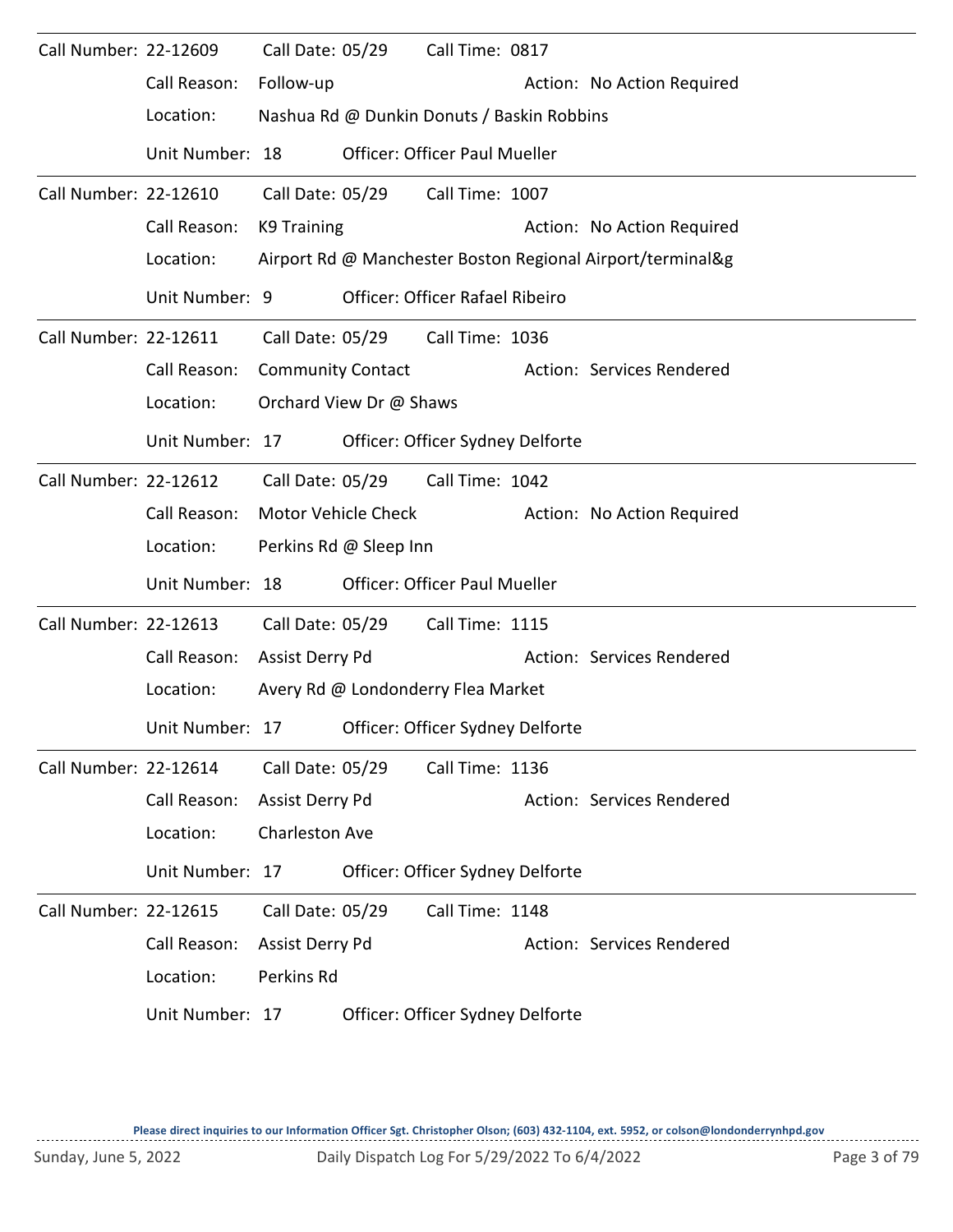Call Number: 22-12609 Call Date: 05/29 Call Time: 0817

Call Reason: Follow-up Action: No Action Required

Location: Nashua Rd @ Dunkin Donuts / Baskin Robbins

Unit Number: 18 Officer: Officer Paul Mueller

---

Call Number: 22-12610 Call Date: 05/29 Call Time: 1007

Call Reason: K9 Training Action: No Action Required

Location: Airport Rd @ Manchester Boston Regional Airport/terminal&g

Unit Number: 9 Officer: Officer Rafael Ribeiro

---

Call Number: 22-12611 Call Date: 05/29 Call Time: 1036

Call Reason: Community Contact Action: Services Rendered

Location: Orchard View Dr @ Shaws

Unit Number: 17 Officer: Officer Sydney Delforte

---

Call Number: 22-12612 Call Date: 05/29 Call Time: 1042

Call Reason: Motor Vehicle Check Action: No Action Required

Location: Perkins Rd @ Sleep Inn

Unit Number: 18 Officer: Officer Paul Mueller

---

Call Number: 22-12613 Call Date: 05/29 Call Time: 1115

Call Reason: Assist Derry Pd Action: Services Rendered

Location: Avery Rd @ Londonderry Flea Market

Unit Number: 17 Officer: Officer Sydney Delforte

---

Call Number: 22-12614 Call Date: 05/29 Call Time: 1136

Call Reason: Assist Derry Pd Action: Services Rendered

Location: Charleston Ave

Unit Number: 17 Officer: Officer Sydney Delforte

---

Call Number: 22-12615 Call Date: 05/29 Call Time: 1148

Call Reason: Assist Derry Pd Action: Services Rendered

Location: Perkins Rd

Unit Number: 17 Officer: Officer Sydney Delforte

Please direct inquiries to our Information Officer Sgt. Christopher Olson; (603) 432-1104, ext. 5952, or colson@londonderrynhpd.gov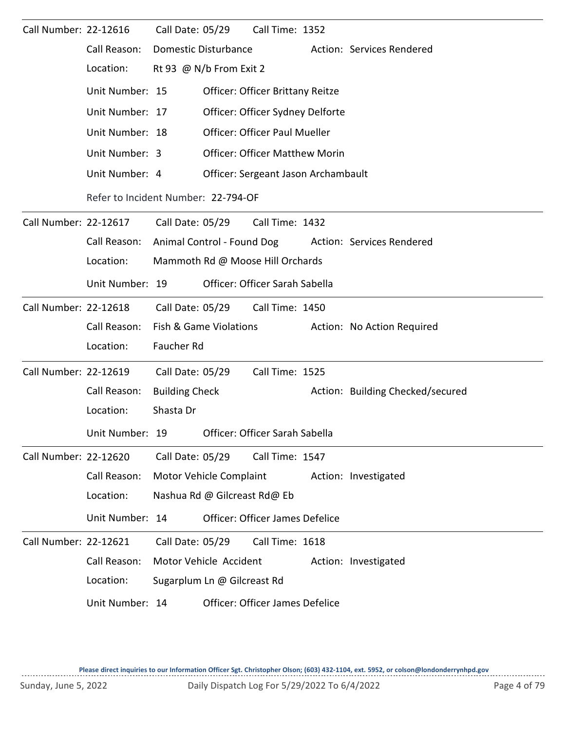**Call Number:** 22-12616 **Call Date:** 05/29 **Call Time:** 1352

Call Reason: Domestic Disturbance  Action: Services Rendered

Location: Rt 93 @ N/b From Exit 2

| Unit Number | Officer |
|---|---|
| 15 | Officer Brittany Reitze |
| 17 | Officer Sydney Delforte |
| 18 | Officer Paul Mueller |
| 3 | Officer Matthew Morin |
| 4 | Sergeant Jason Archambault |

Refer to Incident Number: 22-794-OF

---

**Call Number:** 22-12617 **Call Date:** 05/29 **Call Time:** 1432

Call Reason: Animal Control - Found Dog  Action: Services Rendered

Location: Mammoth Rd @ Moose Hill Orchards

| Unit Number | Officer |
|---|---|
| 19 | Officer Sarah Sabella |

---

**Call Number:** 22-12618 **Call Date:** 05/29 **Call Time:** 1450

Call Reason: Fish & Game Violations  Action: No Action Required

Location: Faucher Rd

---

**Call Number:** 22-12619 **Call Date:** 05/29 **Call Time:** 1525

Call Reason: Building Check  Action: Building Checked/secured

Location: Shasta Dr

| Unit Number | Officer |
|---|---|
| 19 | Officer Sarah Sabella |

---

**Call Number:** 22-12620 **Call Date:** 05/29 **Call Time:** 1547

Call Reason: Motor Vehicle Complaint  Action: Investigated

Location: Nashua Rd @ Gilcreast Rd@ Eb

| Unit Number | Officer |
|---|---|
| 14 | Officer James Defelice |

---

**Call Number:** 22-12621 **Call Date:** 05/29 **Call Time:** 1618

Call Reason: Motor Vehicle Accident  Action: Investigated

Location: Sugarplum Ln @ Gilcreast Rd

| Unit Number | Officer |
|---|---|
| 14 | Officer James Defelice |

Please direct inquiries to our Information Officer Sgt. Christopher Olson; (603) 432-1104, ext. 5952, or colson@londonderrynhpd.gov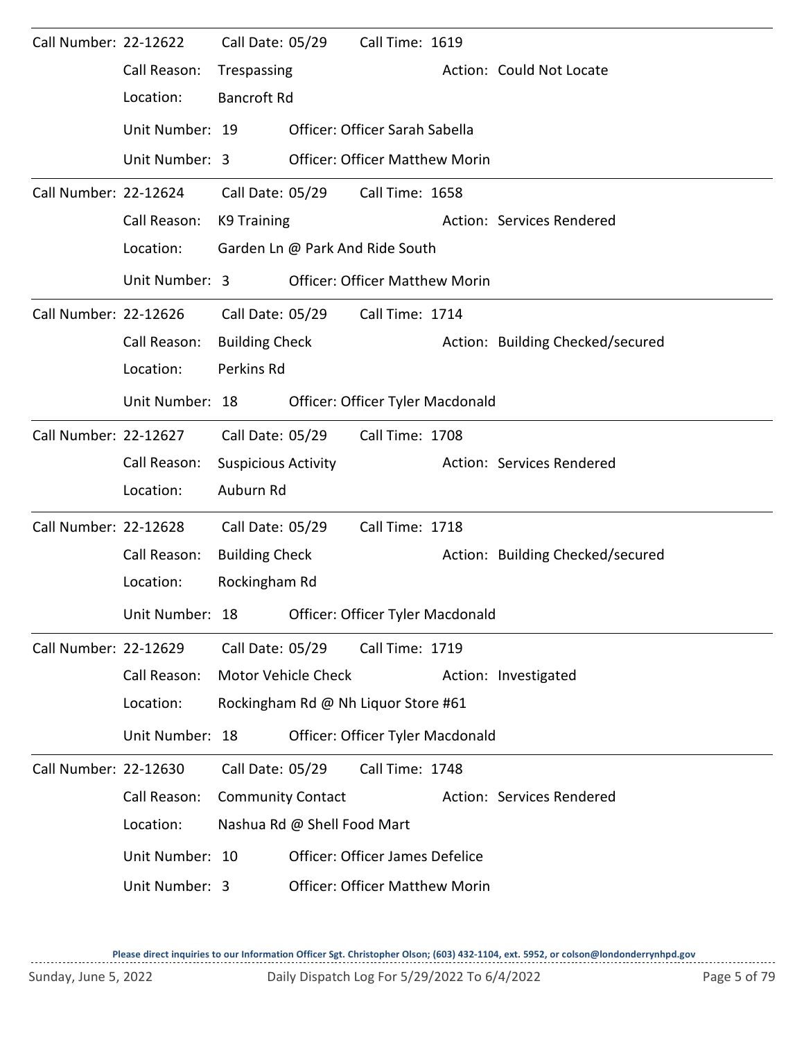**Call Number:** 22-12622 **Call Date:** 05/29 **Call Time:** 1619

- Call Reason: Trespassing — Action: Could Not Locate
- Location: Bancroft Rd
- Unit Number: 19 — Officer: Officer Sarah Sabella
- Unit Number: 3 — Officer: Officer Matthew Morin

---

**Call Number:** 22-12624 **Call Date:** 05/29 **Call Time:** 1658

- Call Reason: K9 Training — Action: Services Rendered
- Location: Garden Ln @ Park And Ride South
- Unit Number: 3 — Officer: Officer Matthew Morin

---

**Call Number:** 22-12626 **Call Date:** 05/29 **Call Time:** 1714

- Call Reason: Building Check — Action: Building Checked/secured
- Location: Perkins Rd
- Unit Number: 18 — Officer: Officer Tyler Macdonald

---

**Call Number:** 22-12627 **Call Date:** 05/29 **Call Time:** 1708

- Call Reason: Suspicious Activity — Action: Services Rendered
- Location: Auburn Rd

---

**Call Number:** 22-12628 **Call Date:** 05/29 **Call Time:** 1718

- Call Reason: Building Check — Action: Building Checked/secured
- Location: Rockingham Rd
- Unit Number: 18 — Officer: Officer Tyler Macdonald

---

**Call Number:** 22-12629 **Call Date:** 05/29 **Call Time:** 1719

- Call Reason: Motor Vehicle Check — Action: Investigated
- Location: Rockingham Rd @ Nh Liquor Store #61
- Unit Number: 18 — Officer: Officer Tyler Macdonald

---

**Call Number:** 22-12630 **Call Date:** 05/29 **Call Time:** 1748

- Call Reason: Community Contact — Action: Services Rendered
- Location: Nashua Rd @ Shell Food Mart
- Unit Number: 10 — Officer: Officer James Defelice
- Unit Number: 3 — Officer: Officer Matthew Morin

---

**Please direct inquiries to our Information Officer Sgt. Christopher Olson; (603) 432-1104, ext. 5952, or colson@londonderrynhpd.gov**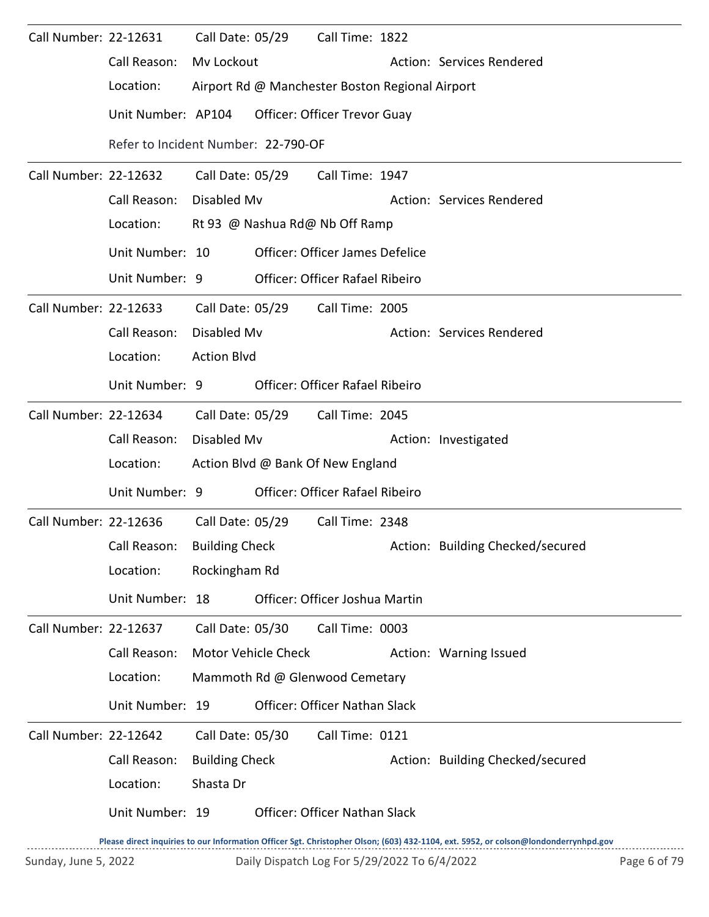Call Number: 22-12631 Call Date: 05/29 Call Time: 1822

Call Reason: Mv Lockout Action: Services Rendered

Location: Airport Rd @ Manchester Boston Regional Airport

Unit Number: AP104 Officer: Officer Trevor Guay

Refer to Incident Number: 22-790-OF

---

Call Number: 22-12632 Call Date: 05/29 Call Time: 1947

Call Reason: Disabled Mv Action: Services Rendered

Location: Rt 93 @ Nashua Rd@ Nb Off Ramp

Unit Number: 10 Officer: Officer James Defelice

Unit Number: 9 Officer: Officer Rafael Ribeiro

---

Call Number: 22-12633 Call Date: 05/29 Call Time: 2005

Call Reason: Disabled Mv Action: Services Rendered

Location: Action Blvd

Unit Number: 9 Officer: Officer Rafael Ribeiro

---

Call Number: 22-12634 Call Date: 05/29 Call Time: 2045

Call Reason: Disabled Mv Action: Investigated

Location: Action Blvd @ Bank Of New England

Unit Number: 9 Officer: Officer Rafael Ribeiro

---

Call Number: 22-12636 Call Date: 05/29 Call Time: 2348

Call Reason: Building Check Action: Building Checked/secured

Location: Rockingham Rd

Unit Number: 18 Officer: Officer Joshua Martin

---

Call Number: 22-12637 Call Date: 05/30 Call Time: 0003

Call Reason: Motor Vehicle Check Action: Warning Issued

Location: Mammoth Rd @ Glenwood Cemetary

Unit Number: 19 Officer: Officer Nathan Slack

---

Call Number: 22-12642 Call Date: 05/30 Call Time: 0121

Call Reason: Building Check Action: Building Checked/secured

Location: Shasta Dr

Unit Number: 19 Officer: Officer Nathan Slack

**Please direct inquiries to our Information Officer Sgt. Christopher Olson; (603) 432-1104, ext. 5952, or colson@londonderrynhpd.gov**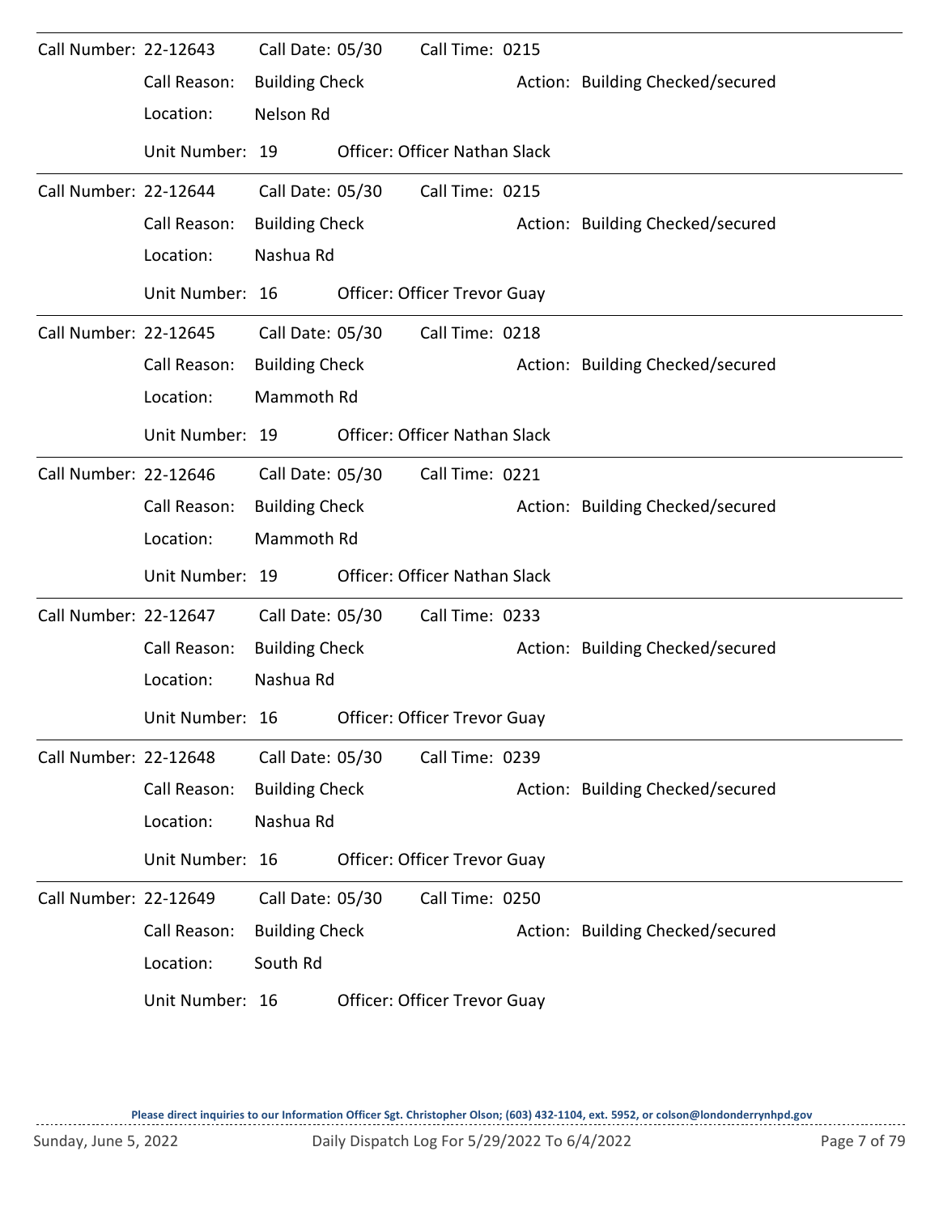Call Number: 22-12643 Call Date: 05/30 Call Time: 0215

Call Reason: Building Check Action: Building Checked/secured

Location: Nelson Rd

Unit Number: 19 Officer: Officer Nathan Slack

---

Call Number: 22-12644 Call Date: 05/30 Call Time: 0215

Call Reason: Building Check Action: Building Checked/secured

Location: Nashua Rd

Unit Number: 16 Officer: Officer Trevor Guay

---

Call Number: 22-12645 Call Date: 05/30 Call Time: 0218

Call Reason: Building Check Action: Building Checked/secured

Location: Mammoth Rd

Unit Number: 19 Officer: Officer Nathan Slack

---

Call Number: 22-12646 Call Date: 05/30 Call Time: 0221

Call Reason: Building Check Action: Building Checked/secured

Location: Mammoth Rd

Unit Number: 19 Officer: Officer Nathan Slack

---

Call Number: 22-12647 Call Date: 05/30 Call Time: 0233

Call Reason: Building Check Action: Building Checked/secured

Location: Nashua Rd

Unit Number: 16 Officer: Officer Trevor Guay

---

Call Number: 22-12648 Call Date: 05/30 Call Time: 0239

Call Reason: Building Check Action: Building Checked/secured

Location: Nashua Rd

Unit Number: 16 Officer: Officer Trevor Guay

---

Call Number: 22-12649 Call Date: 05/30 Call Time: 0250

Call Reason: Building Check Action: Building Checked/secured

Location: South Rd

Unit Number: 16 Officer: Officer Trevor Guay

---

**Please direct inquiries to our Information Officer Sgt. Christopher Olson; (603) 432-1104, ext. 5952, or colson@londonderrynhpd.gov**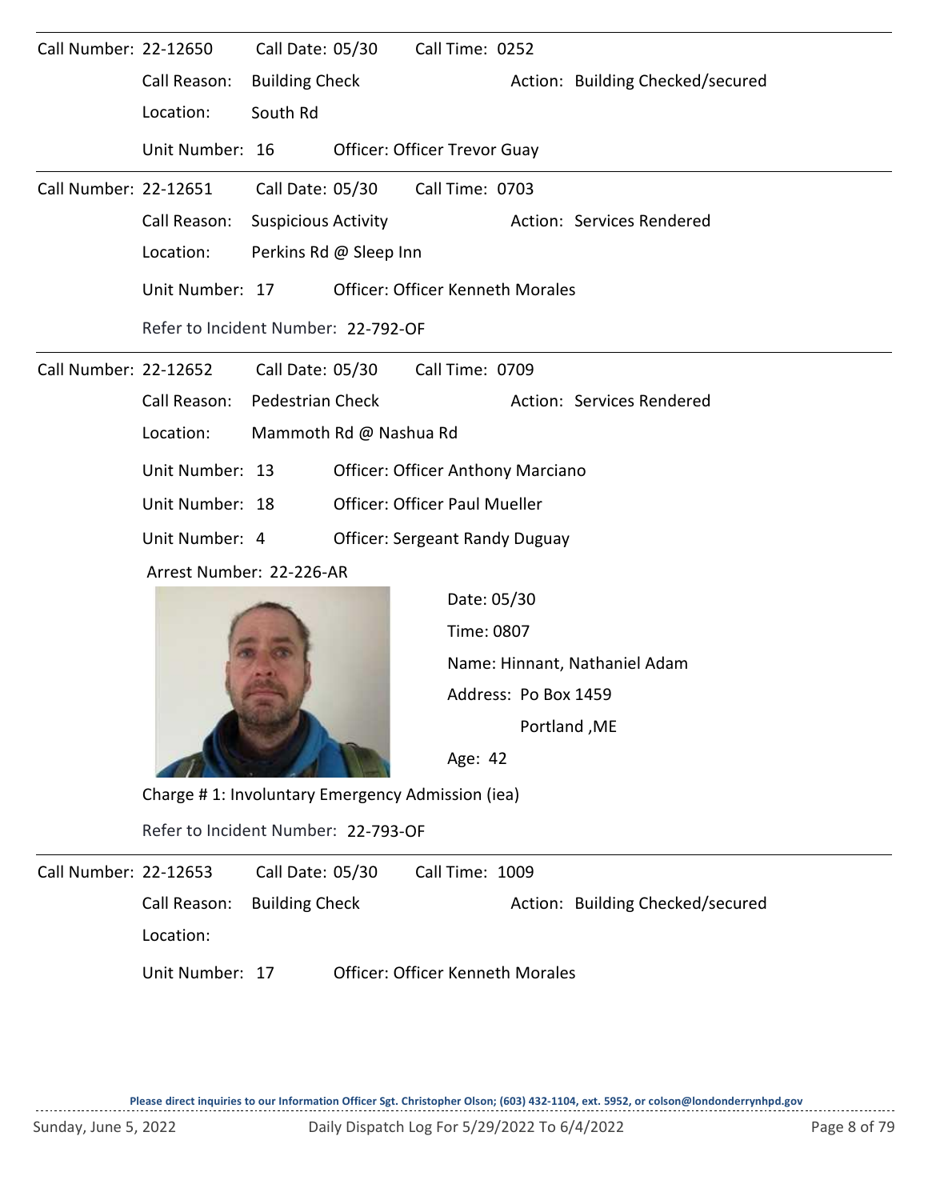Call Number: 22-12650 Call Date: 05/30 Call Time: 0252

Call Reason: Building Check Action: Building Checked/secured

Location: South Rd

Unit Number: 16 Officer: Officer Trevor Guay

---

Call Number: 22-12651 Call Date: 05/30 Call Time: 0703

Call Reason: Suspicious Activity Action: Services Rendered

Location: Perkins Rd @ Sleep Inn

Unit Number: 17 Officer: Officer Kenneth Morales

Refer to Incident Number: 22-792-OF

---

Call Number: 22-12652 Call Date: 05/30 Call Time: 0709

Call Reason: Pedestrian Check Action: Services Rendered

Location: Mammoth Rd @ Nashua Rd

Unit Number: 13 Officer: Officer Anthony Marciano

Unit Number: 18 Officer: Officer Paul Mueller

Unit Number: 4 Officer: Sergeant Randy Duguay

Arrest Number: 22-226-AR

Date: 05/30

Time: 0807

Name: Hinnant, Nathaniel Adam

Address: Po Box 1459

Portland ,ME

Age: 42

Charge # 1: Involuntary Emergency Admission (iea)

Refer to Incident Number: 22-793-OF

---

Call Number: 22-12653 Call Date: 05/30 Call Time: 1009

Call Reason: Building Check Action: Building Checked/secured

Location:

Unit Number: 17 Officer: Officer Kenneth Morales

Please direct inquiries to our Information Officer Sgt. Christopher Olson; (603) 432-1104, ext. 5952, or colson@londonderrynhpd.gov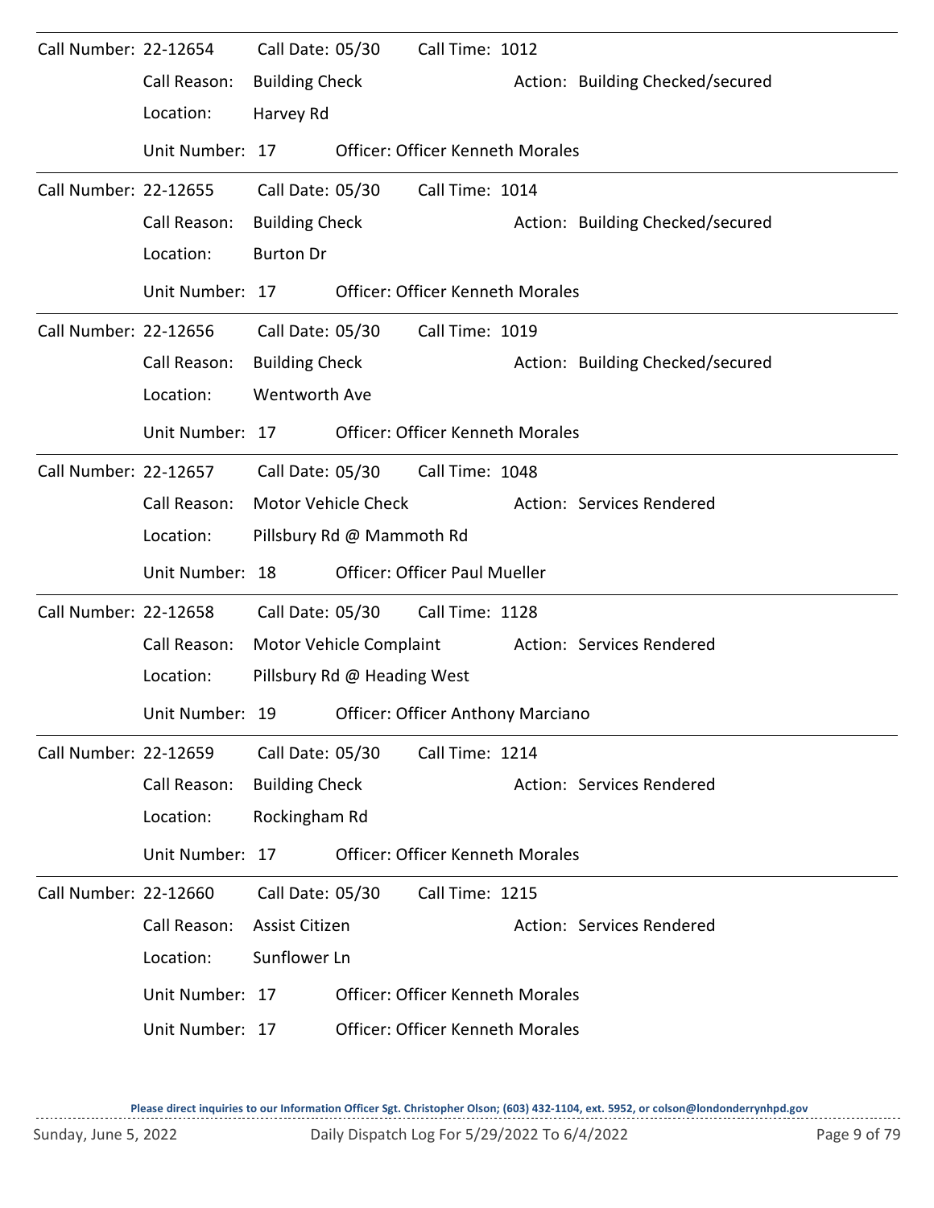Call Number: 22-12654 Call Date: 05/30 Call Time: 1012

Call Reason: Building Check Action: Building Checked/secured

Location: Harvey Rd

Unit Number: 17 Officer: Officer Kenneth Morales

---

Call Number: 22-12655 Call Date: 05/30 Call Time: 1014

Call Reason: Building Check Action: Building Checked/secured

Location: Burton Dr

Unit Number: 17 Officer: Officer Kenneth Morales

---

Call Number: 22-12656 Call Date: 05/30 Call Time: 1019

Call Reason: Building Check Action: Building Checked/secured

Location: Wentworth Ave

Unit Number: 17 Officer: Officer Kenneth Morales

---

Call Number: 22-12657 Call Date: 05/30 Call Time: 1048

Call Reason: Motor Vehicle Check Action: Services Rendered

Location: Pillsbury Rd @ Mammoth Rd

Unit Number: 18 Officer: Officer Paul Mueller

---

Call Number: 22-12658 Call Date: 05/30 Call Time: 1128

Call Reason: Motor Vehicle Complaint Action: Services Rendered

Location: Pillsbury Rd @ Heading West

Unit Number: 19 Officer: Officer Anthony Marciano

---

Call Number: 22-12659 Call Date: 05/30 Call Time: 1214

Call Reason: Building Check Action: Services Rendered

Location: Rockingham Rd

Unit Number: 17 Officer: Officer Kenneth Morales

---

Call Number: 22-12660 Call Date: 05/30 Call Time: 1215

Call Reason: Assist Citizen Action: Services Rendered

Location: Sunflower Ln

Unit Number: 17 Officer: Officer Kenneth Morales

Unit Number: 17 Officer: Officer Kenneth Morales

Please direct inquiries to our Information Officer Sgt. Christopher Olson; (603) 432-1104, ext. 5952, or colson@londonderrynhpd.gov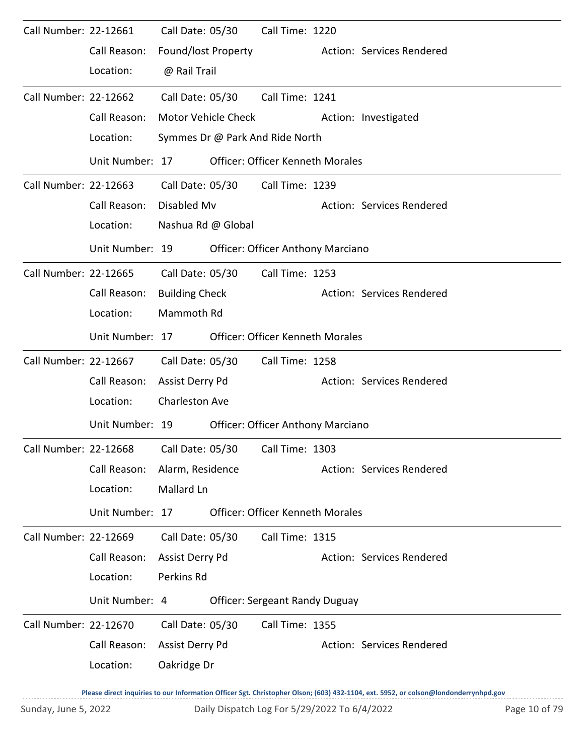Call Number: 22-12661 Call Date: 05/30 Call Time: 1220

Call Reason: Found/lost Property Action: Services Rendered

Location: @ Rail Trail

---

Call Number: 22-12662 Call Date: 05/30 Call Time: 1241

Call Reason: Motor Vehicle Check Action: Investigated

Location: Symmes Dr @ Park And Ride North

Unit Number: 17 Officer: Officer Kenneth Morales

---

Call Number: 22-12663 Call Date: 05/30 Call Time: 1239

Call Reason: Disabled Mv Action: Services Rendered

Location: Nashua Rd @ Global

Unit Number: 19 Officer: Officer Anthony Marciano

---

Call Number: 22-12665 Call Date: 05/30 Call Time: 1253

Call Reason: Building Check Action: Services Rendered

Location: Mammoth Rd

Unit Number: 17 Officer: Officer Kenneth Morales

---

Call Number: 22-12667 Call Date: 05/30 Call Time: 1258

Call Reason: Assist Derry Pd Action: Services Rendered

Location: Charleston Ave

Unit Number: 19 Officer: Officer Anthony Marciano

---

Call Number: 22-12668 Call Date: 05/30 Call Time: 1303

Call Reason: Alarm, Residence Action: Services Rendered

Location: Mallard Ln

Unit Number: 17 Officer: Officer Kenneth Morales

---

Call Number: 22-12669 Call Date: 05/30 Call Time: 1315

Call Reason: Assist Derry Pd Action: Services Rendered

Location: Perkins Rd

Unit Number: 4 Officer: Sergeant Randy Duguay

---

Call Number: 22-12670 Call Date: 05/30 Call Time: 1355

Call Reason: Assist Derry Pd Action: Services Rendered

Location: Oakridge Dr

**Please direct inquiries to our Information Officer Sgt. Christopher Olson; (603) 432-1104, ext. 5952, or colson@londonderrynhpd.gov**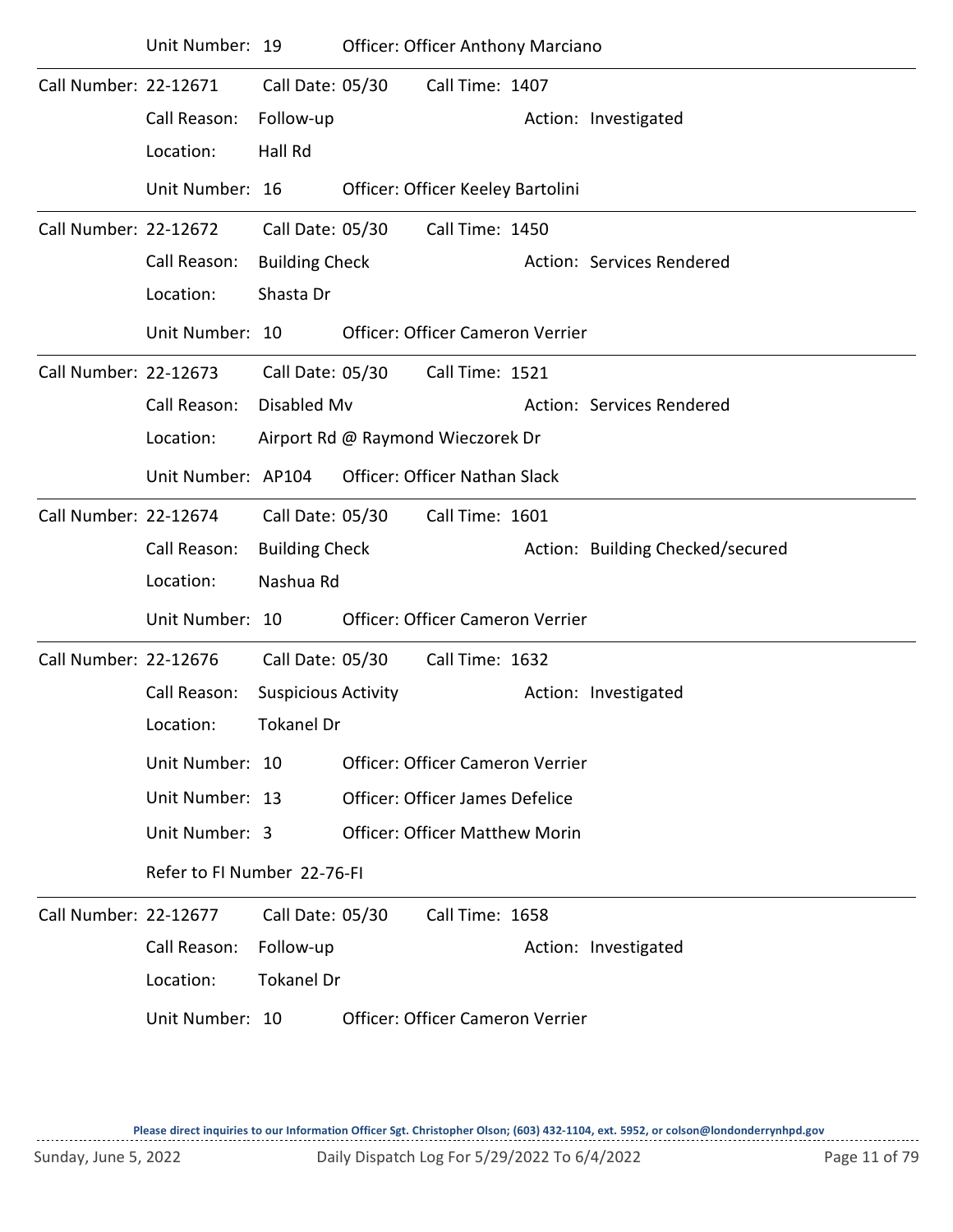Unit Number: 19 Officer: Officer Anthony Marciano

---

Call Number: 22-12671 Call Date: 05/30 Call Time: 1407

Call Reason: Follow-up Action: Investigated

Location: Hall Rd

Unit Number: 16 Officer: Officer Keeley Bartolini

---

Call Number: 22-12672 Call Date: 05/30 Call Time: 1450

Call Reason: Building Check Action: Services Rendered

Location: Shasta Dr

Unit Number: 10 Officer: Officer Cameron Verrier

---

Call Number: 22-12673 Call Date: 05/30 Call Time: 1521

Call Reason: Disabled Mv Action: Services Rendered

Location: Airport Rd @ Raymond Wieczorek Dr

Unit Number: AP104 Officer: Officer Nathan Slack

---

Call Number: 22-12674 Call Date: 05/30 Call Time: 1601

Call Reason: Building Check Action: Building Checked/secured

Location: Nashua Rd

Unit Number: 10 Officer: Officer Cameron Verrier

---

Call Number: 22-12676 Call Date: 05/30 Call Time: 1632

Call Reason: Suspicious Activity Action: Investigated

Location: Tokanel Dr

Unit Number: 10 Officer: Officer Cameron Verrier

Unit Number: 13 Officer: Officer James Defelice

Unit Number: 3 Officer: Officer Matthew Morin

Refer to FI Number 22-76-FI

---

Call Number: 22-12677 Call Date: 05/30 Call Time: 1658

Call Reason: Follow-up Action: Investigated

Location: Tokanel Dr

Unit Number: 10 Officer: Officer Cameron Verrier

Please direct inquiries to our Information Officer Sgt. Christopher Olson; (603) 432-1104, ext. 5952, or colson@londonderrynhpd.gov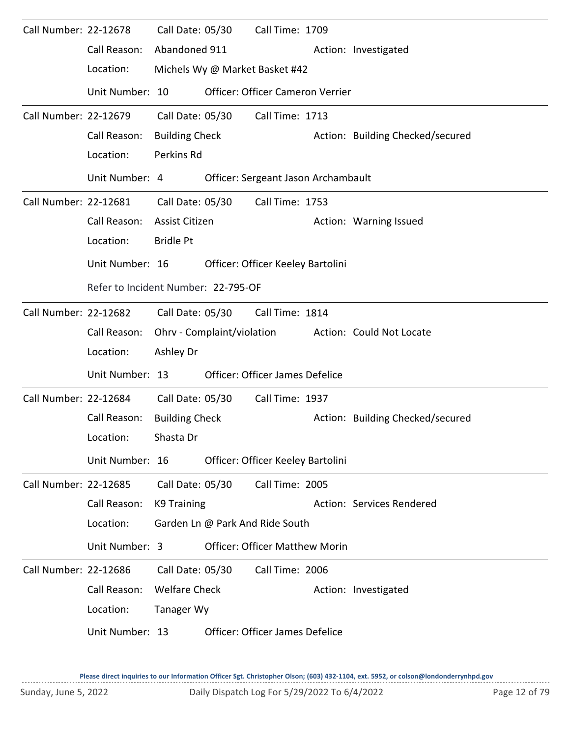Call Number: 22-12678    Call Date: 05/30    Call Time: 1709

Call Reason: Abandoned 911    Action: Investigated

Location: Michels Wy @ Market Basket #42

Unit Number: 10    Officer: Officer Cameron Verrier

---

Call Number: 22-12679    Call Date: 05/30    Call Time: 1713

Call Reason: Building Check    Action: Building Checked/secured

Location: Perkins Rd

Unit Number: 4    Officer: Sergeant Jason Archambault

---

Call Number: 22-12681    Call Date: 05/30    Call Time: 1753

Call Reason: Assist Citizen    Action: Warning Issued

Location: Bridle Pt

Unit Number: 16    Officer: Officer Keeley Bartolini

Refer to Incident Number: 22-795-OF

---

Call Number: 22-12682    Call Date: 05/30    Call Time: 1814

Call Reason: Ohrv - Complaint/violation    Action: Could Not Locate

Location: Ashley Dr

Unit Number: 13    Officer: Officer James Defelice

---

Call Number: 22-12684    Call Date: 05/30    Call Time: 1937

Call Reason: Building Check    Action: Building Checked/secured

Location: Shasta Dr

Unit Number: 16    Officer: Officer Keeley Bartolini

---

Call Number: 22-12685    Call Date: 05/30    Call Time: 2005

Call Reason: K9 Training    Action: Services Rendered

Location: Garden Ln @ Park And Ride South

Unit Number: 3    Officer: Officer Matthew Morin

---

Call Number: 22-12686    Call Date: 05/30    Call Time: 2006

Call Reason: Welfare Check    Action: Investigated

Location: Tanager Wy

Unit Number: 13    Officer: Officer James Defelice

**Please direct inquiries to our Information Officer Sgt. Christopher Olson; (603) 432-1104, ext. 5952, or colson@londonderrynhpd.gov**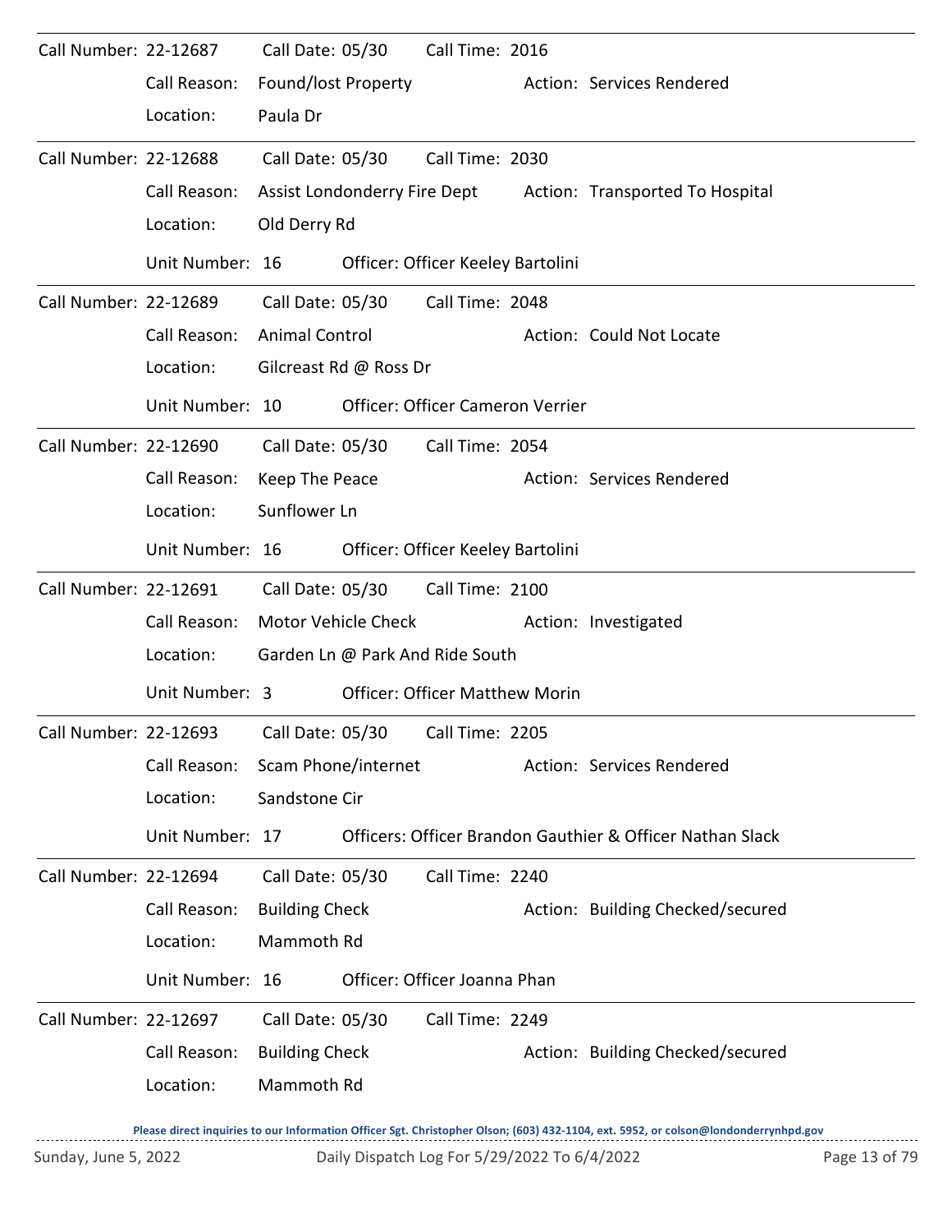**Call Number:** 22-12687 **Call Date:** 05/30 **Call Time:** 2016
**Call Reason:** Found/lost Property **Action:** Services Rendered
**Location:** Paula Dr

---

**Call Number:** 22-12688 **Call Date:** 05/30 **Call Time:** 2030
**Call Reason:** Assist Londonderry Fire Dept **Action:** Transported To Hospital
**Location:** Old Derry Rd
**Unit Number:** 16 **Officer:** Officer Keeley Bartolini

---

**Call Number:** 22-12689 **Call Date:** 05/30 **Call Time:** 2048
**Call Reason:** Animal Control **Action:** Could Not Locate
**Location:** Gilcreast Rd @ Ross Dr
**Unit Number:** 10 **Officer:** Officer Cameron Verrier

---

**Call Number:** 22-12690 **Call Date:** 05/30 **Call Time:** 2054
**Call Reason:** Keep The Peace **Action:** Services Rendered
**Location:** Sunflower Ln
**Unit Number:** 16 **Officer:** Officer Keeley Bartolini

---

**Call Number:** 22-12691 **Call Date:** 05/30 **Call Time:** 2100
**Call Reason:** Motor Vehicle Check **Action:** Investigated
**Location:** Garden Ln @ Park And Ride South
**Unit Number:** 3 **Officer:** Officer Matthew Morin

---

**Call Number:** 22-12693 **Call Date:** 05/30 **Call Time:** 2205
**Call Reason:** Scam Phone/internet **Action:** Services Rendered
**Location:** Sandstone Cir
**Unit Number:** 17 **Officers:** Officer Brandon Gauthier & Officer Nathan Slack

---

**Call Number:** 22-12694 **Call Date:** 05/30 **Call Time:** 2240
**Call Reason:** Building Check **Action:** Building Checked/secured
**Location:** Mammoth Rd
**Unit Number:** 16 **Officer:** Officer Joanna Phan

---

**Call Number:** 22-12697 **Call Date:** 05/30 **Call Time:** 2249
**Call Reason:** Building Check **Action:** Building Checked/secured
**Location:** Mammoth Rd

**Please direct inquiries to our Information Officer Sgt. Christopher Olson; (603) 432-1104, ext. 5952, or colson@londonderrynhpd.gov**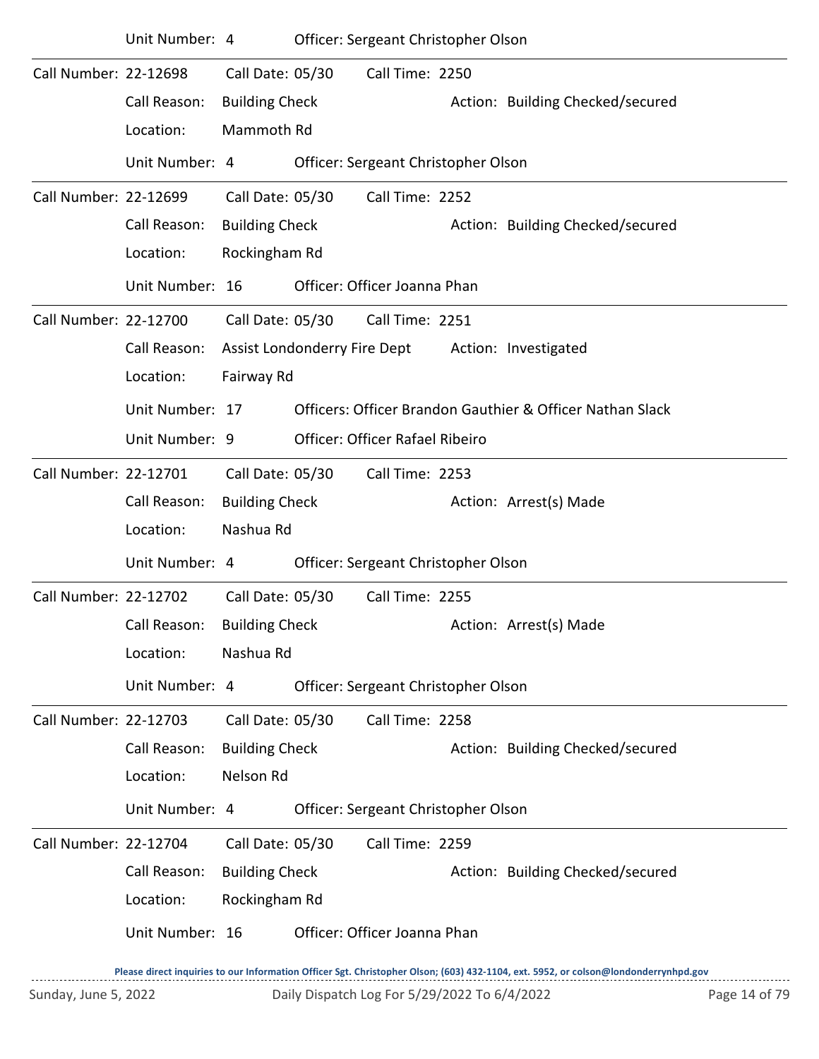Unit Number: 4 Officer: Sergeant Christopher Olson

---

Call Number: 22-12698 Call Date: 05/30 Call Time: 2250

Call Reason: Building Check Action: Building Checked/secured

Location: Mammoth Rd

Unit Number: 4 Officer: Sergeant Christopher Olson

---

Call Number: 22-12699 Call Date: 05/30 Call Time: 2252

Call Reason: Building Check Action: Building Checked/secured

Location: Rockingham Rd

Unit Number: 16 Officer: Officer Joanna Phan

---

Call Number: 22-12700 Call Date: 05/30 Call Time: 2251

Call Reason: Assist Londonderry Fire Dept Action: Investigated

Location: Fairway Rd

Unit Number: 17 Officers: Officer Brandon Gauthier & Officer Nathan Slack

Unit Number: 9 Officer: Officer Rafael Ribeiro

---

Call Number: 22-12701 Call Date: 05/30 Call Time: 2253

Call Reason: Building Check Action: Arrest(s) Made

Location: Nashua Rd

Unit Number: 4 Officer: Sergeant Christopher Olson

---

Call Number: 22-12702 Call Date: 05/30 Call Time: 2255

Call Reason: Building Check Action: Arrest(s) Made

Location: Nashua Rd

Unit Number: 4 Officer: Sergeant Christopher Olson

---

Call Number: 22-12703 Call Date: 05/30 Call Time: 2258

Call Reason: Building Check Action: Building Checked/secured

Location: Nelson Rd

Unit Number: 4 Officer: Sergeant Christopher Olson

---

Call Number: 22-12704 Call Date: 05/30 Call Time: 2259

Call Reason: Building Check Action: Building Checked/secured

Location: Rockingham Rd

Unit Number: 16 Officer: Officer Joanna Phan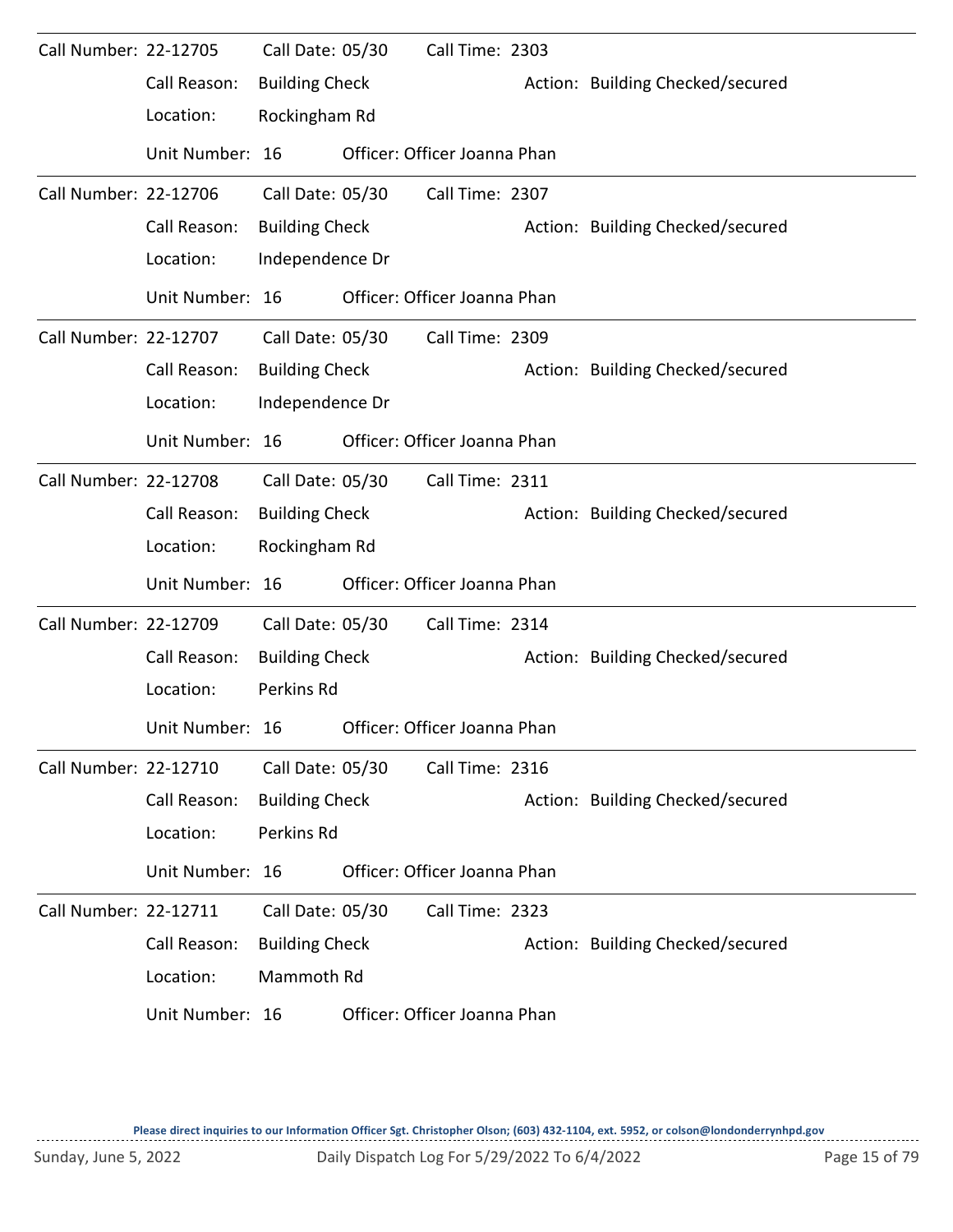Call Number: 22-12705 Call Date: 05/30 Call Time: 2303
Call Reason: Building Check Action: Building Checked/secured
Location: Rockingham Rd
Unit Number: 16 Officer: Officer Joanna Phan

---

Call Number: 22-12706 Call Date: 05/30 Call Time: 2307
Call Reason: Building Check Action: Building Checked/secured
Location: Independence Dr
Unit Number: 16 Officer: Officer Joanna Phan

---

Call Number: 22-12707 Call Date: 05/30 Call Time: 2309
Call Reason: Building Check Action: Building Checked/secured
Location: Independence Dr
Unit Number: 16 Officer: Officer Joanna Phan

---

Call Number: 22-12708 Call Date: 05/30 Call Time: 2311
Call Reason: Building Check Action: Building Checked/secured
Location: Rockingham Rd
Unit Number: 16 Officer: Officer Joanna Phan

---

Call Number: 22-12709 Call Date: 05/30 Call Time: 2314
Call Reason: Building Check Action: Building Checked/secured
Location: Perkins Rd
Unit Number: 16 Officer: Officer Joanna Phan

---

Call Number: 22-12710 Call Date: 05/30 Call Time: 2316
Call Reason: Building Check Action: Building Checked/secured
Location: Perkins Rd
Unit Number: 16 Officer: Officer Joanna Phan

---

Call Number: 22-12711 Call Date: 05/30 Call Time: 2323
Call Reason: Building Check Action: Building Checked/secured
Location: Mammoth Rd
Unit Number: 16 Officer: Officer Joanna Phan

**Please direct inquiries to our Information Officer Sgt. Christopher Olson; (603) 432-1104, ext. 5952, or colson@londonderrynhpd.gov**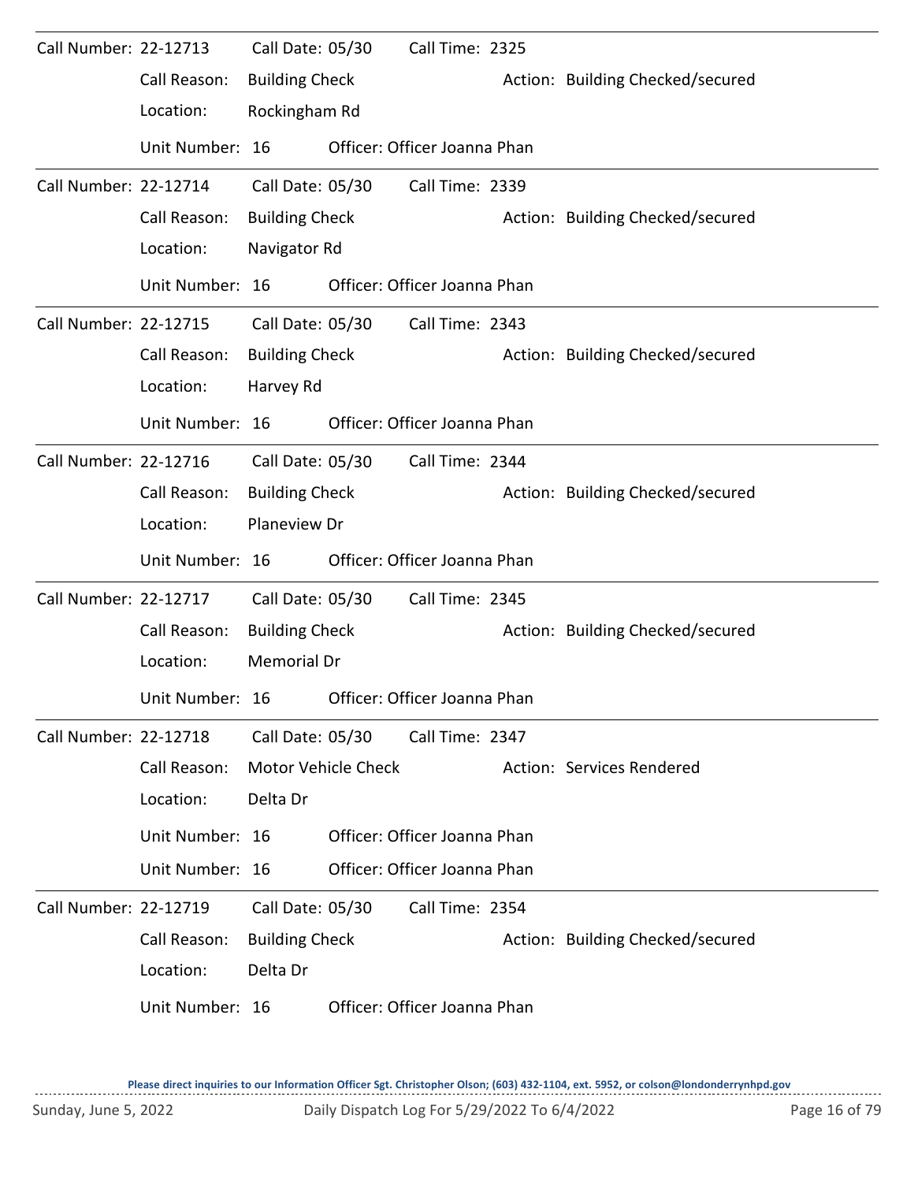Call Number: 22-12713 Call Date: 05/30 Call Time: 2325
Call Reason: Building Check Action: Building Checked/secured
Location: Rockingham Rd
Unit Number: 16 Officer: Officer Joanna Phan

---

Call Number: 22-12714 Call Date: 05/30 Call Time: 2339
Call Reason: Building Check Action: Building Checked/secured
Location: Navigator Rd
Unit Number: 16 Officer: Officer Joanna Phan

---

Call Number: 22-12715 Call Date: 05/30 Call Time: 2343
Call Reason: Building Check Action: Building Checked/secured
Location: Harvey Rd
Unit Number: 16 Officer: Officer Joanna Phan

---

Call Number: 22-12716 Call Date: 05/30 Call Time: 2344
Call Reason: Building Check Action: Building Checked/secured
Location: Planeview Dr
Unit Number: 16 Officer: Officer Joanna Phan

---

Call Number: 22-12717 Call Date: 05/30 Call Time: 2345
Call Reason: Building Check Action: Building Checked/secured
Location: Memorial Dr
Unit Number: 16 Officer: Officer Joanna Phan

---

Call Number: 22-12718 Call Date: 05/30 Call Time: 2347
Call Reason: Motor Vehicle Check Action: Services Rendered
Location: Delta Dr
Unit Number: 16 Officer: Officer Joanna Phan
Unit Number: 16 Officer: Officer Joanna Phan

---

Call Number: 22-12719 Call Date: 05/30 Call Time: 2354
Call Reason: Building Check Action: Building Checked/secured
Location: Delta Dr
Unit Number: 16 Officer: Officer Joanna Phan

**Please direct inquiries to our Information Officer Sgt. Christopher Olson; (603) 432-1104, ext. 5952, or colson@londonderrynhpd.gov**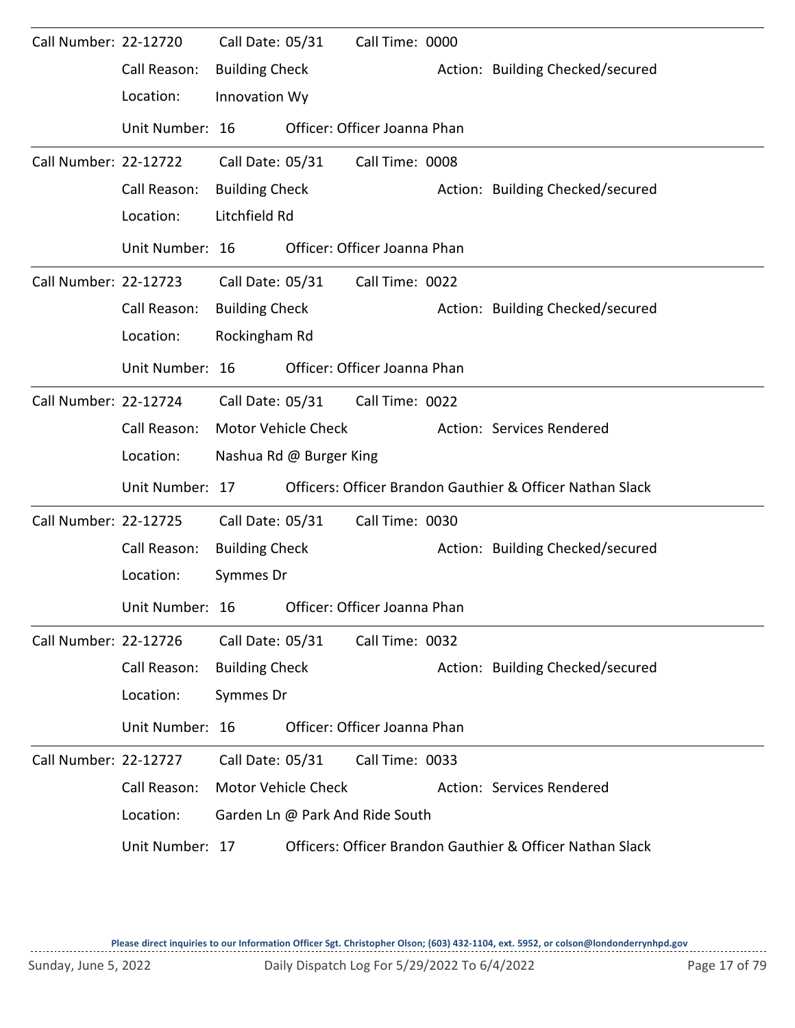Call Number: 22-12720 Call Date: 05/31 Call Time: 0000

Call Reason: Building Check Action: Building Checked/secured

Location: Innovation Wy

Unit Number: 16 Officer: Officer Joanna Phan

---

Call Number: 22-12722 Call Date: 05/31 Call Time: 0008

Call Reason: Building Check Action: Building Checked/secured

Location: Litchfield Rd

Unit Number: 16 Officer: Officer Joanna Phan

---

Call Number: 22-12723 Call Date: 05/31 Call Time: 0022

Call Reason: Building Check Action: Building Checked/secured

Location: Rockingham Rd

Unit Number: 16 Officer: Officer Joanna Phan

---

Call Number: 22-12724 Call Date: 05/31 Call Time: 0022

Call Reason: Motor Vehicle Check Action: Services Rendered

Location: Nashua Rd @ Burger King

Unit Number: 17 Officers: Officer Brandon Gauthier & Officer Nathan Slack

---

Call Number: 22-12725 Call Date: 05/31 Call Time: 0030

Call Reason: Building Check Action: Building Checked/secured

Location: Symmes Dr

Unit Number: 16 Officer: Officer Joanna Phan

---

Call Number: 22-12726 Call Date: 05/31 Call Time: 0032

Call Reason: Building Check Action: Building Checked/secured

Location: Symmes Dr

Unit Number: 16 Officer: Officer Joanna Phan

---

Call Number: 22-12727 Call Date: 05/31 Call Time: 0033

Call Reason: Motor Vehicle Check Action: Services Rendered

Location: Garden Ln @ Park And Ride South

Unit Number: 17 Officers: Officer Brandon Gauthier & Officer Nathan Slack

Please direct inquiries to our Information Officer Sgt. Christopher Olson; (603) 432-1104, ext. 5952, or colson@londonderrynhpd.gov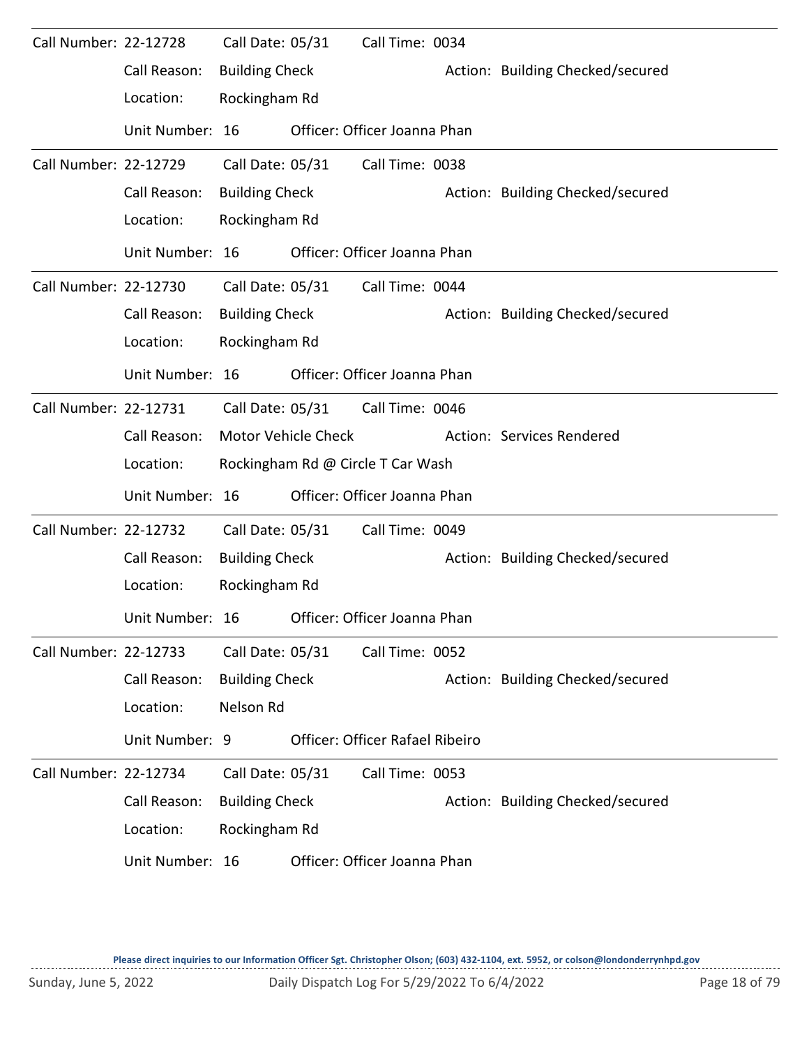| Call Number | Call Date | Call Time | Call Reason | Action | Location | Unit Number | Officer |
|---|---|---|---|---|---|---|---|
| 22-12728 | 05/31 | 0034 | Building Check | Building Checked/secured | Rockingham Rd | 16 | Officer Joanna Phan |
| 22-12729 | 05/31 | 0038 | Building Check | Building Checked/secured | Rockingham Rd | 16 | Officer Joanna Phan |
| 22-12730 | 05/31 | 0044 | Building Check | Building Checked/secured | Rockingham Rd | 16 | Officer Joanna Phan |
| 22-12731 | 05/31 | 0046 | Motor Vehicle Check | Services Rendered | Rockingham Rd @ Circle T Car Wash | 16 | Officer Joanna Phan |
| 22-12732 | 05/31 | 0049 | Building Check | Building Checked/secured | Rockingham Rd | 16 | Officer Joanna Phan |
| 22-12733 | 05/31 | 0052 | Building Check | Building Checked/secured | Nelson Rd | 9 | Officer Rafael Ribeiro |
| 22-12734 | 05/31 | 0053 | Building Check | Building Checked/secured | Rockingham Rd | 16 | Officer Joanna Phan |

Please direct inquiries to our Information Officer Sgt. Christopher Olson; (603) 432-1104, ext. 5952, or colson@londonderrynhpd.gov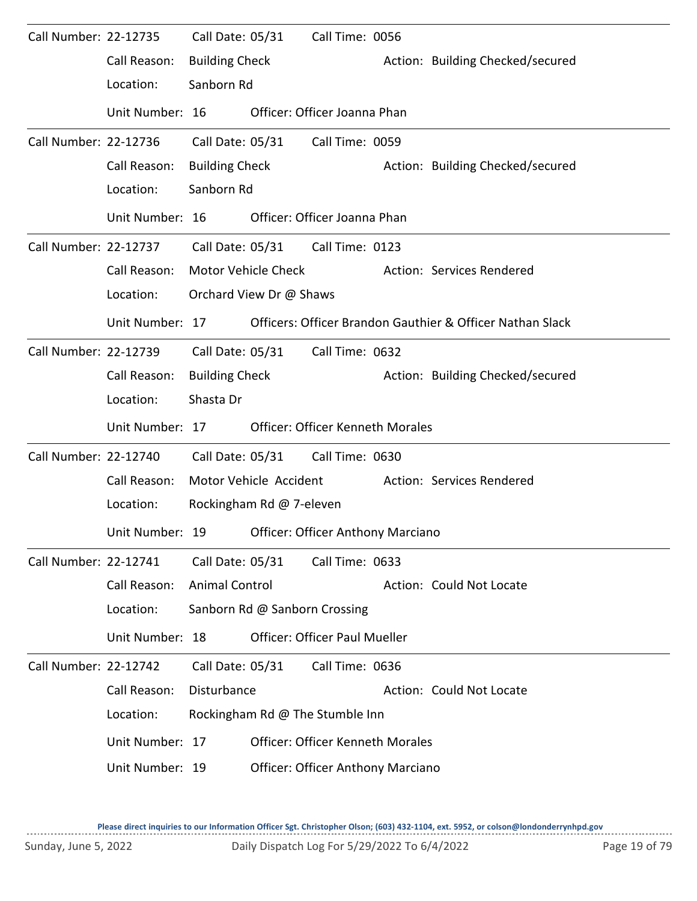Call Number: 22-12735 Call Date: 05/31 Call Time: 0056

Call Reason: Building Check Action: Building Checked/secured

Location: Sanborn Rd

Unit Number: 16 Officer: Officer Joanna Phan

---

Call Number: 22-12736 Call Date: 05/31 Call Time: 0059

Call Reason: Building Check Action: Building Checked/secured

Location: Sanborn Rd

Unit Number: 16 Officer: Officer Joanna Phan

---

Call Number: 22-12737 Call Date: 05/31 Call Time: 0123

Call Reason: Motor Vehicle Check Action: Services Rendered

Location: Orchard View Dr @ Shaws

Unit Number: 17 Officers: Officer Brandon Gauthier & Officer Nathan Slack

---

Call Number: 22-12739 Call Date: 05/31 Call Time: 0632

Call Reason: Building Check Action: Building Checked/secured

Location: Shasta Dr

Unit Number: 17 Officer: Officer Kenneth Morales

---

Call Number: 22-12740 Call Date: 05/31 Call Time: 0630

Call Reason: Motor Vehicle Accident Action: Services Rendered

Location: Rockingham Rd @ 7-eleven

Unit Number: 19 Officer: Officer Anthony Marciano

---

Call Number: 22-12741 Call Date: 05/31 Call Time: 0633

Call Reason: Animal Control Action: Could Not Locate

Location: Sanborn Rd @ Sanborn Crossing

Unit Number: 18 Officer: Officer Paul Mueller

---

Call Number: 22-12742 Call Date: 05/31 Call Time: 0636

Call Reason: Disturbance Action: Could Not Locate

Location: Rockingham Rd @ The Stumble Inn

Unit Number: 17 Officer: Officer Kenneth Morales

Unit Number: 19 Officer: Officer Anthony Marciano

**Please direct inquiries to our Information Officer Sgt. Christopher Olson; (603) 432-1104, ext. 5952, or colson@londonderrynhpd.gov**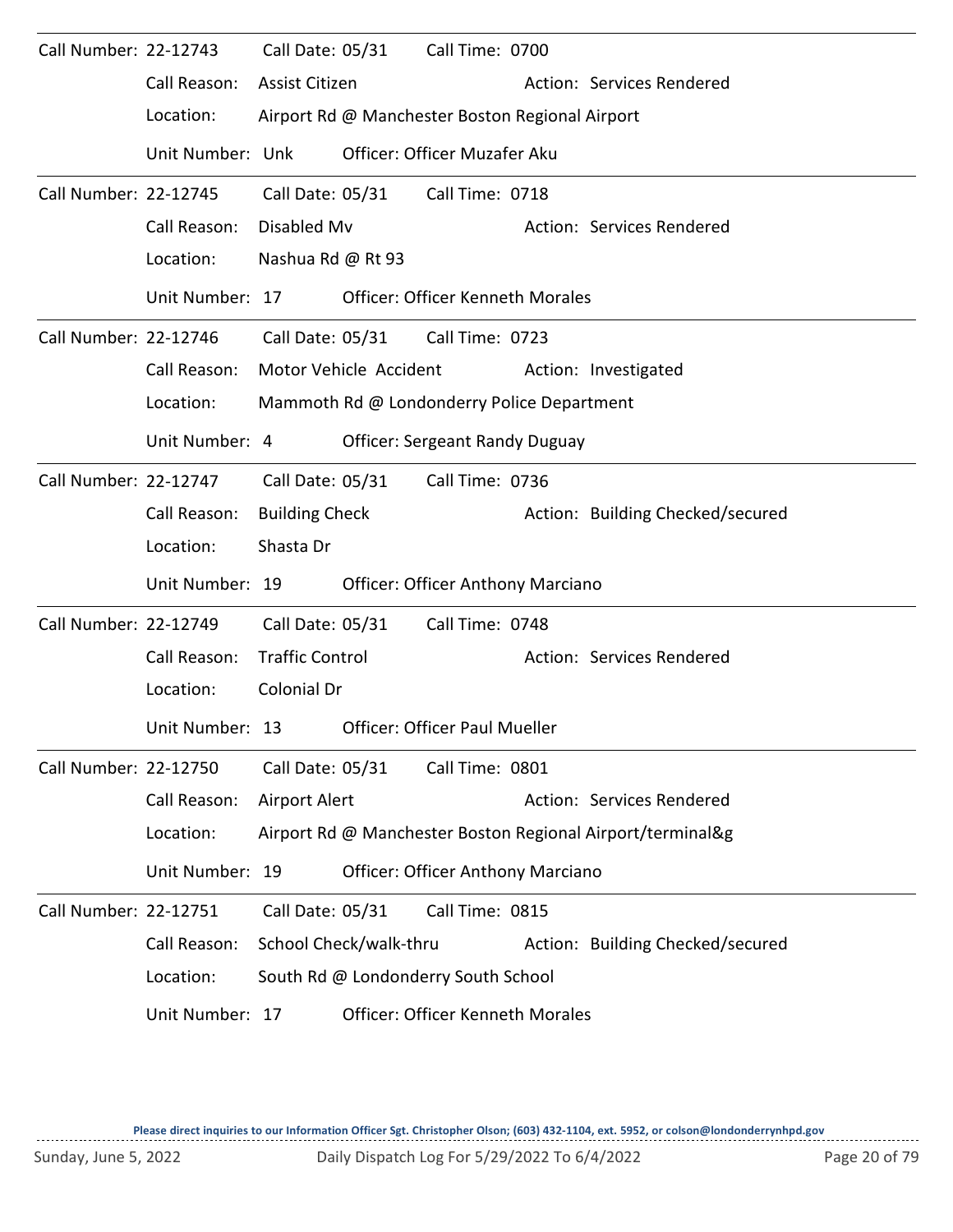Call Number: 22-12743 Call Date: 05/31 Call Time: 0700
Call Reason: Assist Citizen Action: Services Rendered
Location: Airport Rd @ Manchester Boston Regional Airport
Unit Number: Unk Officer: Officer Muzafer Aku

---

Call Number: 22-12745 Call Date: 05/31 Call Time: 0718
Call Reason: Disabled Mv Action: Services Rendered
Location: Nashua Rd @ Rt 93
Unit Number: 17 Officer: Officer Kenneth Morales

---

Call Number: 22-12746 Call Date: 05/31 Call Time: 0723
Call Reason: Motor Vehicle Accident Action: Investigated
Location: Mammoth Rd @ Londonderry Police Department
Unit Number: 4 Officer: Sergeant Randy Duguay

---

Call Number: 22-12747 Call Date: 05/31 Call Time: 0736
Call Reason: Building Check Action: Building Checked/secured
Location: Shasta Dr
Unit Number: 19 Officer: Officer Anthony Marciano

---

Call Number: 22-12749 Call Date: 05/31 Call Time: 0748
Call Reason: Traffic Control Action: Services Rendered
Location: Colonial Dr
Unit Number: 13 Officer: Officer Paul Mueller

---

Call Number: 22-12750 Call Date: 05/31 Call Time: 0801
Call Reason: Airport Alert Action: Services Rendered
Location: Airport Rd @ Manchester Boston Regional Airport/terminal&g
Unit Number: 19 Officer: Officer Anthony Marciano

---

Call Number: 22-12751 Call Date: 05/31 Call Time: 0815
Call Reason: School Check/walk-thru Action: Building Checked/secured
Location: South Rd @ Londonderry South School
Unit Number: 17 Officer: Officer Kenneth Morales

Please direct inquiries to our Information Officer Sgt. Christopher Olson; (603) 432-1104, ext. 5952, or colson@londonderrynhpd.gov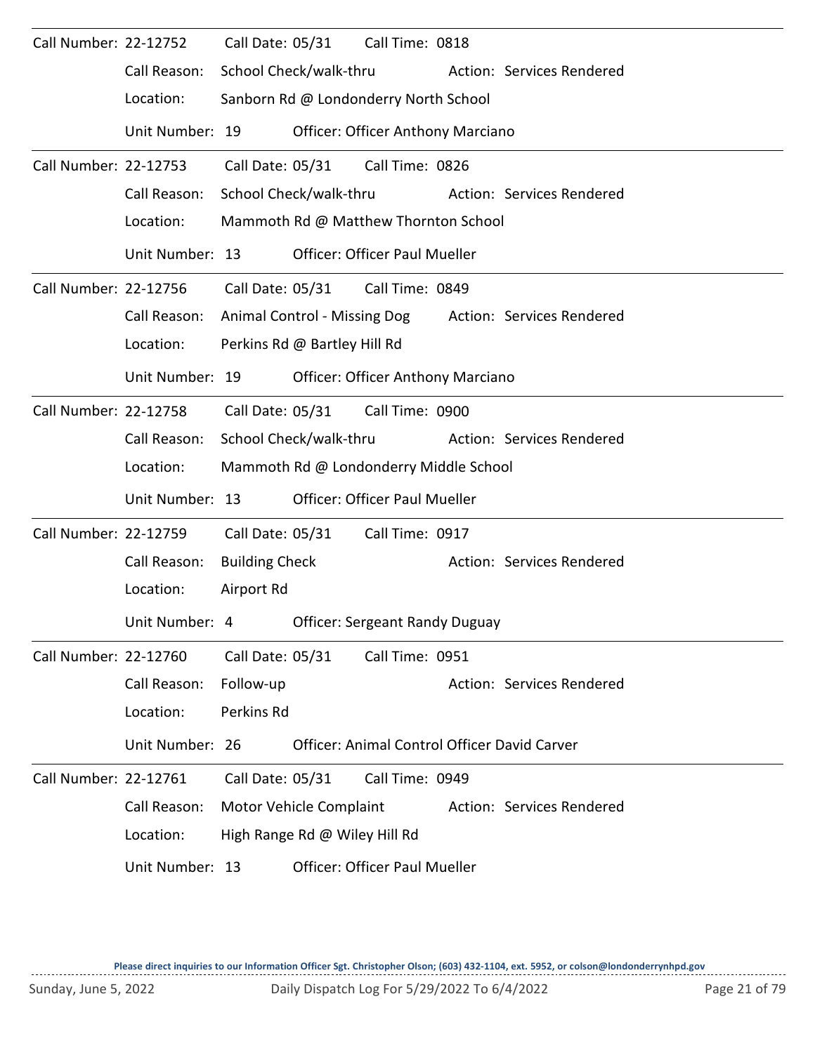Call Number: 22-12752    Call Date: 05/31    Call Time: 0818
Call Reason: School Check/walk-thru    Action: Services Rendered
Location: Sanborn Rd @ Londonderry North School
Unit Number: 19    Officer: Officer Anthony Marciano

---

Call Number: 22-12753    Call Date: 05/31    Call Time: 0826
Call Reason: School Check/walk-thru    Action: Services Rendered
Location: Mammoth Rd @ Matthew Thornton School
Unit Number: 13    Officer: Officer Paul Mueller

---

Call Number: 22-12756    Call Date: 05/31    Call Time: 0849
Call Reason: Animal Control - Missing Dog    Action: Services Rendered
Location: Perkins Rd @ Bartley Hill Rd
Unit Number: 19    Officer: Officer Anthony Marciano

---

Call Number: 22-12758    Call Date: 05/31    Call Time: 0900
Call Reason: School Check/walk-thru    Action: Services Rendered
Location: Mammoth Rd @ Londonderry Middle School
Unit Number: 13    Officer: Officer Paul Mueller

---

Call Number: 22-12759    Call Date: 05/31    Call Time: 0917
Call Reason: Building Check    Action: Services Rendered
Location: Airport Rd
Unit Number: 4    Officer: Sergeant Randy Duguay

---

Call Number: 22-12760    Call Date: 05/31    Call Time: 0951
Call Reason: Follow-up    Action: Services Rendered
Location: Perkins Rd
Unit Number: 26    Officer: Animal Control Officer David Carver

---

Call Number: 22-12761    Call Date: 05/31    Call Time: 0949
Call Reason: Motor Vehicle Complaint    Action: Services Rendered
Location: High Range Rd @ Wiley Hill Rd
Unit Number: 13    Officer: Officer Paul Mueller

Please direct inquiries to our Information Officer Sgt. Christopher Olson; (603) 432-1104, ext. 5952, or colson@londonderrynhpd.gov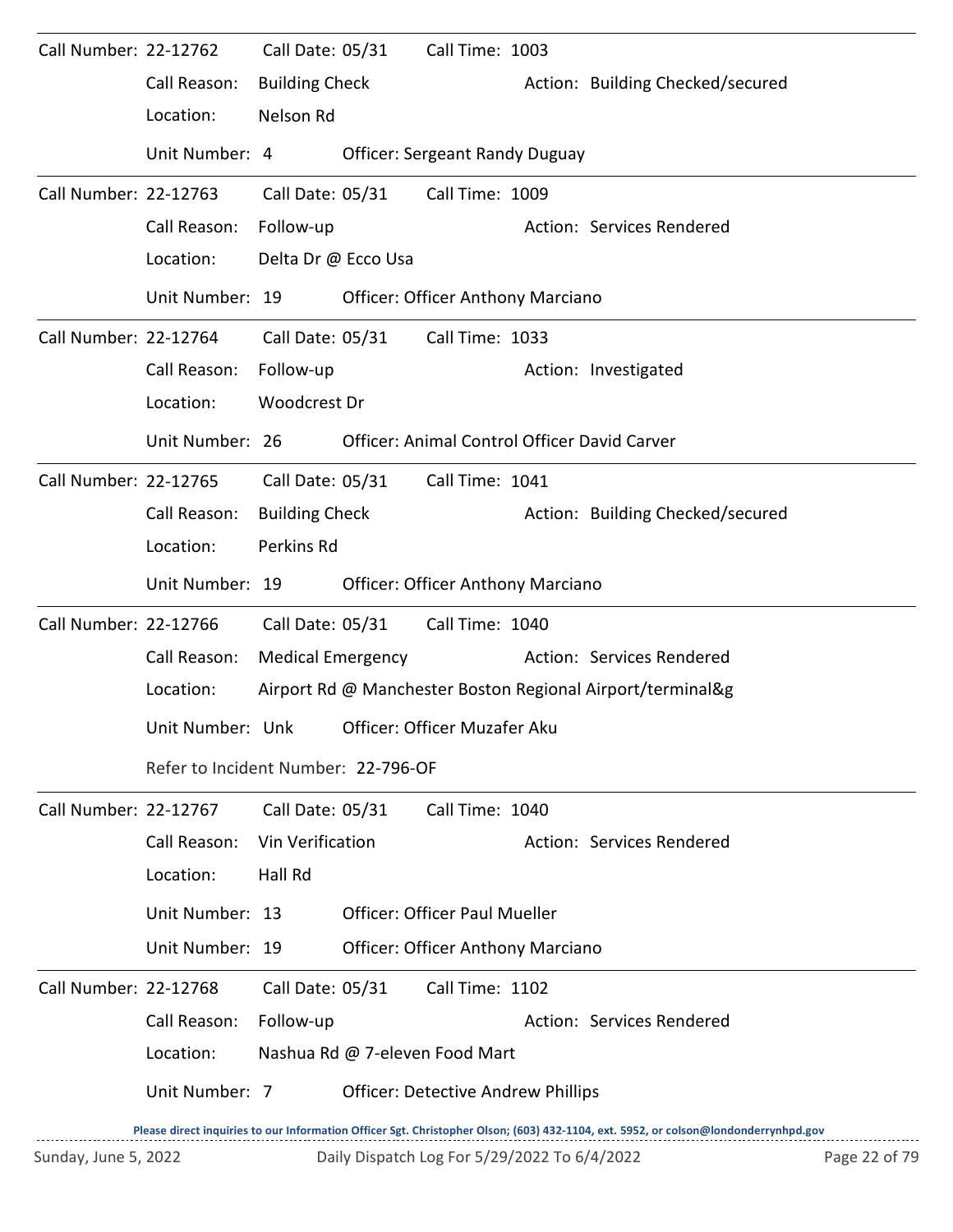Call Number: 22-12762 Call Date: 05/31 Call Time: 1003
Call Reason: Building Check Action: Building Checked/secured
Location: Nelson Rd
Unit Number: 4 Officer: Sergeant Randy Duguay

---

Call Number: 22-12763 Call Date: 05/31 Call Time: 1009
Call Reason: Follow-up Action: Services Rendered
Location: Delta Dr @ Ecco Usa
Unit Number: 19 Officer: Officer Anthony Marciano

---

Call Number: 22-12764 Call Date: 05/31 Call Time: 1033
Call Reason: Follow-up Action: Investigated
Location: Woodcrest Dr
Unit Number: 26 Officer: Animal Control Officer David Carver

---

Call Number: 22-12765 Call Date: 05/31 Call Time: 1041
Call Reason: Building Check Action: Building Checked/secured
Location: Perkins Rd
Unit Number: 19 Officer: Officer Anthony Marciano

---

Call Number: 22-12766 Call Date: 05/31 Call Time: 1040
Call Reason: Medical Emergency Action: Services Rendered
Location: Airport Rd @ Manchester Boston Regional Airport/terminal&g
Unit Number: Unk Officer: Officer Muzafer Aku
Refer to Incident Number: 22-796-OF

---

Call Number: 22-12767 Call Date: 05/31 Call Time: 1040
Call Reason: Vin Verification Action: Services Rendered
Location: Hall Rd
Unit Number: 13 Officer: Officer Paul Mueller
Unit Number: 19 Officer: Officer Anthony Marciano

---

Call Number: 22-12768 Call Date: 05/31 Call Time: 1102
Call Reason: Follow-up Action: Services Rendered
Location: Nashua Rd @ 7-eleven Food Mart
Unit Number: 7 Officer: Detective Andrew Phillips

**Please direct inquiries to our Information Officer Sgt. Christopher Olson; (603) 432-1104, ext. 5952, or colson@londonderrynhpd.gov**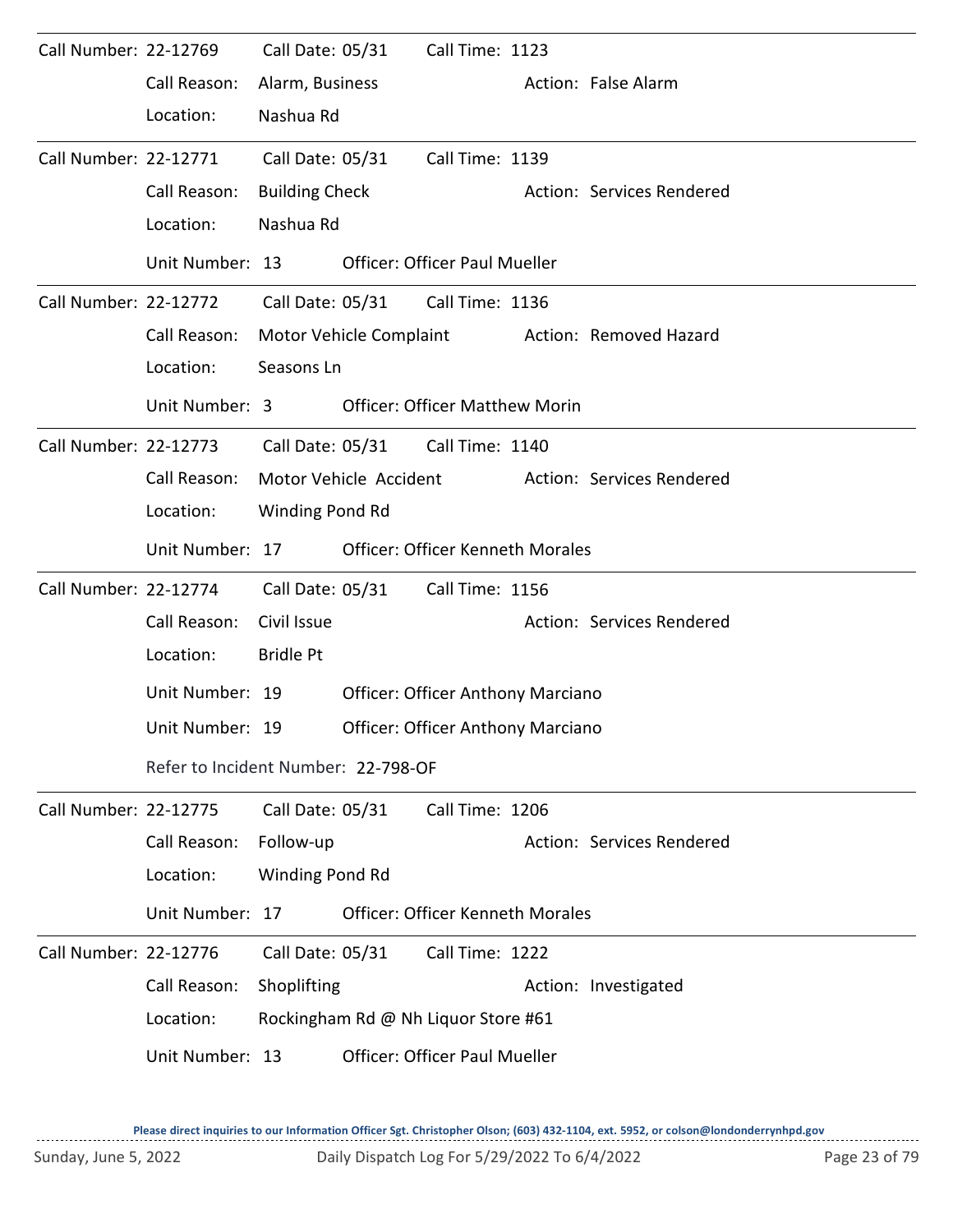Call Number: 22-12769 Call Date: 05/31 Call Time: 1123

Call Reason: Alarm, Business Action: False Alarm

Location: Nashua Rd

---

Call Number: 22-12771 Call Date: 05/31 Call Time: 1139

Call Reason: Building Check Action: Services Rendered

Location: Nashua Rd

Unit Number: 13 Officer: Officer Paul Mueller

---

Call Number: 22-12772 Call Date: 05/31 Call Time: 1136

Call Reason: Motor Vehicle Complaint Action: Removed Hazard

Location: Seasons Ln

Unit Number: 3 Officer: Officer Matthew Morin

---

Call Number: 22-12773 Call Date: 05/31 Call Time: 1140

Call Reason: Motor Vehicle Accident Action: Services Rendered

Location: Winding Pond Rd

Unit Number: 17 Officer: Officer Kenneth Morales

---

Call Number: 22-12774 Call Date: 05/31 Call Time: 1156

Call Reason: Civil Issue Action: Services Rendered

Location: Bridle Pt

Unit Number: 19 Officer: Officer Anthony Marciano

Unit Number: 19 Officer: Officer Anthony Marciano

Refer to Incident Number: 22-798-OF

---

Call Number: 22-12775 Call Date: 05/31 Call Time: 1206

Call Reason: Follow-up Action: Services Rendered

Location: Winding Pond Rd

Unit Number: 17 Officer: Officer Kenneth Morales

---

Call Number: 22-12776 Call Date: 05/31 Call Time: 1222

Call Reason: Shoplifting Action: Investigated

Location: Rockingham Rd @ Nh Liquor Store #61

Unit Number: 13 Officer: Officer Paul Mueller

**Please direct inquiries to our Information Officer Sgt. Christopher Olson; (603) 432-1104, ext. 5952, or colson@londonderrynhpd.gov**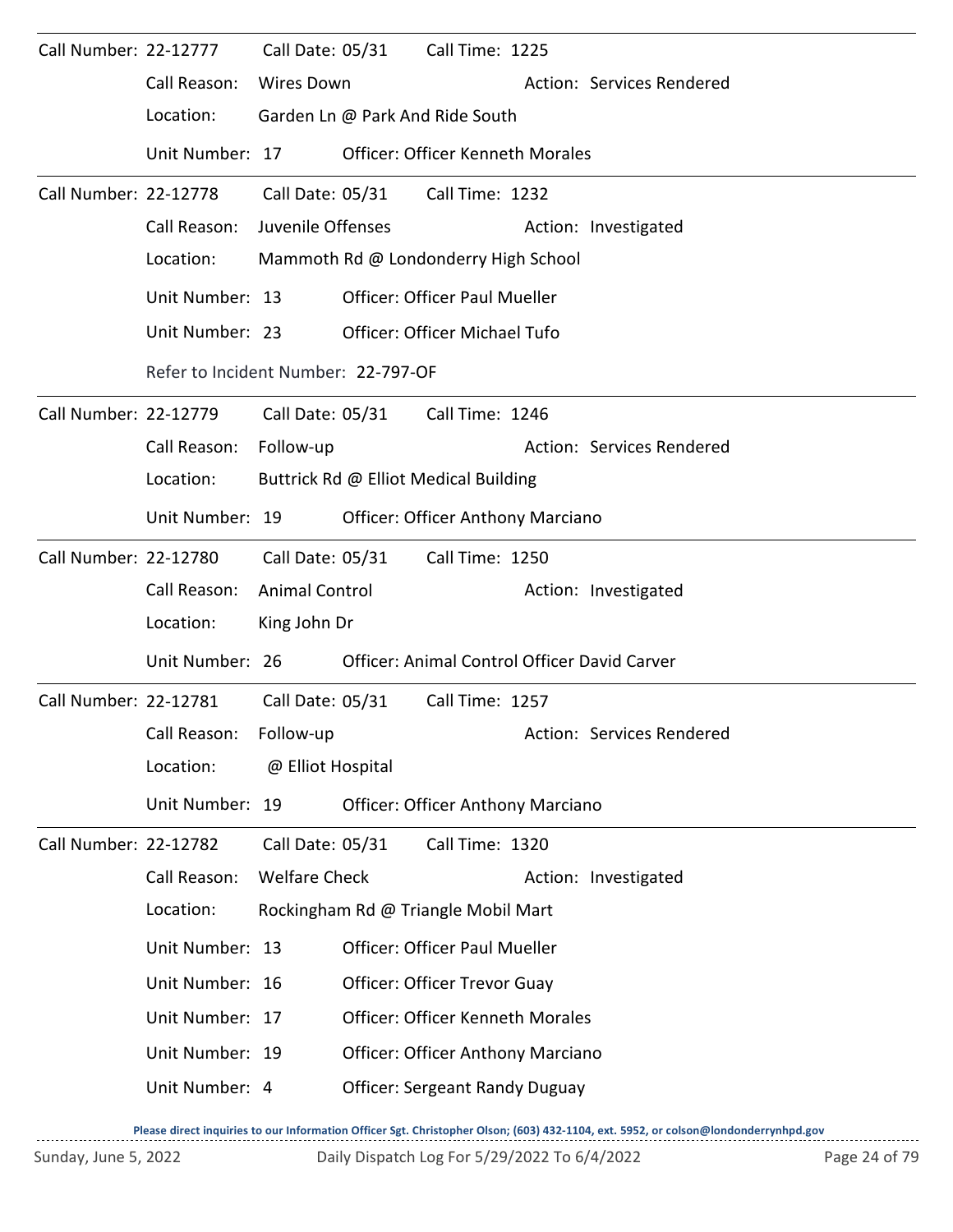Call Number: 22-12777 Call Date: 05/31 Call Time: 1225

Call Reason: Wires Down Action: Services Rendered

Location: Garden Ln @ Park And Ride South

Unit Number: 17 Officer: Officer Kenneth Morales

---

Call Number: 22-12778 Call Date: 05/31 Call Time: 1232

Call Reason: Juvenile Offenses Action: Investigated

Location: Mammoth Rd @ Londonderry High School

Unit Number: 13 Officer: Officer Paul Mueller

Unit Number: 23 Officer: Officer Michael Tufo

Refer to Incident Number: 22-797-OF

---

Call Number: 22-12779 Call Date: 05/31 Call Time: 1246

Call Reason: Follow-up Action: Services Rendered

Location: Buttrick Rd @ Elliot Medical Building

Unit Number: 19 Officer: Officer Anthony Marciano

---

Call Number: 22-12780 Call Date: 05/31 Call Time: 1250

Call Reason: Animal Control Action: Investigated

Location: King John Dr

Unit Number: 26 Officer: Animal Control Officer David Carver

---

Call Number: 22-12781 Call Date: 05/31 Call Time: 1257

Call Reason: Follow-up Action: Services Rendered

Location: @ Elliot Hospital

Unit Number: 19 Officer: Officer Anthony Marciano

---

Call Number: 22-12782 Call Date: 05/31 Call Time: 1320

Call Reason: Welfare Check Action: Investigated

Location: Rockingham Rd @ Triangle Mobil Mart

Unit Number: 13 Officer: Officer Paul Mueller

Unit Number: 16 Officer: Officer Trevor Guay

Unit Number: 17 Officer: Officer Kenneth Morales

Unit Number: 19 Officer: Officer Anthony Marciano

Unit Number: 4 Officer: Sergeant Randy Duguay

**Please direct inquiries to our Information Officer Sgt. Christopher Olson; (603) 432-1104, ext. 5952, or colson@londonderrynhpd.gov**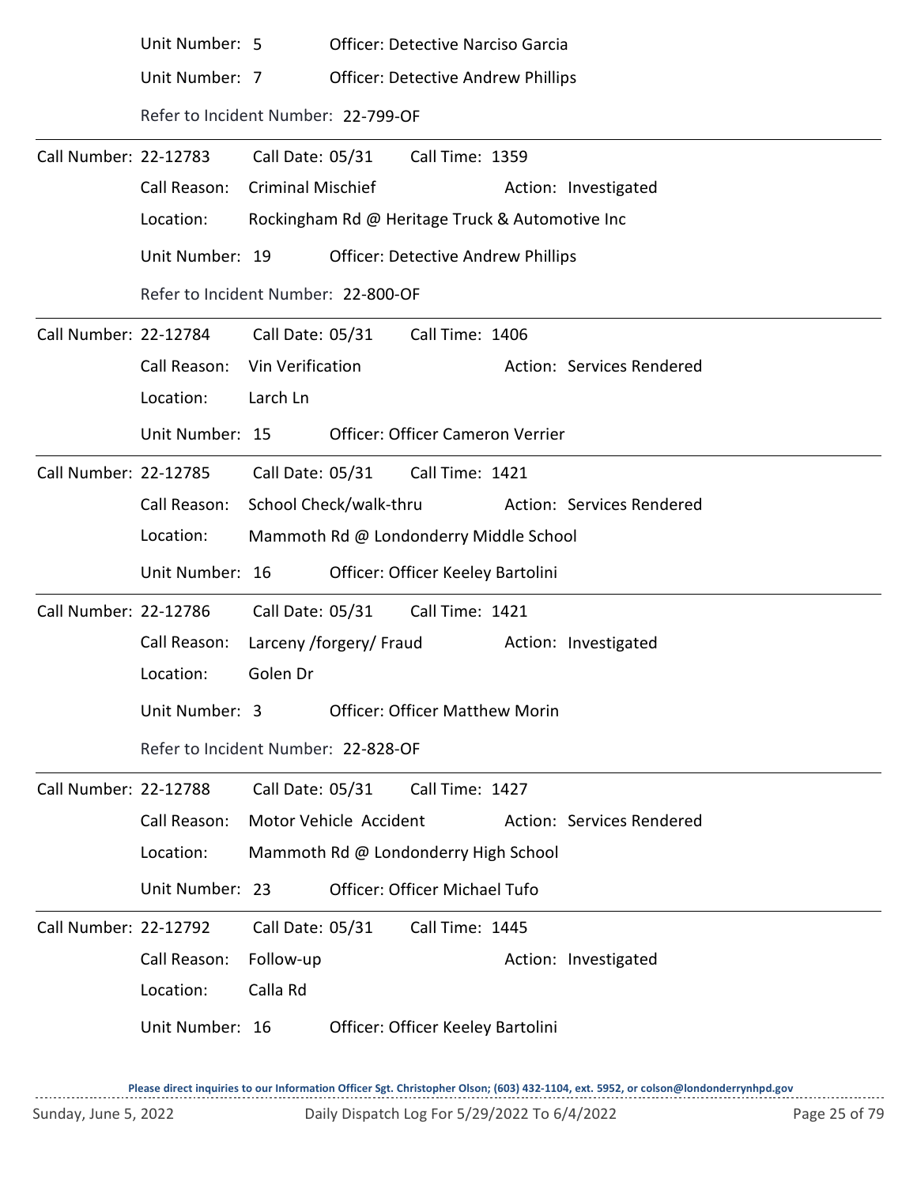Unit Number: 5 Officer: Detective Narciso Garcia

Unit Number: 7 Officer: Detective Andrew Phillips

Refer to Incident Number: 22-799-OF

---

**Call Number:** 22-12783 **Call Date:** 05/31 **Call Time:** 1359

Call Reason: Criminal Mischief Action: Investigated

Location: Rockingham Rd @ Heritage Truck & Automotive Inc

Unit Number: 19 Officer: Detective Andrew Phillips

Refer to Incident Number: 22-800-OF

---

**Call Number:** 22-12784 **Call Date:** 05/31 **Call Time:** 1406

Call Reason: Vin Verification Action: Services Rendered

Location: Larch Ln

Unit Number: 15 Officer: Officer Cameron Verrier

---

**Call Number:** 22-12785 **Call Date:** 05/31 **Call Time:** 1421

Call Reason: School Check/walk-thru Action: Services Rendered

Location: Mammoth Rd @ Londonderry Middle School

Unit Number: 16 Officer: Officer Keeley Bartolini

---

**Call Number:** 22-12786 **Call Date:** 05/31 **Call Time:** 1421

Call Reason: Larceny /forgery/ Fraud Action: Investigated

Location: Golen Dr

Unit Number: 3 Officer: Officer Matthew Morin

Refer to Incident Number: 22-828-OF

---

**Call Number:** 22-12788 **Call Date:** 05/31 **Call Time:** 1427

Call Reason: Motor Vehicle Accident Action: Services Rendered

Location: Mammoth Rd @ Londonderry High School

Unit Number: 23 Officer: Officer Michael Tufo

---

**Call Number:** 22-12792 **Call Date:** 05/31 **Call Time:** 1445

Call Reason: Follow-up Action: Investigated

Location: Calla Rd

Unit Number: 16 Officer: Officer Keeley Bartolini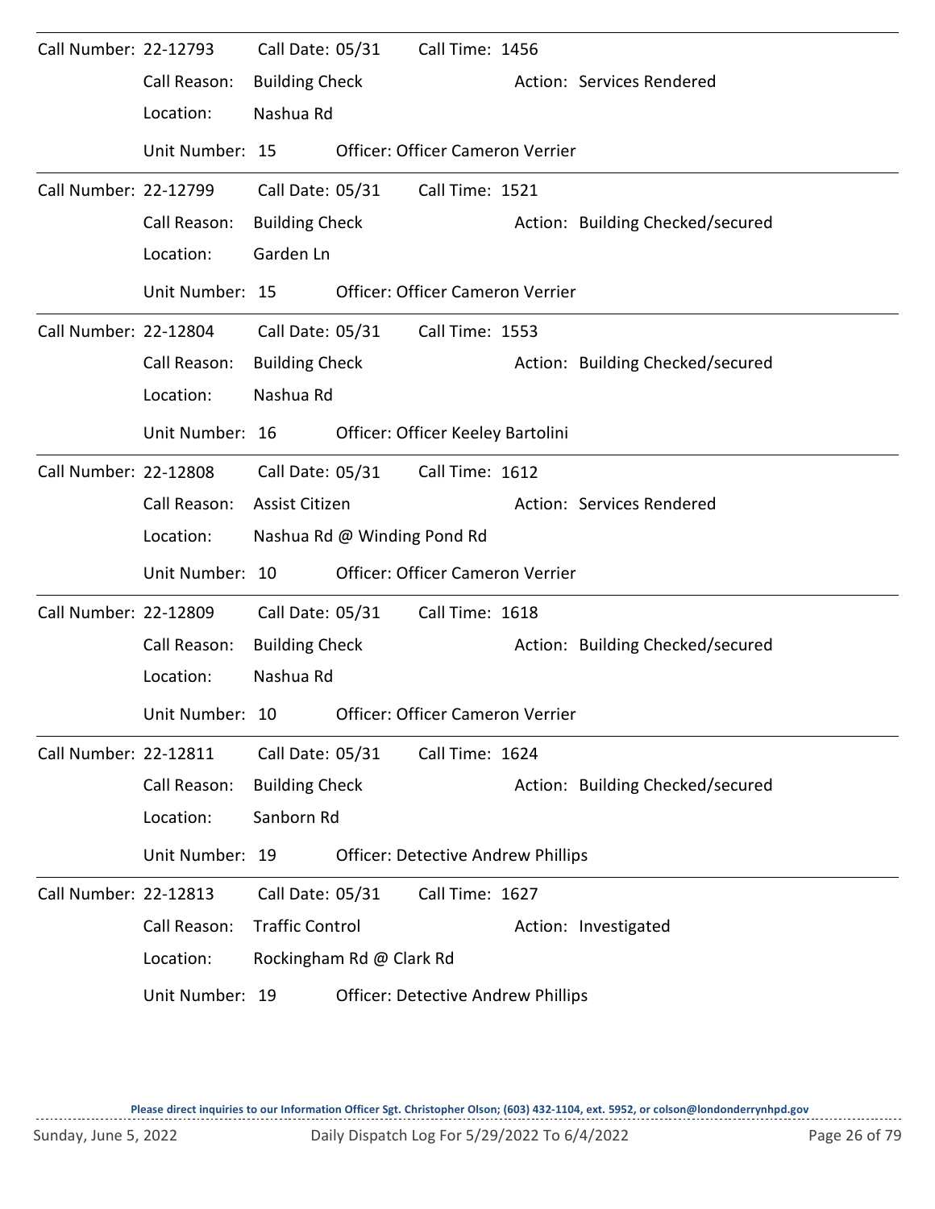Call Number: 22-12793 Call Date: 05/31 Call Time: 1456
Call Reason: Building Check Action: Services Rendered
Location: Nashua Rd
Unit Number: 15 Officer: Officer Cameron Verrier

---

Call Number: 22-12799 Call Date: 05/31 Call Time: 1521
Call Reason: Building Check Action: Building Checked/secured
Location: Garden Ln
Unit Number: 15 Officer: Officer Cameron Verrier

---

Call Number: 22-12804 Call Date: 05/31 Call Time: 1553
Call Reason: Building Check Action: Building Checked/secured
Location: Nashua Rd
Unit Number: 16 Officer: Officer Keeley Bartolini

---

Call Number: 22-12808 Call Date: 05/31 Call Time: 1612
Call Reason: Assist Citizen Action: Services Rendered
Location: Nashua Rd @ Winding Pond Rd
Unit Number: 10 Officer: Officer Cameron Verrier

---

Call Number: 22-12809 Call Date: 05/31 Call Time: 1618
Call Reason: Building Check Action: Building Checked/secured
Location: Nashua Rd
Unit Number: 10 Officer: Officer Cameron Verrier

---

Call Number: 22-12811 Call Date: 05/31 Call Time: 1624
Call Reason: Building Check Action: Building Checked/secured
Location: Sanborn Rd
Unit Number: 19 Officer: Detective Andrew Phillips

---

Call Number: 22-12813 Call Date: 05/31 Call Time: 1627
Call Reason: Traffic Control Action: Investigated
Location: Rockingham Rd @ Clark Rd
Unit Number: 19 Officer: Detective Andrew Phillips

**Please direct inquiries to our Information Officer Sgt. Christopher Olson; (603) 432-1104, ext. 5952, or colson@londonderrynhpd.gov**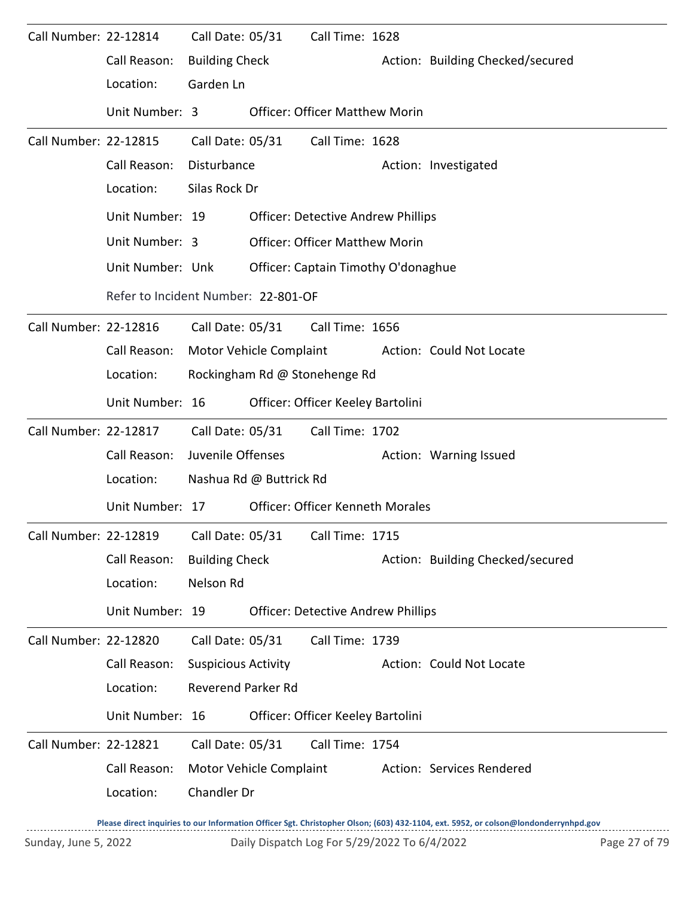Call Number: 22-12814 Call Date: 05/31 Call Time: 1628

Call Reason: Building Check Action: Building Checked/secured

Location: Garden Ln

Unit Number: 3 Officer: Officer Matthew Morin

---

Call Number: 22-12815 Call Date: 05/31 Call Time: 1628

Call Reason: Disturbance Action: Investigated

Location: Silas Rock Dr

Unit Number: 19 Officer: Detective Andrew Phillips

Unit Number: 3 Officer: Officer Matthew Morin

Unit Number: Unk Officer: Captain Timothy O'donaghue

Refer to Incident Number: 22-801-OF

---

Call Number: 22-12816 Call Date: 05/31 Call Time: 1656

Call Reason: Motor Vehicle Complaint Action: Could Not Locate

Location: Rockingham Rd @ Stonehenge Rd

Unit Number: 16 Officer: Officer Keeley Bartolini

---

Call Number: 22-12817 Call Date: 05/31 Call Time: 1702

Call Reason: Juvenile Offenses Action: Warning Issued

Location: Nashua Rd @ Buttrick Rd

Unit Number: 17 Officer: Officer Kenneth Morales

---

Call Number: 22-12819 Call Date: 05/31 Call Time: 1715

Call Reason: Building Check Action: Building Checked/secured

Location: Nelson Rd

Unit Number: 19 Officer: Detective Andrew Phillips

---

Call Number: 22-12820 Call Date: 05/31 Call Time: 1739

Call Reason: Suspicious Activity Action: Could Not Locate

Location: Reverend Parker Rd

Unit Number: 16 Officer: Officer Keeley Bartolini

---

Call Number: 22-12821 Call Date: 05/31 Call Time: 1754

Call Reason: Motor Vehicle Complaint Action: Services Rendered

Location: Chandler Dr

**Please direct inquiries to our Information Officer Sgt. Christopher Olson; (603) 432-1104, ext. 5952, or colson@londonderrynhpd.gov**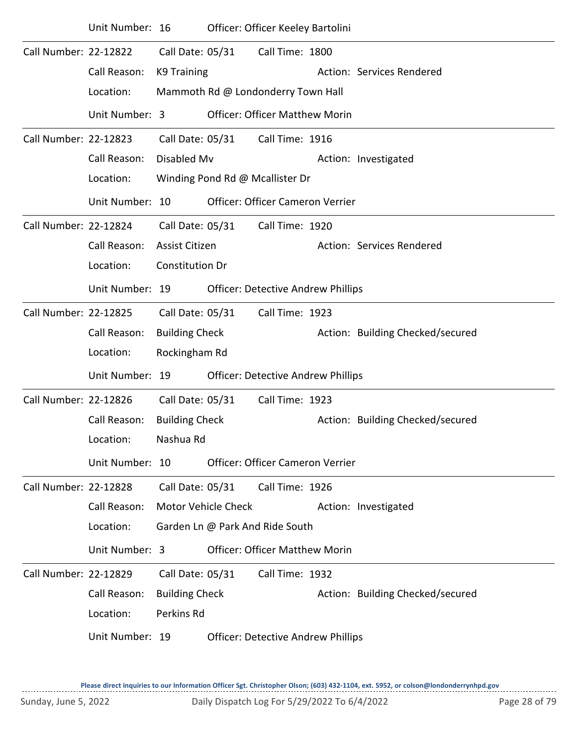Unit Number: 16 Officer: Officer Keeley Bartolini

---

Call Number: 22-12822 Call Date: 05/31 Call Time: 1800

Call Reason: K9 Training Action: Services Rendered

Location: Mammoth Rd @ Londonderry Town Hall

Unit Number: 3 Officer: Officer Matthew Morin

---

Call Number: 22-12823 Call Date: 05/31 Call Time: 1916

Call Reason: Disabled Mv Action: Investigated

Location: Winding Pond Rd @ Mcallister Dr

Unit Number: 10 Officer: Officer Cameron Verrier

---

Call Number: 22-12824 Call Date: 05/31 Call Time: 1920

Call Reason: Assist Citizen Action: Services Rendered

Location: Constitution Dr

Unit Number: 19 Officer: Detective Andrew Phillips

---

Call Number: 22-12825 Call Date: 05/31 Call Time: 1923

Call Reason: Building Check Action: Building Checked/secured

Location: Rockingham Rd

Unit Number: 19 Officer: Detective Andrew Phillips

---

Call Number: 22-12826 Call Date: 05/31 Call Time: 1923

Call Reason: Building Check Action: Building Checked/secured

Location: Nashua Rd

Unit Number: 10 Officer: Officer Cameron Verrier

---

Call Number: 22-12828 Call Date: 05/31 Call Time: 1926

Call Reason: Motor Vehicle Check Action: Investigated

Location: Garden Ln @ Park And Ride South

Unit Number: 3 Officer: Officer Matthew Morin

---

Call Number: 22-12829 Call Date: 05/31 Call Time: 1932

Call Reason: Building Check Action: Building Checked/secured

Location: Perkins Rd

Unit Number: 19 Officer: Detective Andrew Phillips

**Please direct inquiries to our Information Officer Sgt. Christopher Olson; (603) 432-1104, ext. 5952, or colson@londonderrynhpd.gov**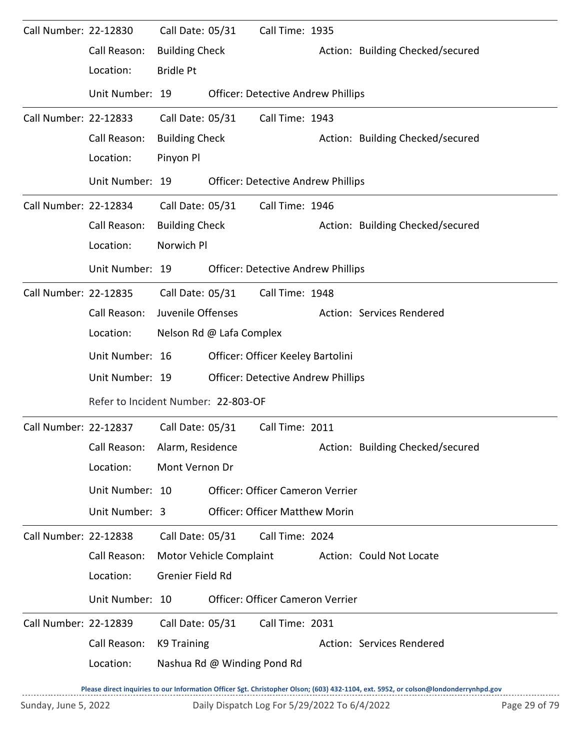Call Number: 22-12830  Call Date: 05/31  Call Time: 1935

Call Reason: Building Check  Action: Building Checked/secured

Location: Bridle Pt

Unit Number: 19  Officer: Detective Andrew Phillips

---

Call Number: 22-12833  Call Date: 05/31  Call Time: 1943

Call Reason: Building Check  Action: Building Checked/secured

Location: Pinyon Pl

Unit Number: 19  Officer: Detective Andrew Phillips

---

Call Number: 22-12834  Call Date: 05/31  Call Time: 1946

Call Reason: Building Check  Action: Building Checked/secured

Location: Norwich Pl

Unit Number: 19  Officer: Detective Andrew Phillips

---

Call Number: 22-12835  Call Date: 05/31  Call Time: 1948

Call Reason: Juvenile Offenses  Action: Services Rendered

Location: Nelson Rd @ Lafa Complex

Unit Number: 16  Officer: Officer Keeley Bartolini

Unit Number: 19  Officer: Detective Andrew Phillips

Refer to Incident Number: 22-803-OF

---

Call Number: 22-12837  Call Date: 05/31  Call Time: 2011

Call Reason: Alarm, Residence  Action: Building Checked/secured

Location: Mont Vernon Dr

Unit Number: 10  Officer: Officer Cameron Verrier

Unit Number: 3  Officer: Officer Matthew Morin

---

Call Number: 22-12838  Call Date: 05/31  Call Time: 2024

Call Reason: Motor Vehicle Complaint  Action: Could Not Locate

Location: Grenier Field Rd

Unit Number: 10  Officer: Officer Cameron Verrier

---

Call Number: 22-12839  Call Date: 05/31  Call Time: 2031

Call Reason: K9 Training  Action: Services Rendered

Location: Nashua Rd @ Winding Pond Rd

Please direct inquiries to our Information Officer Sgt. Christopher Olson; (603) 432-1104, ext. 5952, or colson@londonderrynhpd.gov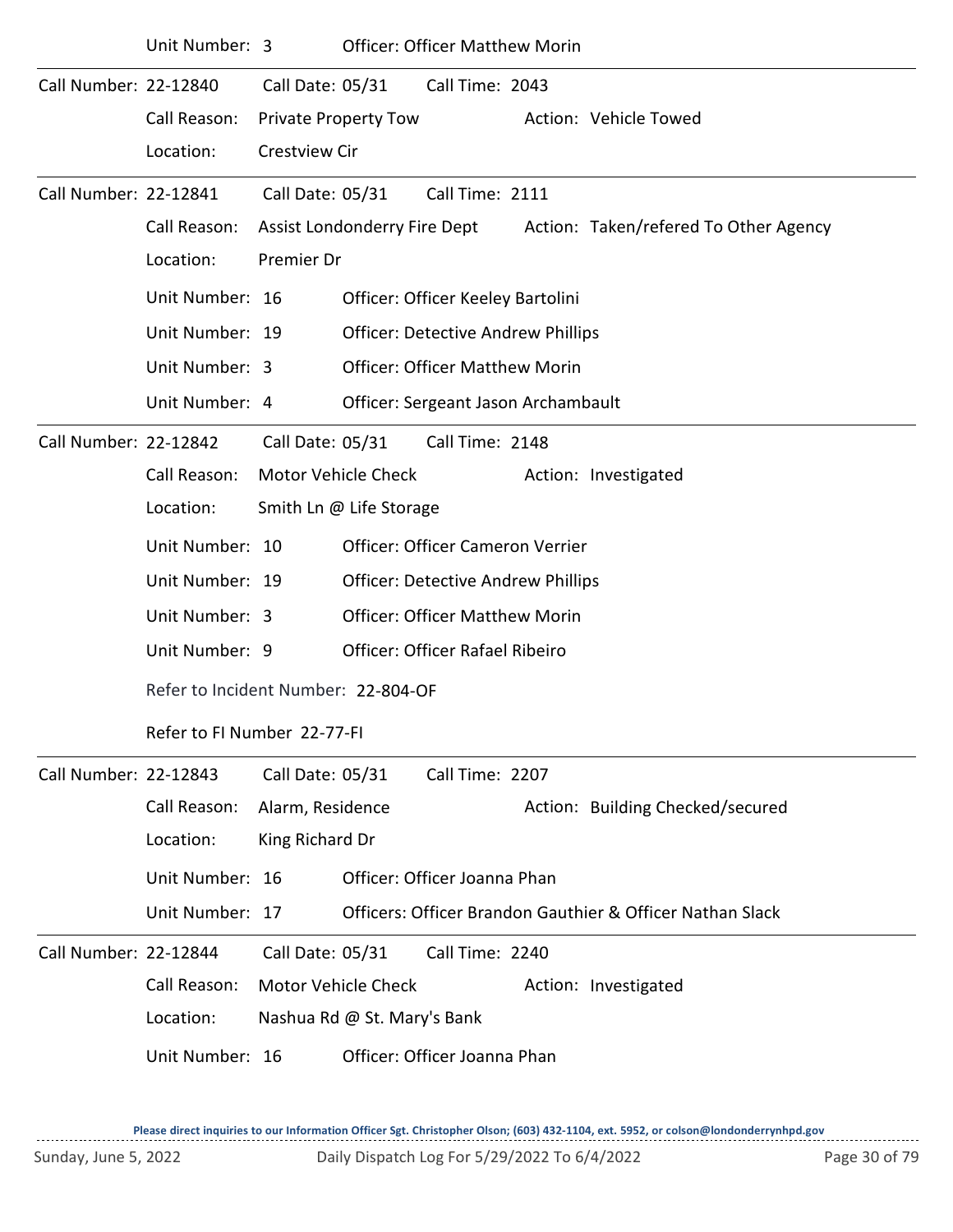Unit Number: 3 Officer: Officer Matthew Morin

---

Call Number: 22-12840 Call Date: 05/31 Call Time: 2043

Call Reason: Private Property Tow Action: Vehicle Towed

Location: Crestview Cir

---

Call Number: 22-12841 Call Date: 05/31 Call Time: 2111

Call Reason: Assist Londonderry Fire Dept Action: Taken/refered To Other Agency

Location: Premier Dr

Unit Number: 16 Officer: Officer Keeley Bartolini

Unit Number: 19 Officer: Detective Andrew Phillips

Unit Number: 3 Officer: Officer Matthew Morin

Unit Number: 4 Officer: Sergeant Jason Archambault

---

Call Number: 22-12842 Call Date: 05/31 Call Time: 2148

Call Reason: Motor Vehicle Check Action: Investigated

Location: Smith Ln @ Life Storage

Unit Number: 10 Officer: Officer Cameron Verrier

Unit Number: 19 Officer: Detective Andrew Phillips

Unit Number: 3 Officer: Officer Matthew Morin

Unit Number: 9 Officer: Officer Rafael Ribeiro

Refer to Incident Number: 22-804-OF

Refer to FI Number 22-77-FI

---

Call Number: 22-12843 Call Date: 05/31 Call Time: 2207

Call Reason: Alarm, Residence Action: Building Checked/secured

Location: King Richard Dr

Unit Number: 16 Officer: Officer Joanna Phan

Unit Number: 17 Officers: Officer Brandon Gauthier & Officer Nathan Slack

---

Call Number: 22-12844 Call Date: 05/31 Call Time: 2240

Call Reason: Motor Vehicle Check Action: Investigated

Location: Nashua Rd @ St. Mary's Bank

Unit Number: 16 Officer: Officer Joanna Phan

**Please direct inquiries to our Information Officer Sgt. Christopher Olson; (603) 432-1104, ext. 5952, or colson@londonderrynhpd.gov**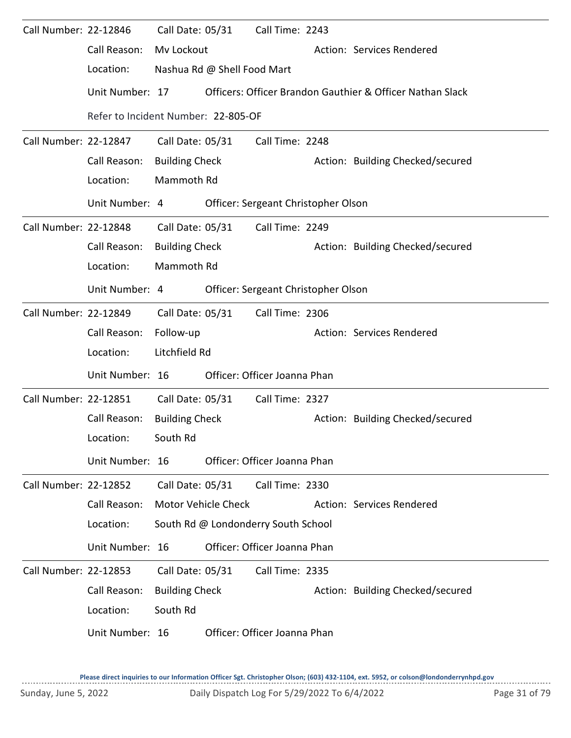**Call Number:** 22-12846 **Call Date:** 05/31 **Call Time:** 2243

Call Reason: Mv Lockout — Action: Services Rendered

Location: Nashua Rd @ Shell Food Mart

Unit Number: 17 — Officers: Officer Brandon Gauthier & Officer Nathan Slack

Refer to Incident Number: 22-805-OF

---

**Call Number:** 22-12847 **Call Date:** 05/31 **Call Time:** 2248

Call Reason: Building Check — Action: Building Checked/secured

Location: Mammoth Rd

Unit Number: 4 — Officer: Sergeant Christopher Olson

---

**Call Number:** 22-12848 **Call Date:** 05/31 **Call Time:** 2249

Call Reason: Building Check — Action: Building Checked/secured

Location: Mammoth Rd

Unit Number: 4 — Officer: Sergeant Christopher Olson

---

**Call Number:** 22-12849 **Call Date:** 05/31 **Call Time:** 2306

Call Reason: Follow-up — Action: Services Rendered

Location: Litchfield Rd

Unit Number: 16 — Officer: Officer Joanna Phan

---

**Call Number:** 22-12851 **Call Date:** 05/31 **Call Time:** 2327

Call Reason: Building Check — Action: Building Checked/secured

Location: South Rd

Unit Number: 16 — Officer: Officer Joanna Phan

---

**Call Number:** 22-12852 **Call Date:** 05/31 **Call Time:** 2330

Call Reason: Motor Vehicle Check — Action: Services Rendered

Location: South Rd @ Londonderry South School

Unit Number: 16 — Officer: Officer Joanna Phan

---

**Call Number:** 22-12853 **Call Date:** 05/31 **Call Time:** 2335

Call Reason: Building Check — Action: Building Checked/secured

Location: South Rd

Unit Number: 16 — Officer: Officer Joanna Phan

---

Please direct inquiries to our Information Officer Sgt. Christopher Olson; (603) 432-1104, ext. 5952, or colson@londonderrynhpd.gov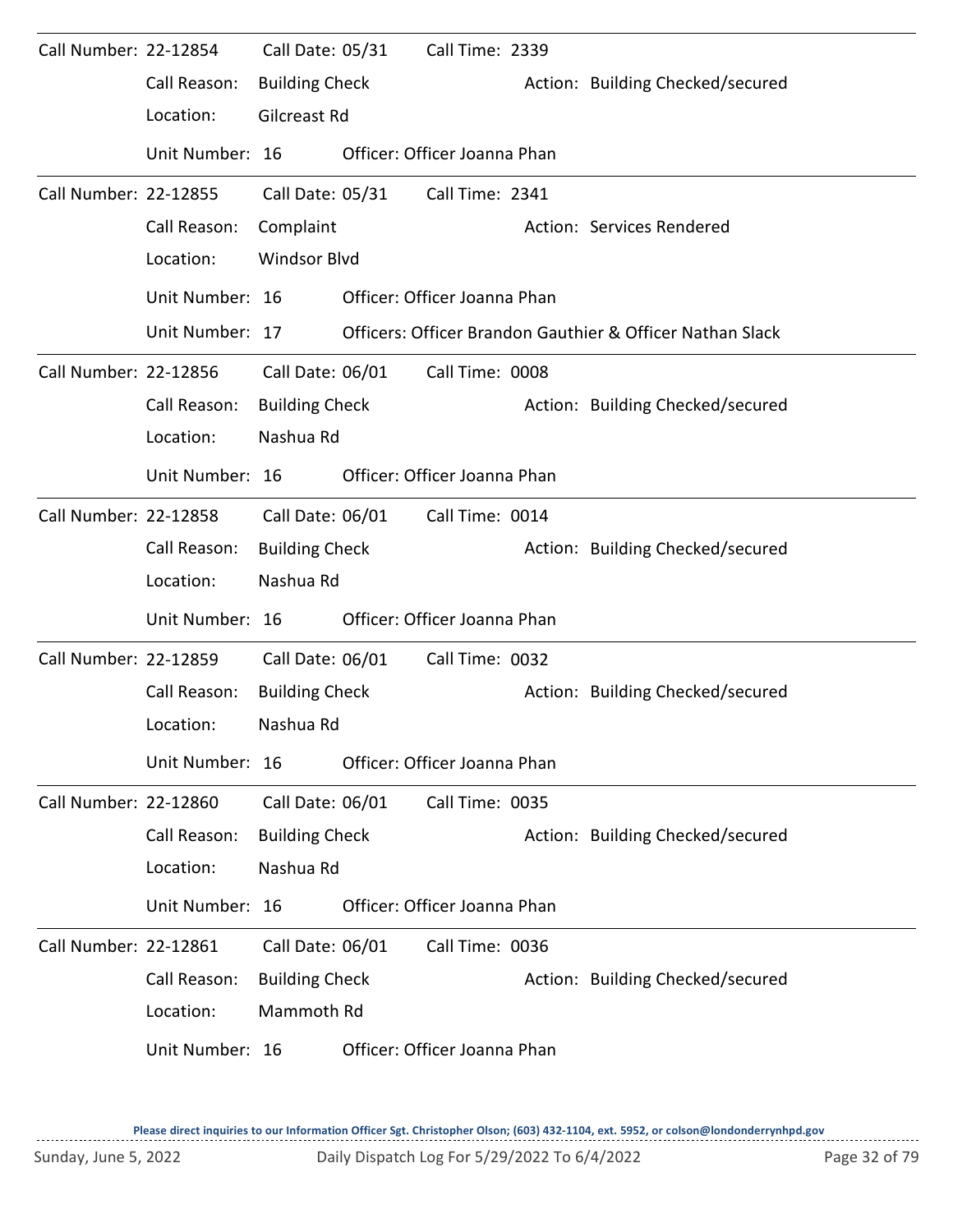Call Number: 22-12854 Call Date: 05/31 Call Time: 2339

Call Reason: Building Check Action: Building Checked/secured

Location: Gilcreast Rd

Unit Number: 16 Officer: Officer Joanna Phan

---

Call Number: 22-12855 Call Date: 05/31 Call Time: 2341

Call Reason: Complaint Action: Services Rendered

Location: Windsor Blvd

Unit Number: 16 Officer: Officer Joanna Phan

Unit Number: 17 Officers: Officer Brandon Gauthier & Officer Nathan Slack

---

Call Number: 22-12856 Call Date: 06/01 Call Time: 0008

Call Reason: Building Check Action: Building Checked/secured

Location: Nashua Rd

Unit Number: 16 Officer: Officer Joanna Phan

---

Call Number: 22-12858 Call Date: 06/01 Call Time: 0014

Call Reason: Building Check Action: Building Checked/secured

Location: Nashua Rd

Unit Number: 16 Officer: Officer Joanna Phan

---

Call Number: 22-12859 Call Date: 06/01 Call Time: 0032

Call Reason: Building Check Action: Building Checked/secured

Location: Nashua Rd

Unit Number: 16 Officer: Officer Joanna Phan

---

Call Number: 22-12860 Call Date: 06/01 Call Time: 0035

Call Reason: Building Check Action: Building Checked/secured

Location: Nashua Rd

Unit Number: 16 Officer: Officer Joanna Phan

---

Call Number: 22-12861 Call Date: 06/01 Call Time: 0036

Call Reason: Building Check Action: Building Checked/secured

Location: Mammoth Rd

Unit Number: 16 Officer: Officer Joanna Phan

Please direct inquiries to our Information Officer Sgt. Christopher Olson; (603) 432-1104, ext. 5952, or colson@londonderrynhpd.gov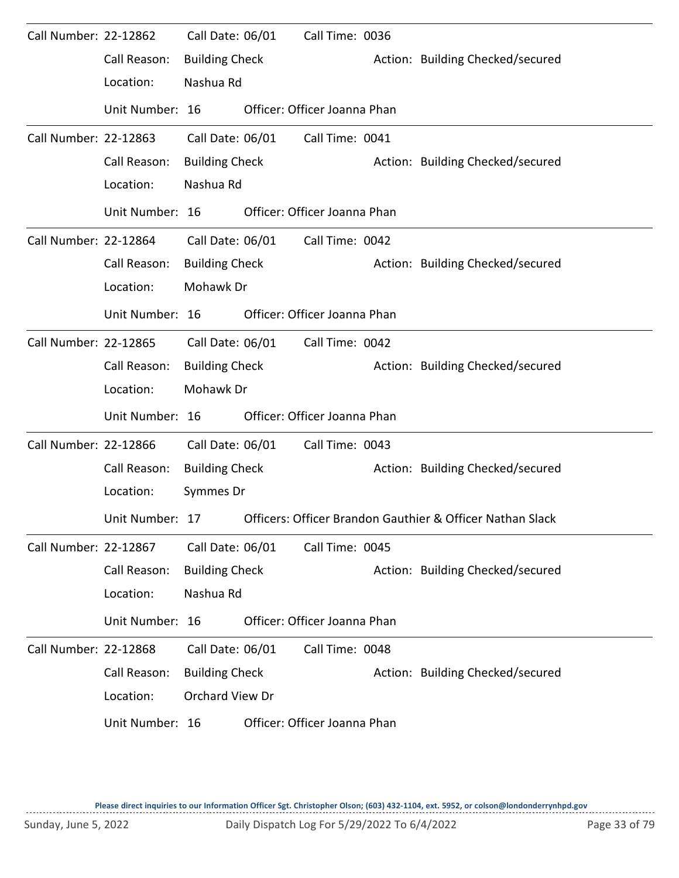Call Number: 22-12862 Call Date: 06/01 Call Time: 0036
Call Reason: Building Check Action: Building Checked/secured
Location: Nashua Rd
Unit Number: 16 Officer: Officer Joanna Phan

---

Call Number: 22-12863 Call Date: 06/01 Call Time: 0041
Call Reason: Building Check Action: Building Checked/secured
Location: Nashua Rd
Unit Number: 16 Officer: Officer Joanna Phan

---

Call Number: 22-12864 Call Date: 06/01 Call Time: 0042
Call Reason: Building Check Action: Building Checked/secured
Location: Mohawk Dr
Unit Number: 16 Officer: Officer Joanna Phan

---

Call Number: 22-12865 Call Date: 06/01 Call Time: 0042
Call Reason: Building Check Action: Building Checked/secured
Location: Mohawk Dr
Unit Number: 16 Officer: Officer Joanna Phan

---

Call Number: 22-12866 Call Date: 06/01 Call Time: 0043
Call Reason: Building Check Action: Building Checked/secured
Location: Symmes Dr
Unit Number: 17 Officers: Officer Brandon Gauthier & Officer Nathan Slack

---

Call Number: 22-12867 Call Date: 06/01 Call Time: 0045
Call Reason: Building Check Action: Building Checked/secured
Location: Nashua Rd
Unit Number: 16 Officer: Officer Joanna Phan

---

Call Number: 22-12868 Call Date: 06/01 Call Time: 0048
Call Reason: Building Check Action: Building Checked/secured
Location: Orchard View Dr
Unit Number: 16 Officer: Officer Joanna Phan

Please direct inquiries to our Information Officer Sgt. Christopher Olson; (603) 432-1104, ext. 5952, or colson@londonderrynhpd.gov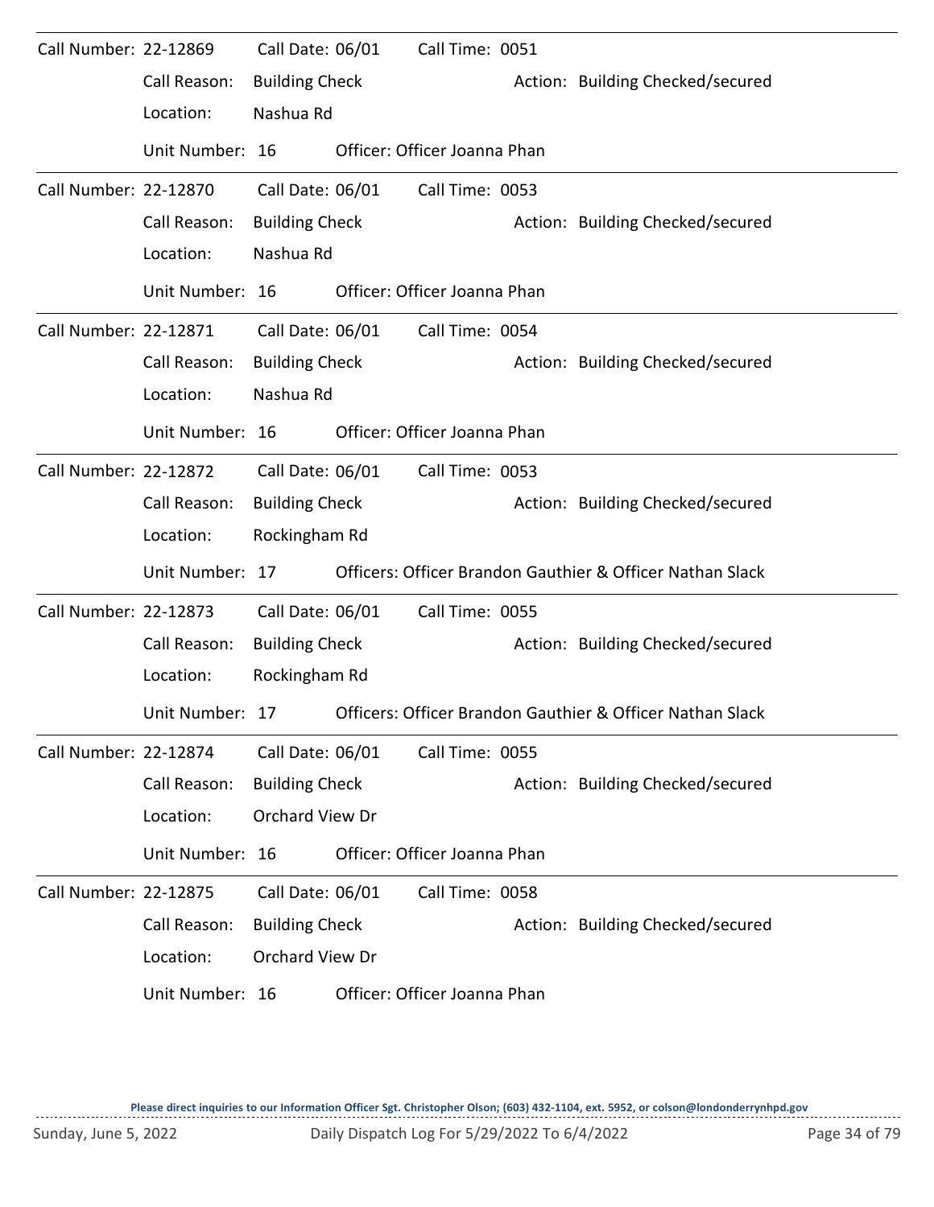Call Number: 22-12869 Call Date: 06/01 Call Time: 0051

Call Reason: Building Check Action: Building Checked/secured

Location: Nashua Rd

Unit Number: 16 Officer: Officer Joanna Phan

---

Call Number: 22-12870 Call Date: 06/01 Call Time: 0053

Call Reason: Building Check Action: Building Checked/secured

Location: Nashua Rd

Unit Number: 16 Officer: Officer Joanna Phan

---

Call Number: 22-12871 Call Date: 06/01 Call Time: 0054

Call Reason: Building Check Action: Building Checked/secured

Location: Nashua Rd

Unit Number: 16 Officer: Officer Joanna Phan

---

Call Number: 22-12872 Call Date: 06/01 Call Time: 0053

Call Reason: Building Check Action: Building Checked/secured

Location: Rockingham Rd

Unit Number: 17 Officers: Officer Brandon Gauthier & Officer Nathan Slack

---

Call Number: 22-12873 Call Date: 06/01 Call Time: 0055

Call Reason: Building Check Action: Building Checked/secured

Location: Rockingham Rd

Unit Number: 17 Officers: Officer Brandon Gauthier & Officer Nathan Slack

---

Call Number: 22-12874 Call Date: 06/01 Call Time: 0055

Call Reason: Building Check Action: Building Checked/secured

Location: Orchard View Dr

Unit Number: 16 Officer: Officer Joanna Phan

---

Call Number: 22-12875 Call Date: 06/01 Call Time: 0058

Call Reason: Building Check Action: Building Checked/secured

Location: Orchard View Dr

Unit Number: 16 Officer: Officer Joanna Phan

Please direct inquiries to our Information Officer Sgt. Christopher Olson; (603) 432-1104, ext. 5952, or colson@londonderrynhpd.gov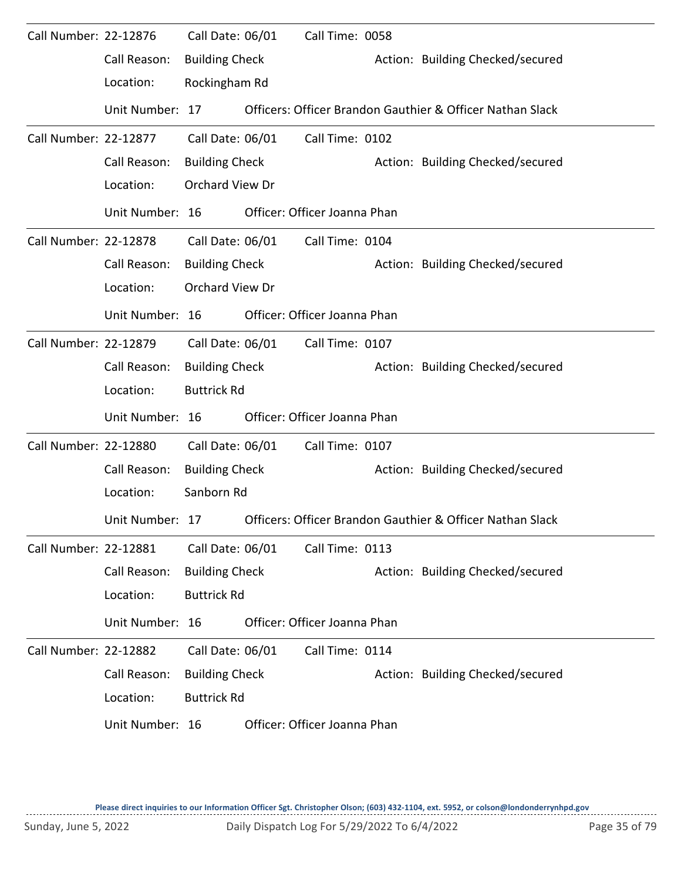Call Number: 22-12876 Call Date: 06/01 Call Time: 0058

Call Reason: Building Check Action: Building Checked/secured

Location: Rockingham Rd

Unit Number: 17 Officers: Officer Brandon Gauthier & Officer Nathan Slack

---

Call Number: 22-12877 Call Date: 06/01 Call Time: 0102

Call Reason: Building Check Action: Building Checked/secured

Location: Orchard View Dr

Unit Number: 16 Officer: Officer Joanna Phan

---

Call Number: 22-12878 Call Date: 06/01 Call Time: 0104

Call Reason: Building Check Action: Building Checked/secured

Location: Orchard View Dr

Unit Number: 16 Officer: Officer Joanna Phan

---

Call Number: 22-12879 Call Date: 06/01 Call Time: 0107

Call Reason: Building Check Action: Building Checked/secured

Location: Buttrick Rd

Unit Number: 16 Officer: Officer Joanna Phan

---

Call Number: 22-12880 Call Date: 06/01 Call Time: 0107

Call Reason: Building Check Action: Building Checked/secured

Location: Sanborn Rd

Unit Number: 17 Officers: Officer Brandon Gauthier & Officer Nathan Slack

---

Call Number: 22-12881 Call Date: 06/01 Call Time: 0113

Call Reason: Building Check Action: Building Checked/secured

Location: Buttrick Rd

Unit Number: 16 Officer: Officer Joanna Phan

---

Call Number: 22-12882 Call Date: 06/01 Call Time: 0114

Call Reason: Building Check Action: Building Checked/secured

Location: Buttrick Rd

Unit Number: 16 Officer: Officer Joanna Phan

**Please direct inquiries to our Information Officer Sgt. Christopher Olson; (603) 432-1104, ext. 5952, or colson@londonderrynhpd.gov**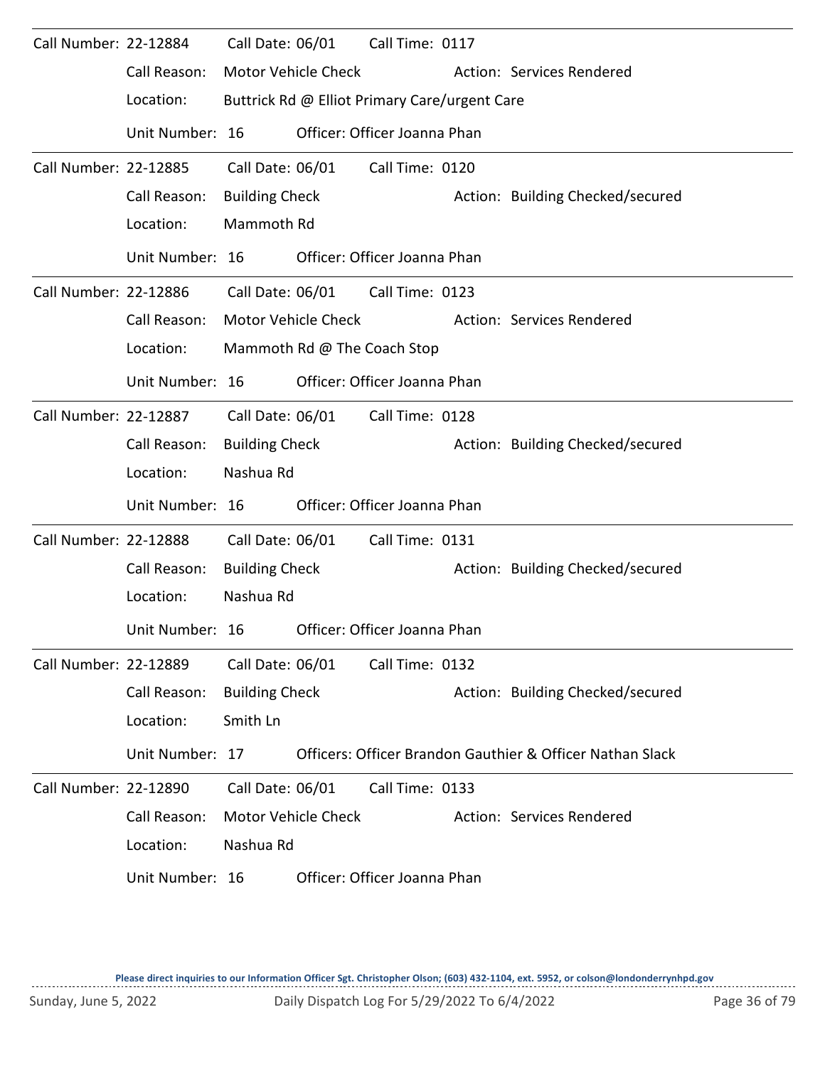Call Number: 22-12884 Call Date: 06/01 Call Time: 0117

Call Reason: Motor Vehicle Check Action: Services Rendered

Location: Buttrick Rd @ Elliot Primary Care/urgent Care

Unit Number: 16 Officer: Officer Joanna Phan

---

Call Number: 22-12885 Call Date: 06/01 Call Time: 0120

Call Reason: Building Check Action: Building Checked/secured

Location: Mammoth Rd

Unit Number: 16 Officer: Officer Joanna Phan

---

Call Number: 22-12886 Call Date: 06/01 Call Time: 0123

Call Reason: Motor Vehicle Check Action: Services Rendered

Location: Mammoth Rd @ The Coach Stop

Unit Number: 16 Officer: Officer Joanna Phan

---

Call Number: 22-12887 Call Date: 06/01 Call Time: 0128

Call Reason: Building Check Action: Building Checked/secured

Location: Nashua Rd

Unit Number: 16 Officer: Officer Joanna Phan

---

Call Number: 22-12888 Call Date: 06/01 Call Time: 0131

Call Reason: Building Check Action: Building Checked/secured

Location: Nashua Rd

Unit Number: 16 Officer: Officer Joanna Phan

---

Call Number: 22-12889 Call Date: 06/01 Call Time: 0132

Call Reason: Building Check Action: Building Checked/secured

Location: Smith Ln

Unit Number: 17 Officers: Officer Brandon Gauthier & Officer Nathan Slack

---

Call Number: 22-12890 Call Date: 06/01 Call Time: 0133

Call Reason: Motor Vehicle Check Action: Services Rendered

Location: Nashua Rd

Unit Number: 16 Officer: Officer Joanna Phan

---

Please direct inquiries to our Information Officer Sgt. Christopher Olson; (603) 432-1104, ext. 5952, or colson@londonderrynhpd.gov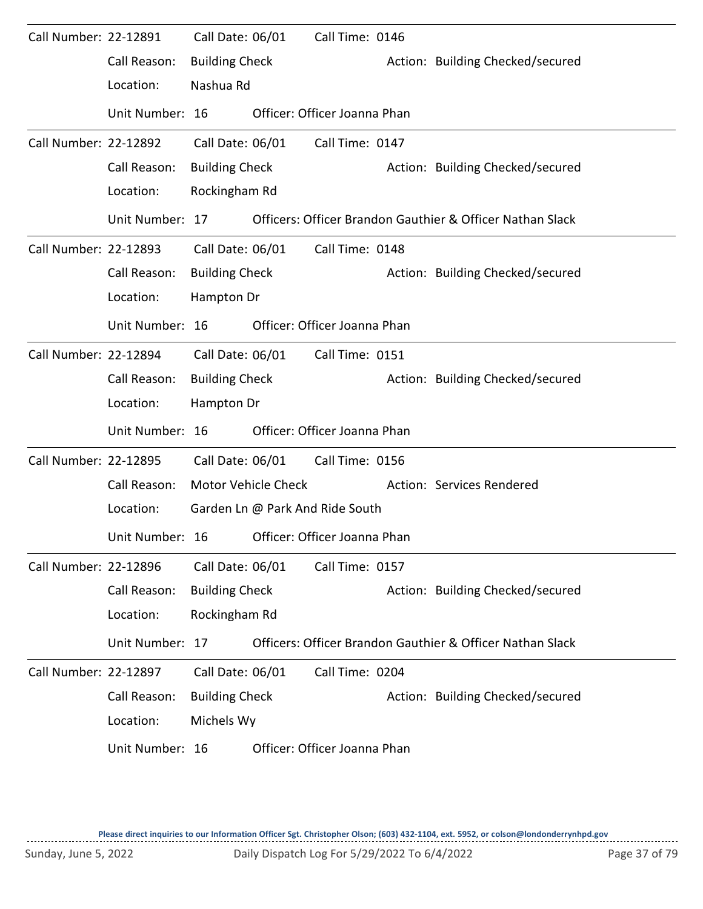Call Number: 22-12891 Call Date: 06/01 Call Time: 0146

Call Reason: Building Check Action: Building Checked/secured

Location: Nashua Rd

Unit Number: 16 Officer: Officer Joanna Phan

---

Call Number: 22-12892 Call Date: 06/01 Call Time: 0147

Call Reason: Building Check Action: Building Checked/secured

Location: Rockingham Rd

Unit Number: 17 Officers: Officer Brandon Gauthier & Officer Nathan Slack

---

Call Number: 22-12893 Call Date: 06/01 Call Time: 0148

Call Reason: Building Check Action: Building Checked/secured

Location: Hampton Dr

Unit Number: 16 Officer: Officer Joanna Phan

---

Call Number: 22-12894 Call Date: 06/01 Call Time: 0151

Call Reason: Building Check Action: Building Checked/secured

Location: Hampton Dr

Unit Number: 16 Officer: Officer Joanna Phan

---

Call Number: 22-12895 Call Date: 06/01 Call Time: 0156

Call Reason: Motor Vehicle Check Action: Services Rendered

Location: Garden Ln @ Park And Ride South

Unit Number: 16 Officer: Officer Joanna Phan

---

Call Number: 22-12896 Call Date: 06/01 Call Time: 0157

Call Reason: Building Check Action: Building Checked/secured

Location: Rockingham Rd

Unit Number: 17 Officers: Officer Brandon Gauthier & Officer Nathan Slack

---

Call Number: 22-12897 Call Date: 06/01 Call Time: 0204

Call Reason: Building Check Action: Building Checked/secured

Location: Michels Wy

Unit Number: 16 Officer: Officer Joanna Phan

**Please direct inquiries to our Information Officer Sgt. Christopher Olson; (603) 432-1104, ext. 5952, or colson@londonderrynhpd.gov**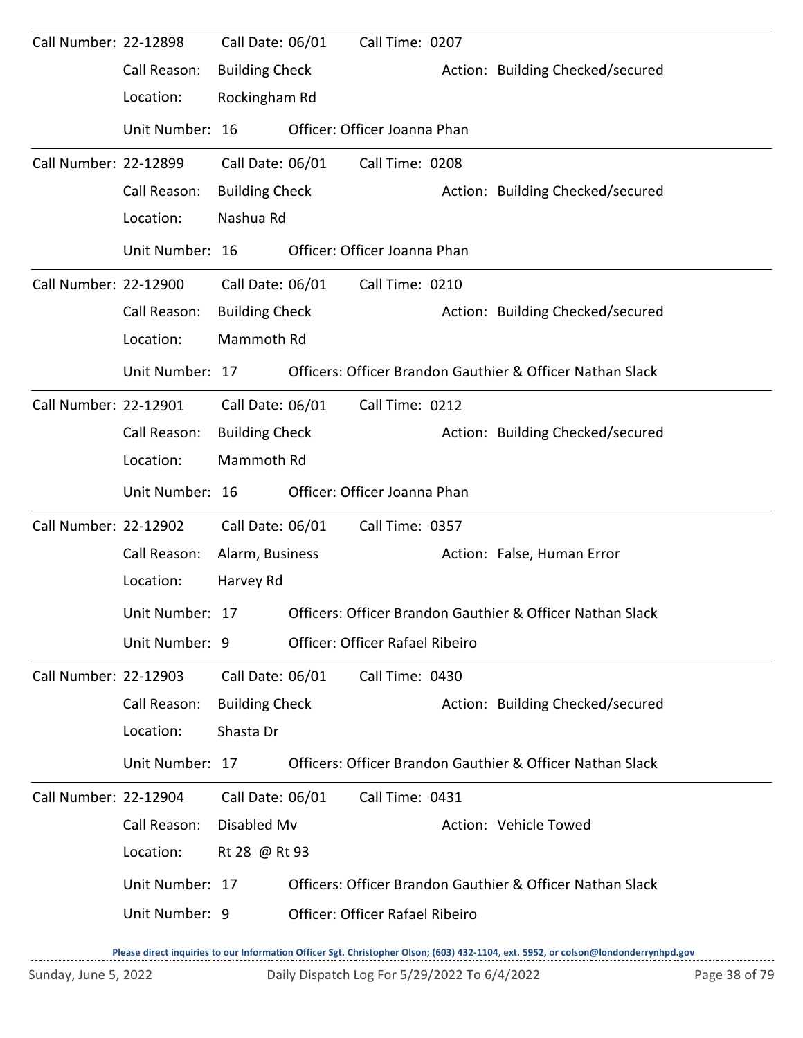Call Number: 22-12898 Call Date: 06/01 Call Time: 0207

Call Reason: Building Check Action: Building Checked/secured

Location: Rockingham Rd

Unit Number: 16 Officer: Officer Joanna Phan

---

Call Number: 22-12899 Call Date: 06/01 Call Time: 0208

Call Reason: Building Check Action: Building Checked/secured

Location: Nashua Rd

Unit Number: 16 Officer: Officer Joanna Phan

---

Call Number: 22-12900 Call Date: 06/01 Call Time: 0210

Call Reason: Building Check Action: Building Checked/secured

Location: Mammoth Rd

Unit Number: 17 Officers: Officer Brandon Gauthier & Officer Nathan Slack

---

Call Number: 22-12901 Call Date: 06/01 Call Time: 0212

Call Reason: Building Check Action: Building Checked/secured

Location: Mammoth Rd

Unit Number: 16 Officer: Officer Joanna Phan

---

Call Number: 22-12902 Call Date: 06/01 Call Time: 0357

Call Reason: Alarm, Business Action: False, Human Error

Location: Harvey Rd

Unit Number: 17 Officers: Officer Brandon Gauthier & Officer Nathan Slack

Unit Number: 9 Officer: Officer Rafael Ribeiro

---

Call Number: 22-12903 Call Date: 06/01 Call Time: 0430

Call Reason: Building Check Action: Building Checked/secured

Location: Shasta Dr

Unit Number: 17 Officers: Officer Brandon Gauthier & Officer Nathan Slack

---

Call Number: 22-12904 Call Date: 06/01 Call Time: 0431

Call Reason: Disabled Mv Action: Vehicle Towed

Location: Rt 28 @ Rt 93

Unit Number: 17 Officers: Officer Brandon Gauthier & Officer Nathan Slack

Unit Number: 9 Officer: Officer Rafael Ribeiro

---

Please direct inquiries to our Information Officer Sgt. Christopher Olson; (603) 432-1104, ext. 5952, or colson@londonderrynhpd.gov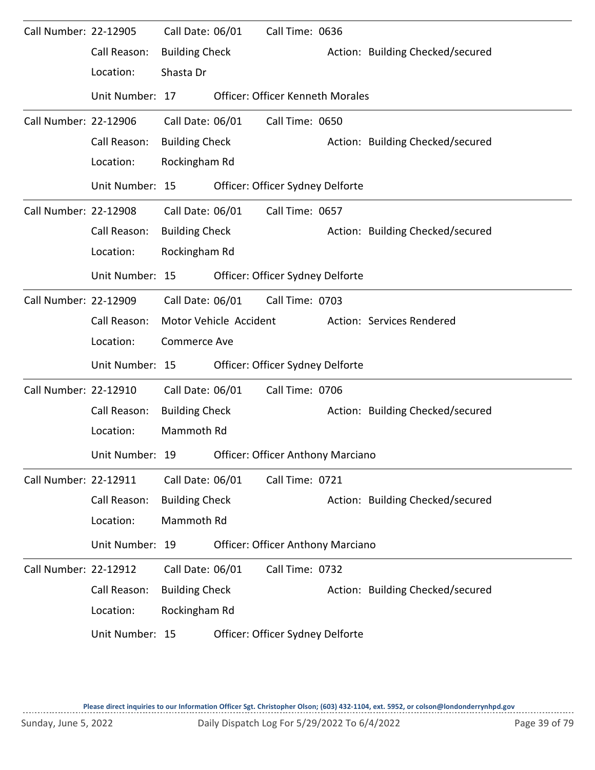Call Number: 22-12905 Call Date: 06/01 Call Time: 0636

Call Reason: Building Check  Action: Building Checked/secured

Location: Shasta Dr

Unit Number: 17  Officer: Officer Kenneth Morales

---

Call Number: 22-12906 Call Date: 06/01 Call Time: 0650

Call Reason: Building Check  Action: Building Checked/secured

Location: Rockingham Rd

Unit Number: 15  Officer: Officer Sydney Delforte

---

Call Number: 22-12908 Call Date: 06/01 Call Time: 0657

Call Reason: Building Check  Action: Building Checked/secured

Location: Rockingham Rd

Unit Number: 15  Officer: Officer Sydney Delforte

---

Call Number: 22-12909 Call Date: 06/01 Call Time: 0703

Call Reason: Motor Vehicle Accident  Action: Services Rendered

Location: Commerce Ave

Unit Number: 15  Officer: Officer Sydney Delforte

---

Call Number: 22-12910 Call Date: 06/01 Call Time: 0706

Call Reason: Building Check  Action: Building Checked/secured

Location: Mammoth Rd

Unit Number: 19  Officer: Officer Anthony Marciano

---

Call Number: 22-12911 Call Date: 06/01 Call Time: 0721

Call Reason: Building Check  Action: Building Checked/secured

Location: Mammoth Rd

Unit Number: 19  Officer: Officer Anthony Marciano

---

Call Number: 22-12912 Call Date: 06/01 Call Time: 0732

Call Reason: Building Check  Action: Building Checked/secured

Location: Rockingham Rd

Unit Number: 15  Officer: Officer Sydney Delforte

---

**Please direct inquiries to our Information Officer Sgt. Christopher Olson; (603) 432-1104, ext. 5952, or colson@londonderrynhpd.gov**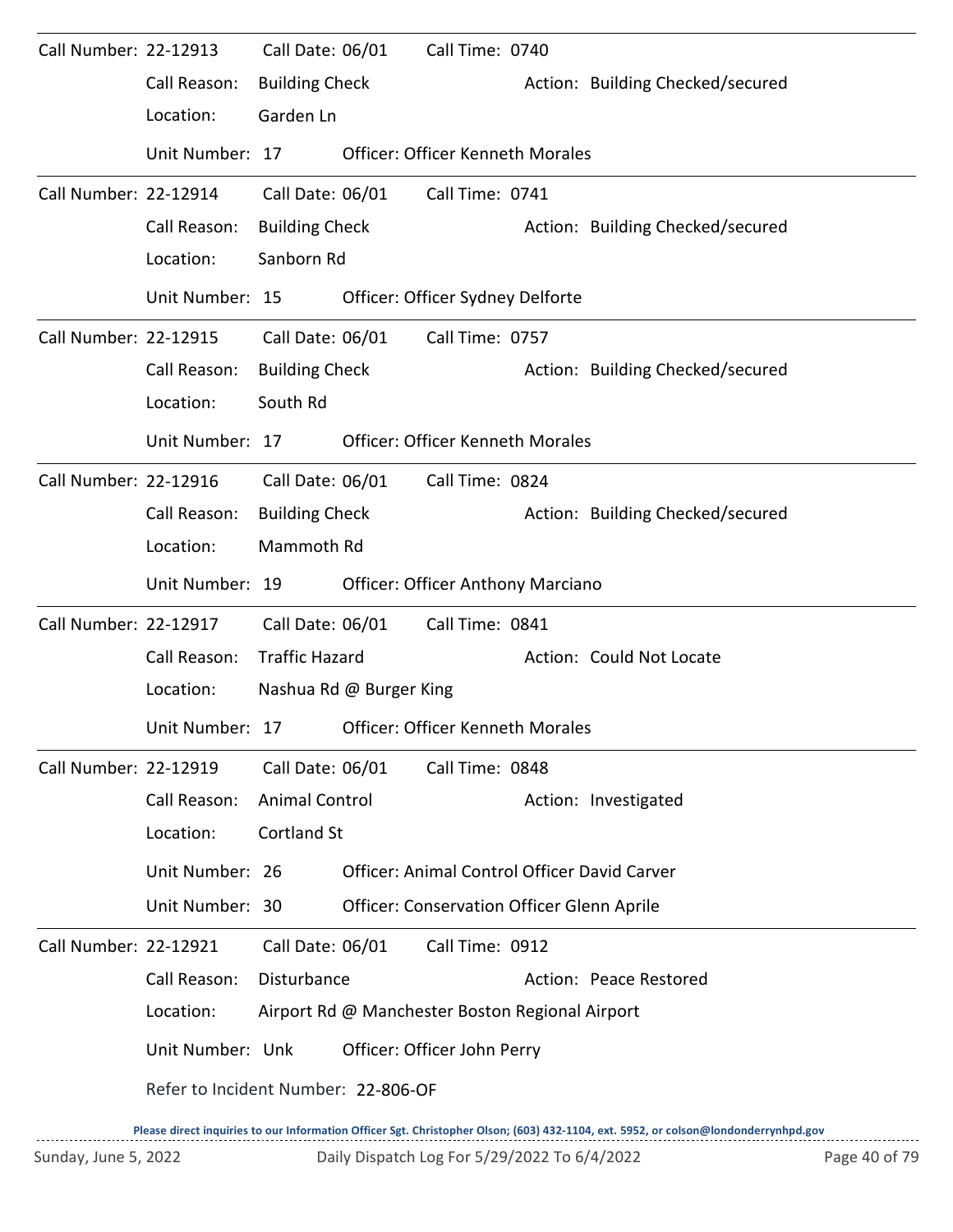Call Number: 22-12913 Call Date: 06/01 Call Time: 0740

Call Reason: Building Check Action: Building Checked/secured

Location: Garden Ln

Unit Number: 17 Officer: Officer Kenneth Morales

---

Call Number: 22-12914 Call Date: 06/01 Call Time: 0741

Call Reason: Building Check Action: Building Checked/secured

Location: Sanborn Rd

Unit Number: 15 Officer: Officer Sydney Delforte

---

Call Number: 22-12915 Call Date: 06/01 Call Time: 0757

Call Reason: Building Check Action: Building Checked/secured

Location: South Rd

Unit Number: 17 Officer: Officer Kenneth Morales

---

Call Number: 22-12916 Call Date: 06/01 Call Time: 0824

Call Reason: Building Check Action: Building Checked/secured

Location: Mammoth Rd

Unit Number: 19 Officer: Officer Anthony Marciano

---

Call Number: 22-12917 Call Date: 06/01 Call Time: 0841

Call Reason: Traffic Hazard Action: Could Not Locate

Location: Nashua Rd @ Burger King

Unit Number: 17 Officer: Officer Kenneth Morales

---

Call Number: 22-12919 Call Date: 06/01 Call Time: 0848

Call Reason: Animal Control Action: Investigated

Location: Cortland St

Unit Number: 26 Officer: Animal Control Officer David Carver

Unit Number: 30 Officer: Conservation Officer Glenn Aprile

---

Call Number: 22-12921 Call Date: 06/01 Call Time: 0912

Call Reason: Disturbance Action: Peace Restored

Location: Airport Rd @ Manchester Boston Regional Airport

Unit Number: Unk Officer: Officer John Perry

Refer to Incident Number: 22-806-OF

**Please direct inquiries to our Information Officer Sgt. Christopher Olson; (603) 432-1104, ext. 5952, or colson@londonderrynhpd.gov**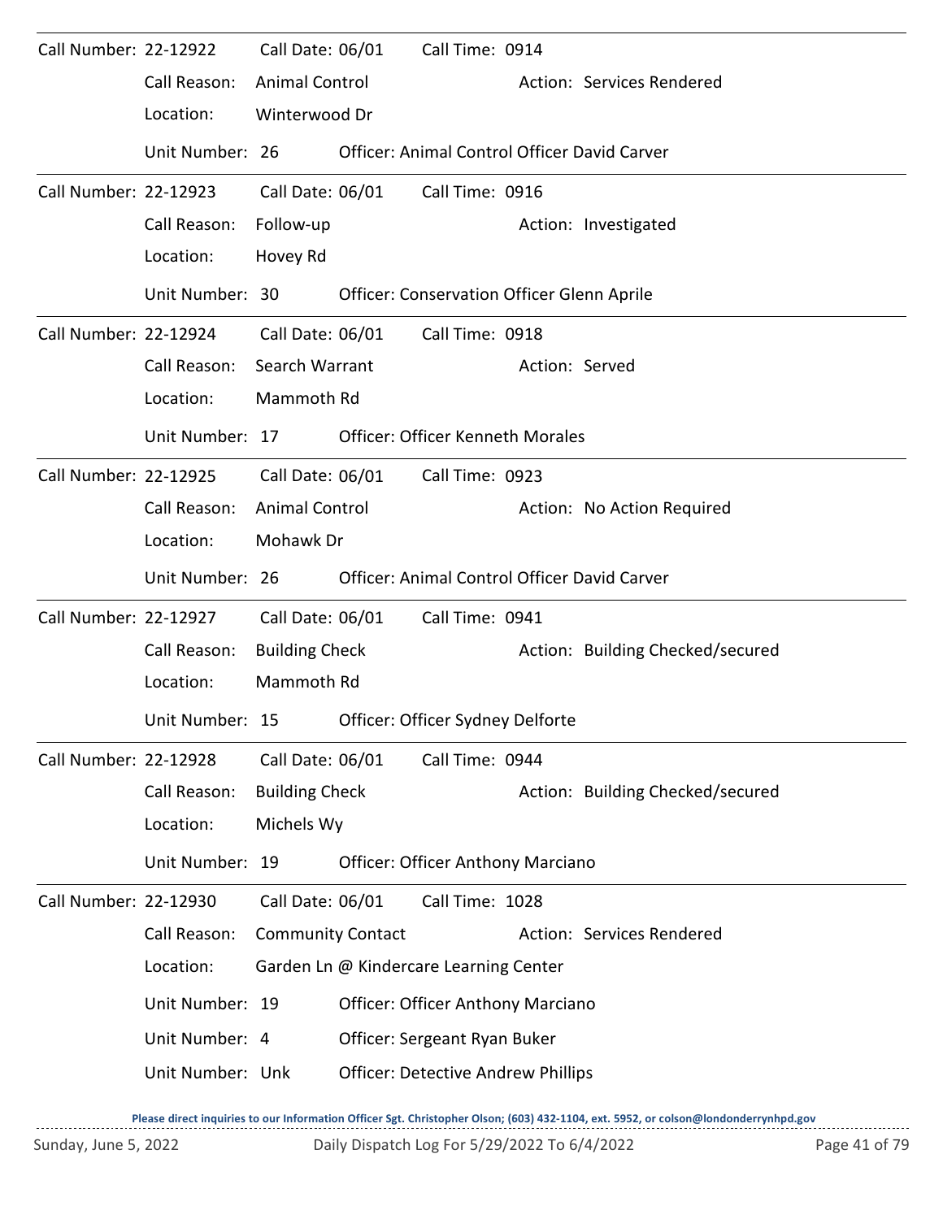Call Number: 22-12922 Call Date: 06/01 Call Time: 0914
Call Reason: Animal Control Action: Services Rendered
Location: Winterwood Dr
Unit Number: 26 Officer: Animal Control Officer David Carver

---

Call Number: 22-12923 Call Date: 06/01 Call Time: 0916
Call Reason: Follow-up Action: Investigated
Location: Hovey Rd
Unit Number: 30 Officer: Conservation Officer Glenn Aprile

---

Call Number: 22-12924 Call Date: 06/01 Call Time: 0918
Call Reason: Search Warrant Action: Served
Location: Mammoth Rd
Unit Number: 17 Officer: Officer Kenneth Morales

---

Call Number: 22-12925 Call Date: 06/01 Call Time: 0923
Call Reason: Animal Control Action: No Action Required
Location: Mohawk Dr
Unit Number: 26 Officer: Animal Control Officer David Carver

---

Call Number: 22-12927 Call Date: 06/01 Call Time: 0941
Call Reason: Building Check Action: Building Checked/secured
Location: Mammoth Rd
Unit Number: 15 Officer: Officer Sydney Delforte

---

Call Number: 22-12928 Call Date: 06/01 Call Time: 0944
Call Reason: Building Check Action: Building Checked/secured
Location: Michels Wy
Unit Number: 19 Officer: Officer Anthony Marciano

---

Call Number: 22-12930 Call Date: 06/01 Call Time: 1028
Call Reason: Community Contact Action: Services Rendered
Location: Garden Ln @ Kindercare Learning Center
Unit Number: 19 Officer: Officer Anthony Marciano
Unit Number: 4 Officer: Sergeant Ryan Buker
Unit Number: Unk Officer: Detective Andrew Phillips

Please direct inquiries to our Information Officer Sgt. Christopher Olson; (603) 432-1104, ext. 5952, or colson@londonderrynhpd.gov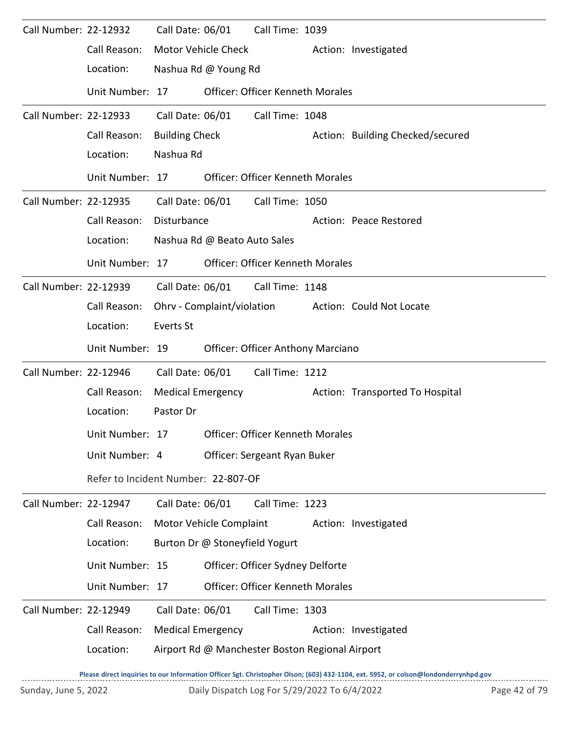Call Number: 22-12932 Call Date: 06/01 Call Time: 1039

Call Reason: Motor Vehicle Check Action: Investigated

Location: Nashua Rd @ Young Rd

Unit Number: 17 Officer: Officer Kenneth Morales

---

Call Number: 22-12933 Call Date: 06/01 Call Time: 1048

Call Reason: Building Check Action: Building Checked/secured

Location: Nashua Rd

Unit Number: 17 Officer: Officer Kenneth Morales

---

Call Number: 22-12935 Call Date: 06/01 Call Time: 1050

Call Reason: Disturbance Action: Peace Restored

Location: Nashua Rd @ Beato Auto Sales

Unit Number: 17 Officer: Officer Kenneth Morales

---

Call Number: 22-12939 Call Date: 06/01 Call Time: 1148

Call Reason: Ohrv - Complaint/violation Action: Could Not Locate

Location: Everts St

Unit Number: 19 Officer: Officer Anthony Marciano

---

Call Number: 22-12946 Call Date: 06/01 Call Time: 1212

Call Reason: Medical Emergency Action: Transported To Hospital

Location: Pastor Dr

Unit Number: 17 Officer: Officer Kenneth Morales

Unit Number: 4 Officer: Sergeant Ryan Buker

Refer to Incident Number: 22-807-OF

---

Call Number: 22-12947 Call Date: 06/01 Call Time: 1223

Call Reason: Motor Vehicle Complaint Action: Investigated

Location: Burton Dr @ Stoneyfield Yogurt

Unit Number: 15 Officer: Officer Sydney Delforte

Unit Number: 17 Officer: Officer Kenneth Morales

---

Call Number: 22-12949 Call Date: 06/01 Call Time: 1303

Call Reason: Medical Emergency Action: Investigated

Location: Airport Rd @ Manchester Boston Regional Airport

Please direct inquiries to our Information Officer Sgt. Christopher Olson; (603) 432-1104, ext. 5952, or colson@londonderrynhpd.gov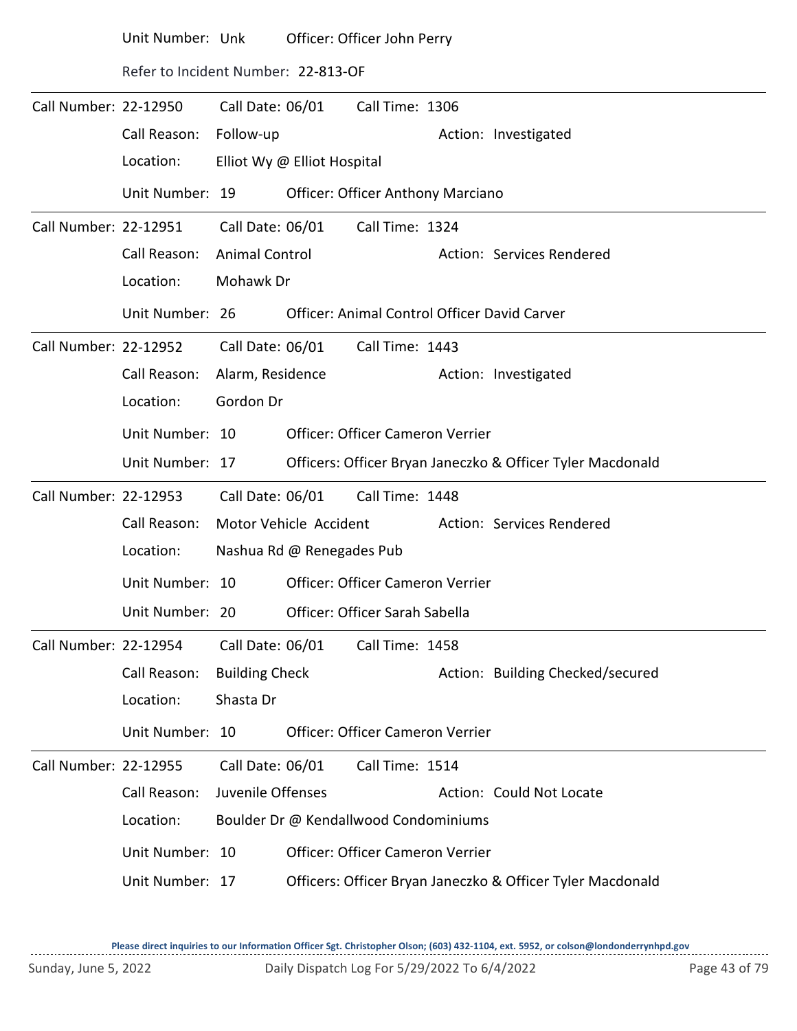Unit Number: Unk    Officer: Officer John Perry

Refer to Incident Number: 22-813-OF

---

Call Number: 22-12950    Call Date: 06/01    Call Time: 1306

Call Reason: Follow-up    Action: Investigated

Location: Elliot Wy @ Elliot Hospital

Unit Number: 19    Officer: Officer Anthony Marciano

---

Call Number: 22-12951    Call Date: 06/01    Call Time: 1324

Call Reason: Animal Control    Action: Services Rendered

Location: Mohawk Dr

Unit Number: 26    Officer: Animal Control Officer David Carver

---

Call Number: 22-12952    Call Date: 06/01    Call Time: 1443

Call Reason: Alarm, Residence    Action: Investigated

Location: Gordon Dr

Unit Number: 10    Officer: Officer Cameron Verrier

Unit Number: 17    Officers: Officer Bryan Janeczko & Officer Tyler Macdonald

---

Call Number: 22-12953    Call Date: 06/01    Call Time: 1448

Call Reason: Motor Vehicle Accident    Action: Services Rendered

Location: Nashua Rd @ Renegades Pub

Unit Number: 10    Officer: Officer Cameron Verrier

Unit Number: 20    Officer: Officer Sarah Sabella

---

Call Number: 22-12954    Call Date: 06/01    Call Time: 1458

Call Reason: Building Check    Action: Building Checked/secured

Location: Shasta Dr

Unit Number: 10    Officer: Officer Cameron Verrier

---

Call Number: 22-12955    Call Date: 06/01    Call Time: 1514

Call Reason: Juvenile Offenses    Action: Could Not Locate

Location: Boulder Dr @ Kendallwood Condominiums

Unit Number: 10    Officer: Officer Cameron Verrier

Unit Number: 17    Officers: Officer Bryan Janeczko & Officer Tyler Macdonald

Please direct inquiries to our Information Officer Sgt. Christopher Olson; (603) 432-1104, ext. 5952, or colson@londonderrynhpd.gov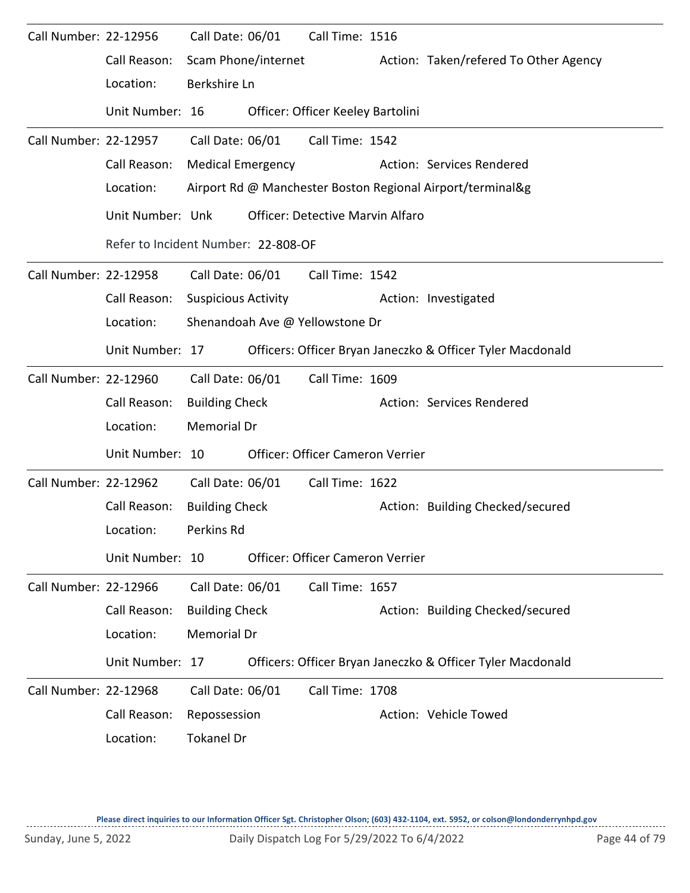Call Number: 22-12956    Call Date: 06/01    Call Time: 1516

Call Reason: Scam Phone/internet    Action: Taken/refered To Other Agency

Location: Berkshire Ln

Unit Number: 16    Officer: Officer Keeley Bartolini

---

Call Number: 22-12957    Call Date: 06/01    Call Time: 1542

Call Reason: Medical Emergency    Action: Services Rendered

Location: Airport Rd @ Manchester Boston Regional Airport/terminal&g

Unit Number: Unk    Officer: Detective Marvin Alfaro

Refer to Incident Number: 22-808-OF

---

Call Number: 22-12958    Call Date: 06/01    Call Time: 1542

Call Reason: Suspicious Activity    Action: Investigated

Location: Shenandoah Ave @ Yellowstone Dr

Unit Number: 17    Officers: Officer Bryan Janeczko & Officer Tyler Macdonald

---

Call Number: 22-12960    Call Date: 06/01    Call Time: 1609

Call Reason: Building Check    Action: Services Rendered

Location: Memorial Dr

Unit Number: 10    Officer: Officer Cameron Verrier

---

Call Number: 22-12962    Call Date: 06/01    Call Time: 1622

Call Reason: Building Check    Action: Building Checked/secured

Location: Perkins Rd

Unit Number: 10    Officer: Officer Cameron Verrier

---

Call Number: 22-12966    Call Date: 06/01    Call Time: 1657

Call Reason: Building Check    Action: Building Checked/secured

Location: Memorial Dr

Unit Number: 17    Officers: Officer Bryan Janeczko & Officer Tyler Macdonald

---

Call Number: 22-12968    Call Date: 06/01    Call Time: 1708

Call Reason: Repossession    Action: Vehicle Towed

Location: Tokanel Dr

Please direct inquiries to our Information Officer Sgt. Christopher Olson; (603) 432-1104, ext. 5952, or colson@londonderrynhpd.gov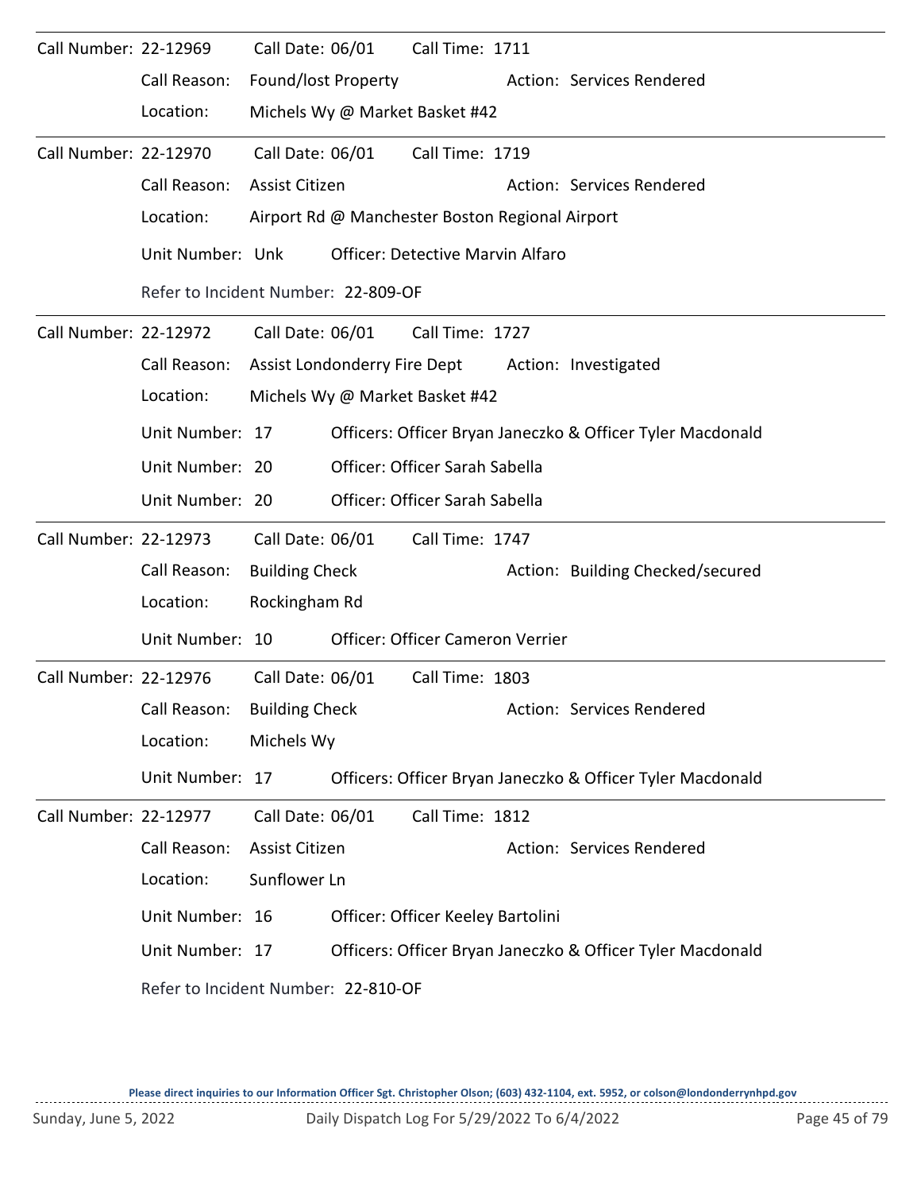Call Number: 22-12969 Call Date: 06/01 Call Time: 1711

Call Reason: Found/lost Property Action: Services Rendered

Location: Michels Wy @ Market Basket #42

---

Call Number: 22-12970 Call Date: 06/01 Call Time: 1719

Call Reason: Assist Citizen Action: Services Rendered

Location: Airport Rd @ Manchester Boston Regional Airport

Unit Number: Unk Officer: Detective Marvin Alfaro

Refer to Incident Number: 22-809-OF

---

Call Number: 22-12972 Call Date: 06/01 Call Time: 1727

Call Reason: Assist Londonderry Fire Dept Action: Investigated

Location: Michels Wy @ Market Basket #42

Unit Number: 17 Officers: Officer Bryan Janeczko & Officer Tyler Macdonald

Unit Number: 20 Officer: Officer Sarah Sabella

Unit Number: 20 Officer: Officer Sarah Sabella

---

Call Number: 22-12973 Call Date: 06/01 Call Time: 1747

Call Reason: Building Check Action: Building Checked/secured

Location: Rockingham Rd

Unit Number: 10 Officer: Officer Cameron Verrier

---

Call Number: 22-12976 Call Date: 06/01 Call Time: 1803

Call Reason: Building Check Action: Services Rendered

Location: Michels Wy

Unit Number: 17 Officers: Officer Bryan Janeczko & Officer Tyler Macdonald

---

Call Number: 22-12977 Call Date: 06/01 Call Time: 1812

Call Reason: Assist Citizen Action: Services Rendered

Location: Sunflower Ln

Unit Number: 16 Officer: Officer Keeley Bartolini

Unit Number: 17 Officers: Officer Bryan Janeczko & Officer Tyler Macdonald

Refer to Incident Number: 22-810-OF

**Please direct inquiries to our Information Officer Sgt. Christopher Olson; (603) 432-1104, ext. 5952, or colson@londonderrynhpd.gov**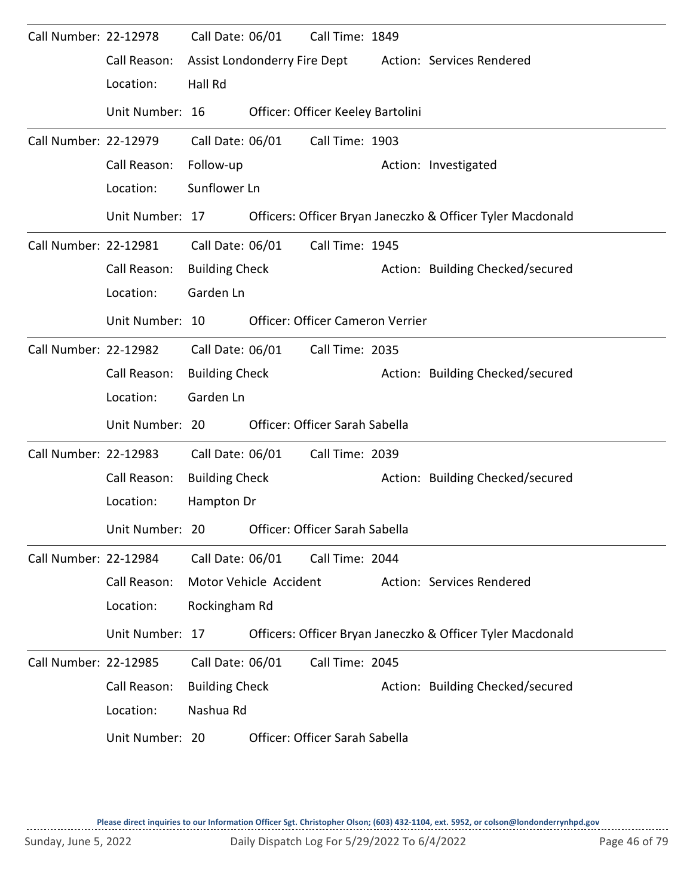| Call Number: | 22-12978 | Call Date: 06/01 | Call Time: 1849 | |
|---|---|---|---|---|
| | Call Reason: | Assist Londonderry Fire Dept | | Action: Services Rendered |
| | Location: | Hall Rd | | |
| | Unit Number: | 16 | Officer: Officer Keeley Bartolini | |

| Call Number: | 22-12979 | Call Date: 06/01 | Call Time: 1903 | |
|---|---|---|---|---|
| | Call Reason: | Follow-up | | Action: Investigated |
| | Location: | Sunflower Ln | | |
| | Unit Number: | 17 | Officers: Officer Bryan Janeczko & Officer Tyler Macdonald | |

| Call Number: | 22-12981 | Call Date: 06/01 | Call Time: 1945 | |
|---|---|---|---|---|
| | Call Reason: | Building Check | | Action: Building Checked/secured |
| | Location: | Garden Ln | | |
| | Unit Number: | 10 | Officer: Officer Cameron Verrier | |

| Call Number: | 22-12982 | Call Date: 06/01 | Call Time: 2035 | |
|---|---|---|---|---|
| | Call Reason: | Building Check | | Action: Building Checked/secured |
| | Location: | Garden Ln | | |
| | Unit Number: | 20 | Officer: Officer Sarah Sabella | |

| Call Number: | 22-12983 | Call Date: 06/01 | Call Time: 2039 | |
|---|---|---|---|---|
| | Call Reason: | Building Check | | Action: Building Checked/secured |
| | Location: | Hampton Dr | | |
| | Unit Number: | 20 | Officer: Officer Sarah Sabella | |

| Call Number: | 22-12984 | Call Date: 06/01 | Call Time: 2044 | |
|---|---|---|---|---|
| | Call Reason: | Motor Vehicle Accident | | Action: Services Rendered |
| | Location: | Rockingham Rd | | |
| | Unit Number: | 17 | Officers: Officer Bryan Janeczko & Officer Tyler Macdonald | |

| Call Number: | 22-12985 | Call Date: 06/01 | Call Time: 2045 | |
|---|---|---|---|---|
| | Call Reason: | Building Check | | Action: Building Checked/secured |
| | Location: | Nashua Rd | | |
| | Unit Number: | 20 | Officer: Officer Sarah Sabella | |

**Please direct inquiries to our Information Officer Sgt. Christopher Olson; (603) 432-1104, ext. 5952, or colson@londonderrynhpd.gov**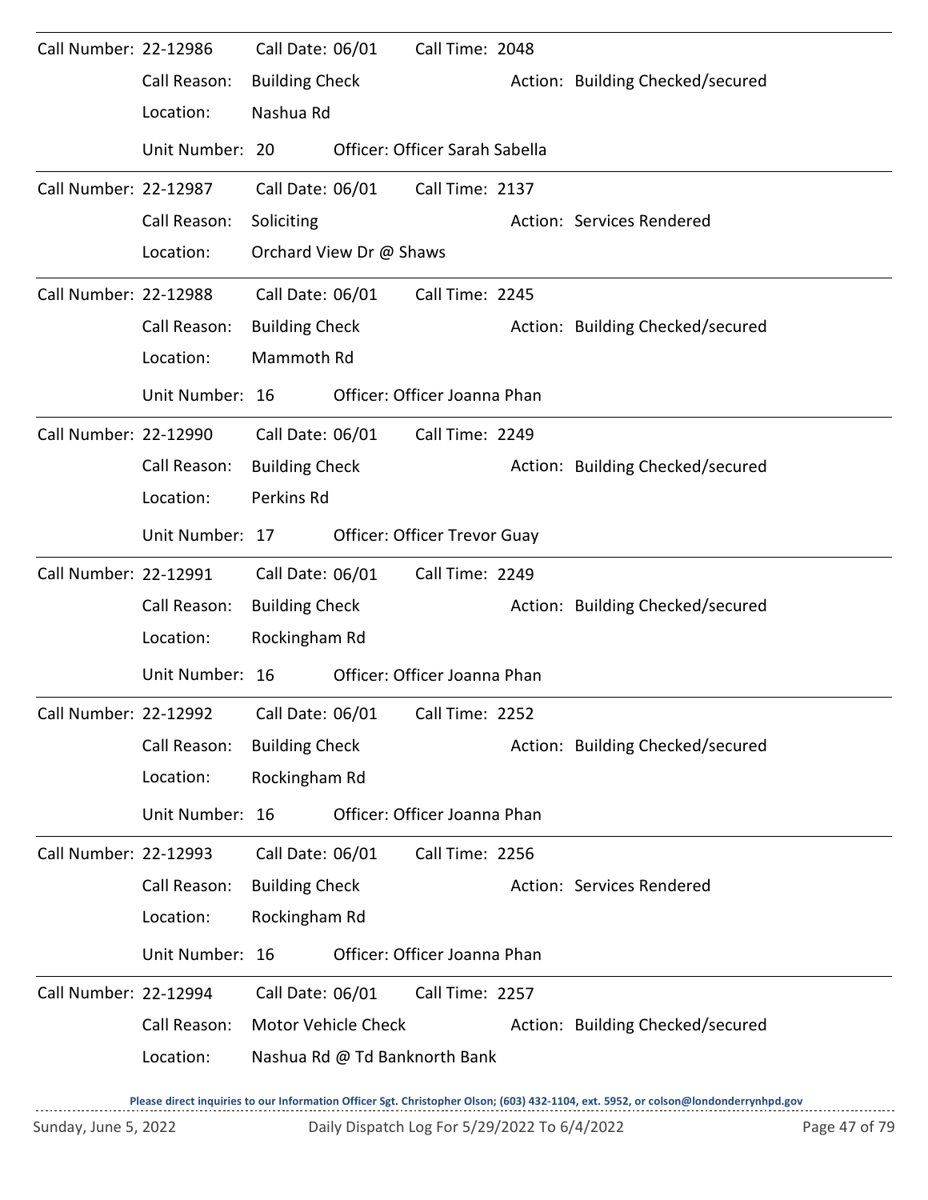Call Number: 22-12986 Call Date: 06/01 Call Time: 2048
Call Reason: Building Check Action: Building Checked/secured
Location: Nashua Rd
Unit Number: 20 Officer: Officer Sarah Sabella

---

Call Number: 22-12987 Call Date: 06/01 Call Time: 2137
Call Reason: Soliciting Action: Services Rendered
Location: Orchard View Dr @ Shaws

---

Call Number: 22-12988 Call Date: 06/01 Call Time: 2245
Call Reason: Building Check Action: Building Checked/secured
Location: Mammoth Rd
Unit Number: 16 Officer: Officer Joanna Phan

---

Call Number: 22-12990 Call Date: 06/01 Call Time: 2249
Call Reason: Building Check Action: Building Checked/secured
Location: Perkins Rd
Unit Number: 17 Officer: Officer Trevor Guay

---

Call Number: 22-12991 Call Date: 06/01 Call Time: 2249
Call Reason: Building Check Action: Building Checked/secured
Location: Rockingham Rd
Unit Number: 16 Officer: Officer Joanna Phan

---

Call Number: 22-12992 Call Date: 06/01 Call Time: 2252
Call Reason: Building Check Action: Building Checked/secured
Location: Rockingham Rd
Unit Number: 16 Officer: Officer Joanna Phan

---

Call Number: 22-12993 Call Date: 06/01 Call Time: 2256
Call Reason: Building Check Action: Services Rendered
Location: Rockingham Rd
Unit Number: 16 Officer: Officer Joanna Phan

---

Call Number: 22-12994 Call Date: 06/01 Call Time: 2257
Call Reason: Motor Vehicle Check Action: Building Checked/secured
Location: Nashua Rd @ Td Banknorth Bank

**Please direct inquiries to our Information Officer Sgt. Christopher Olson; (603) 432-1104, ext. 5952, or colson@londonderrynhpd.gov**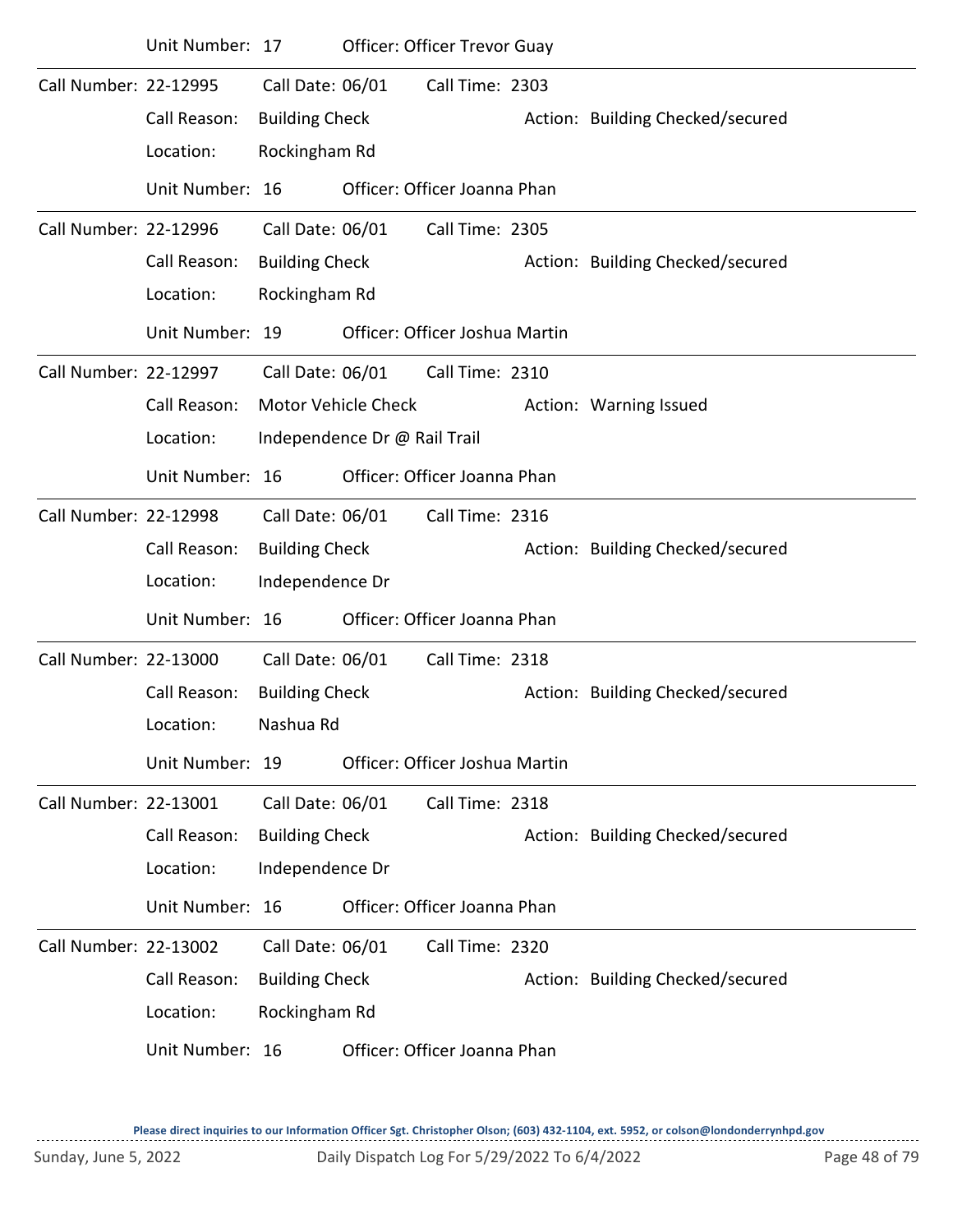Unit Number: 17 Officer: Officer Trevor Guay

---

Call Number: 22-12995 Call Date: 06/01 Call Time: 2303

Call Reason: Building Check Action: Building Checked/secured

Location: Rockingham Rd

Unit Number: 16 Officer: Officer Joanna Phan

---

Call Number: 22-12996 Call Date: 06/01 Call Time: 2305

Call Reason: Building Check Action: Building Checked/secured

Location: Rockingham Rd

Unit Number: 19 Officer: Officer Joshua Martin

---

Call Number: 22-12997 Call Date: 06/01 Call Time: 2310

Call Reason: Motor Vehicle Check Action: Warning Issued

Location: Independence Dr @ Rail Trail

Unit Number: 16 Officer: Officer Joanna Phan

---

Call Number: 22-12998 Call Date: 06/01 Call Time: 2316

Call Reason: Building Check Action: Building Checked/secured

Location: Independence Dr

Unit Number: 16 Officer: Officer Joanna Phan

---

Call Number: 22-13000 Call Date: 06/01 Call Time: 2318

Call Reason: Building Check Action: Building Checked/secured

Location: Nashua Rd

Unit Number: 19 Officer: Officer Joshua Martin

---

Call Number: 22-13001 Call Date: 06/01 Call Time: 2318

Call Reason: Building Check Action: Building Checked/secured

Location: Independence Dr

Unit Number: 16 Officer: Officer Joanna Phan

---

Call Number: 22-13002 Call Date: 06/01 Call Time: 2320

Call Reason: Building Check Action: Building Checked/secured

Location: Rockingham Rd

Unit Number: 16 Officer: Officer Joanna Phan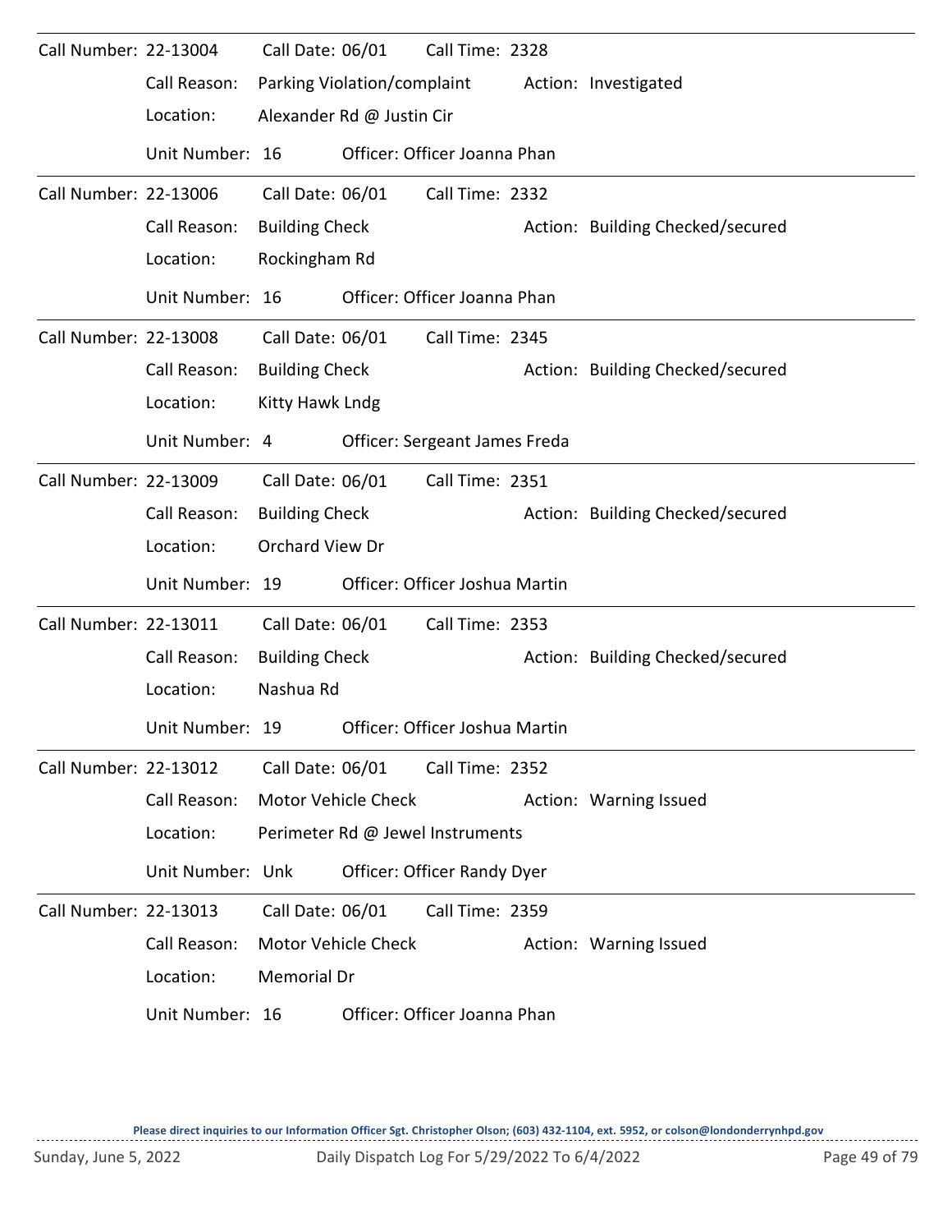Call Number: 22-13004 Call Date: 06/01 Call Time: 2328
Call Reason: Parking Violation/complaint Action: Investigated
Location: Alexander Rd @ Justin Cir
Unit Number: 16 Officer: Officer Joanna Phan

---

Call Number: 22-13006 Call Date: 06/01 Call Time: 2332
Call Reason: Building Check Action: Building Checked/secured
Location: Rockingham Rd
Unit Number: 16 Officer: Officer Joanna Phan

---

Call Number: 22-13008 Call Date: 06/01 Call Time: 2345
Call Reason: Building Check Action: Building Checked/secured
Location: Kitty Hawk Lndg
Unit Number: 4 Officer: Sergeant James Freda

---

Call Number: 22-13009 Call Date: 06/01 Call Time: 2351
Call Reason: Building Check Action: Building Checked/secured
Location: Orchard View Dr
Unit Number: 19 Officer: Officer Joshua Martin

---

Call Number: 22-13011 Call Date: 06/01 Call Time: 2353
Call Reason: Building Check Action: Building Checked/secured
Location: Nashua Rd
Unit Number: 19 Officer: Officer Joshua Martin

---

Call Number: 22-13012 Call Date: 06/01 Call Time: 2352
Call Reason: Motor Vehicle Check Action: Warning Issued
Location: Perimeter Rd @ Jewel Instruments
Unit Number: Unk Officer: Officer Randy Dyer

---

Call Number: 22-13013 Call Date: 06/01 Call Time: 2359
Call Reason: Motor Vehicle Check Action: Warning Issued
Location: Memorial Dr
Unit Number: 16 Officer: Officer Joanna Phan

**Please direct inquiries to our Information Officer Sgt. Christopher Olson; (603) 432-1104, ext. 5952, or colson@londonderrynhpd.gov**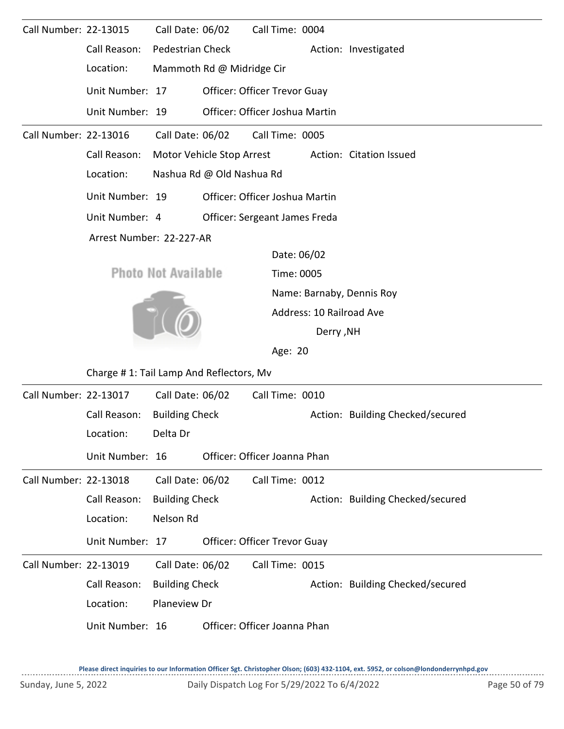**Call Number:** 22-13015 **Call Date:** 06/02 **Call Time:** 0004

Call Reason: Pedestrian Check Action: Investigated

Location: Mammoth Rd @ Midridge Cir

Unit Number: 17 Officer: Officer Trevor Guay

Unit Number: 19 Officer: Officer Joshua Martin

---

**Call Number:** 22-13016 **Call Date:** 06/02 **Call Time:** 0005

Call Reason: Motor Vehicle Stop Arrest Action: Citation Issued

Location: Nashua Rd @ Old Nashua Rd

Unit Number: 19 Officer: Officer Joshua Martin

Unit Number: 4 Officer: Sergeant James Freda

Arrest Number: 22-227-AR

Photo Not Available

Date: 06/02

Time: 0005

Name: Barnaby, Dennis Roy

Address: 10 Railroad Ave

Derry ,NH

Age: 20

Charge # 1: Tail Lamp And Reflectors, Mv

---

**Call Number:** 22-13017 **Call Date:** 06/02 **Call Time:** 0010

Call Reason: Building Check Action: Building Checked/secured

Location: Delta Dr

Unit Number: 16 Officer: Officer Joanna Phan

---

**Call Number:** 22-13018 **Call Date:** 06/02 **Call Time:** 0012

Call Reason: Building Check Action: Building Checked/secured

Location: Nelson Rd

Unit Number: 17 Officer: Officer Trevor Guay

---

**Call Number:** 22-13019 **Call Date:** 06/02 **Call Time:** 0015

Call Reason: Building Check Action: Building Checked/secured

Location: Planeview Dr

Unit Number: 16 Officer: Officer Joanna Phan

---

**Please direct inquiries to our Information Officer Sgt. Christopher Olson; (603) 432-1104, ext. 5952, or colson@londonderrynhpd.gov**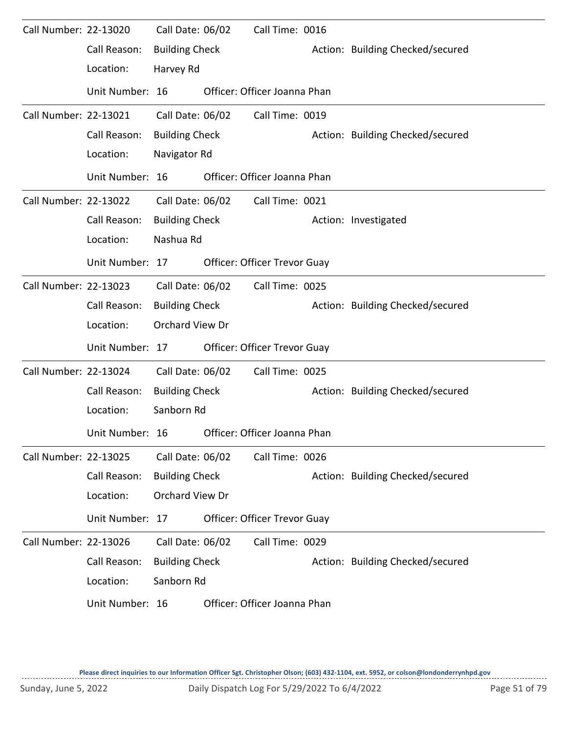Call Number: 22-13020 Call Date: 06/02 Call Time: 0016

Call Reason: Building Check Action: Building Checked/secured

Location: Harvey Rd

Unit Number: 16 Officer: Officer Joanna Phan

---

Call Number: 22-13021 Call Date: 06/02 Call Time: 0019

Call Reason: Building Check Action: Building Checked/secured

Location: Navigator Rd

Unit Number: 16 Officer: Officer Joanna Phan

---

Call Number: 22-13022 Call Date: 06/02 Call Time: 0021

Call Reason: Building Check Action: Investigated

Location: Nashua Rd

Unit Number: 17 Officer: Officer Trevor Guay

---

Call Number: 22-13023 Call Date: 06/02 Call Time: 0025

Call Reason: Building Check Action: Building Checked/secured

Location: Orchard View Dr

Unit Number: 17 Officer: Officer Trevor Guay

---

Call Number: 22-13024 Call Date: 06/02 Call Time: 0025

Call Reason: Building Check Action: Building Checked/secured

Location: Sanborn Rd

Unit Number: 16 Officer: Officer Joanna Phan

---

Call Number: 22-13025 Call Date: 06/02 Call Time: 0026

Call Reason: Building Check Action: Building Checked/secured

Location: Orchard View Dr

Unit Number: 17 Officer: Officer Trevor Guay

---

Call Number: 22-13026 Call Date: 06/02 Call Time: 0029

Call Reason: Building Check Action: Building Checked/secured

Location: Sanborn Rd

Unit Number: 16 Officer: Officer Joanna Phan

Please direct inquiries to our Information Officer Sgt. Christopher Olson; (603) 432-1104, ext. 5952, or colson@londonderrynhpd.gov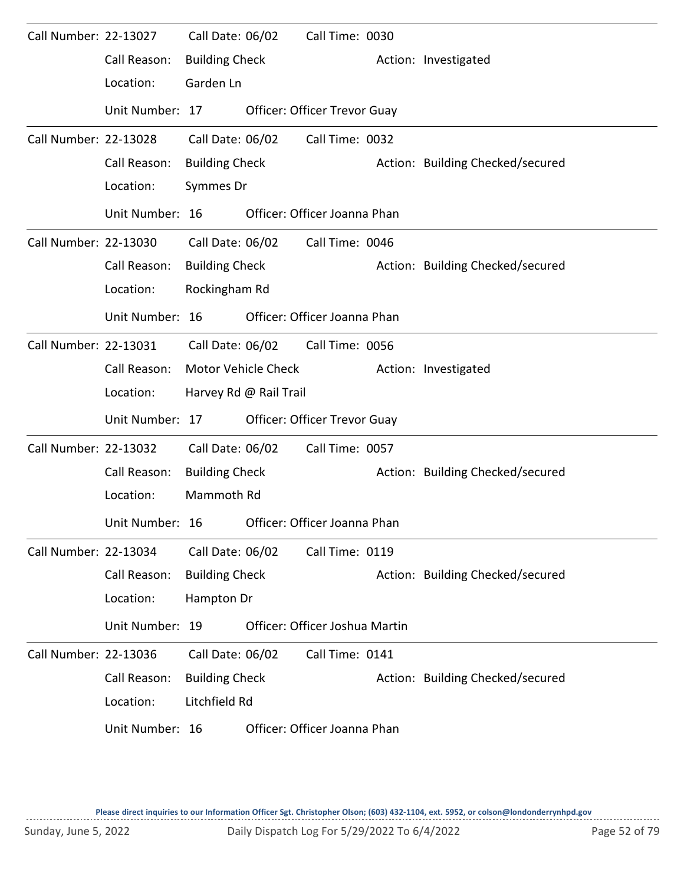Call Number: 22-13027 Call Date: 06/02 Call Time: 0030

Call Reason: Building Check Action: Investigated

Location: Garden Ln

Unit Number: 17 Officer: Officer Trevor Guay

---

Call Number: 22-13028 Call Date: 06/02 Call Time: 0032

Call Reason: Building Check Action: Building Checked/secured

Location: Symmes Dr

Unit Number: 16 Officer: Officer Joanna Phan

---

Call Number: 22-13030 Call Date: 06/02 Call Time: 0046

Call Reason: Building Check Action: Building Checked/secured

Location: Rockingham Rd

Unit Number: 16 Officer: Officer Joanna Phan

---

Call Number: 22-13031 Call Date: 06/02 Call Time: 0056

Call Reason: Motor Vehicle Check Action: Investigated

Location: Harvey Rd @ Rail Trail

Unit Number: 17 Officer: Officer Trevor Guay

---

Call Number: 22-13032 Call Date: 06/02 Call Time: 0057

Call Reason: Building Check Action: Building Checked/secured

Location: Mammoth Rd

Unit Number: 16 Officer: Officer Joanna Phan

---

Call Number: 22-13034 Call Date: 06/02 Call Time: 0119

Call Reason: Building Check Action: Building Checked/secured

Location: Hampton Dr

Unit Number: 19 Officer: Officer Joshua Martin

---

Call Number: 22-13036 Call Date: 06/02 Call Time: 0141

Call Reason: Building Check Action: Building Checked/secured

Location: Litchfield Rd

Unit Number: 16 Officer: Officer Joanna Phan

Please direct inquiries to our Information Officer Sgt. Christopher Olson; (603) 432-1104, ext. 5952, or colson@londonderrynhpd.gov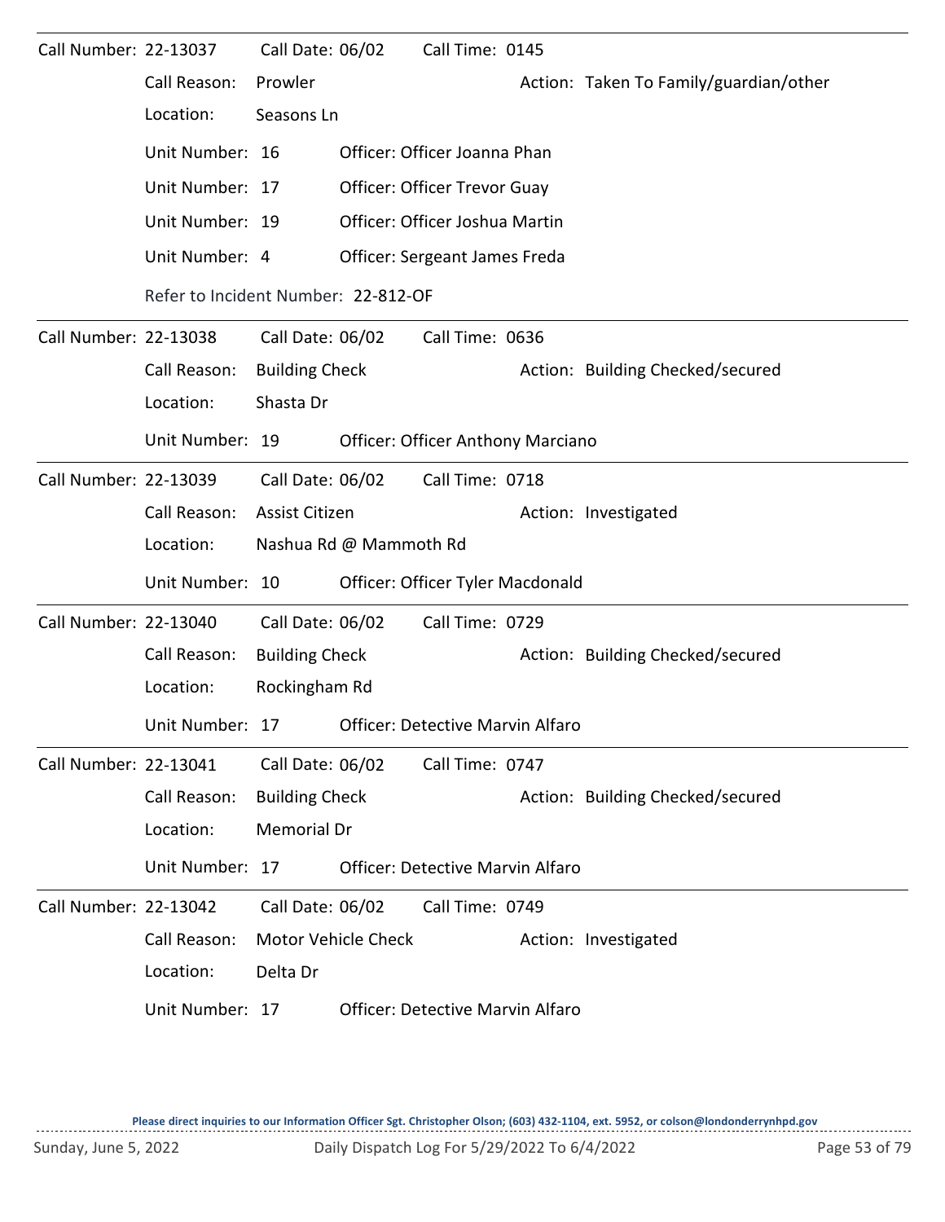**Call Number:** 22-13037 **Call Date:** 06/02 **Call Time:** 0145

Call Reason: Prowler
Action: Taken To Family/guardian/other
Location: Seasons Ln

Unit Number: 16 Officer: Officer Joanna Phan
Unit Number: 17 Officer: Officer Trevor Guay
Unit Number: 19 Officer: Officer Joshua Martin
Unit Number: 4 Officer: Sergeant James Freda

Refer to Incident Number: 22-812-OF

---

**Call Number:** 22-13038 **Call Date:** 06/02 **Call Time:** 0636

Call Reason: Building Check
Action: Building Checked/secured
Location: Shasta Dr

Unit Number: 19 Officer: Officer Anthony Marciano

---

**Call Number:** 22-13039 **Call Date:** 06/02 **Call Time:** 0718

Call Reason: Assist Citizen
Action: Investigated
Location: Nashua Rd @ Mammoth Rd

Unit Number: 10 Officer: Officer Tyler Macdonald

---

**Call Number:** 22-13040 **Call Date:** 06/02 **Call Time:** 0729

Call Reason: Building Check
Action: Building Checked/secured
Location: Rockingham Rd

Unit Number: 17 Officer: Detective Marvin Alfaro

---

**Call Number:** 22-13041 **Call Date:** 06/02 **Call Time:** 0747

Call Reason: Building Check
Action: Building Checked/secured
Location: Memorial Dr

Unit Number: 17 Officer: Detective Marvin Alfaro

---

**Call Number:** 22-13042 **Call Date:** 06/02 **Call Time:** 0749

Call Reason: Motor Vehicle Check
Action: Investigated
Location: Delta Dr

Unit Number: 17 Officer: Detective Marvin Alfaro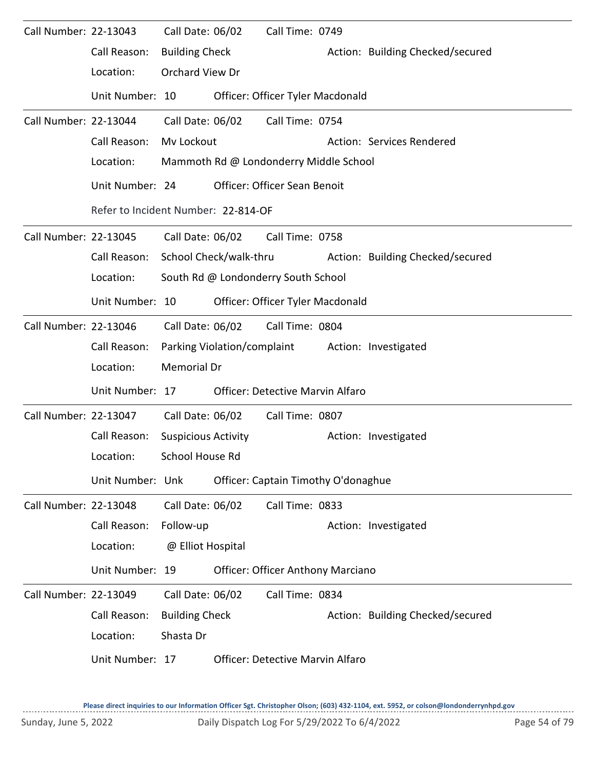Call Number: 22-13043 Call Date: 06/02 Call Time: 0749

Call Reason: Building Check Action: Building Checked/secured

Location: Orchard View Dr

Unit Number: 10 Officer: Officer Tyler Macdonald

---

Call Number: 22-13044 Call Date: 06/02 Call Time: 0754

Call Reason: Mv Lockout Action: Services Rendered

Location: Mammoth Rd @ Londonderry Middle School

Unit Number: 24 Officer: Officer Sean Benoit

Refer to Incident Number: 22-814-OF

---

Call Number: 22-13045 Call Date: 06/02 Call Time: 0758

Call Reason: School Check/walk-thru Action: Building Checked/secured

Location: South Rd @ Londonderry South School

Unit Number: 10 Officer: Officer Tyler Macdonald

---

Call Number: 22-13046 Call Date: 06/02 Call Time: 0804

Call Reason: Parking Violation/complaint Action: Investigated

Location: Memorial Dr

Unit Number: 17 Officer: Detective Marvin Alfaro

---

Call Number: 22-13047 Call Date: 06/02 Call Time: 0807

Call Reason: Suspicious Activity Action: Investigated

Location: School House Rd

Unit Number: Unk Officer: Captain Timothy O'donaghue

---

Call Number: 22-13048 Call Date: 06/02 Call Time: 0833

Call Reason: Follow-up Action: Investigated

Location: @ Elliot Hospital

Unit Number: 19 Officer: Officer Anthony Marciano

---

Call Number: 22-13049 Call Date: 06/02 Call Time: 0834

Call Reason: Building Check Action: Building Checked/secured

Location: Shasta Dr

Unit Number: 17 Officer: Detective Marvin Alfaro

**Please direct inquiries to our Information Officer Sgt. Christopher Olson; (603) 432-1104, ext. 5952, or colson@londonderrynhpd.gov**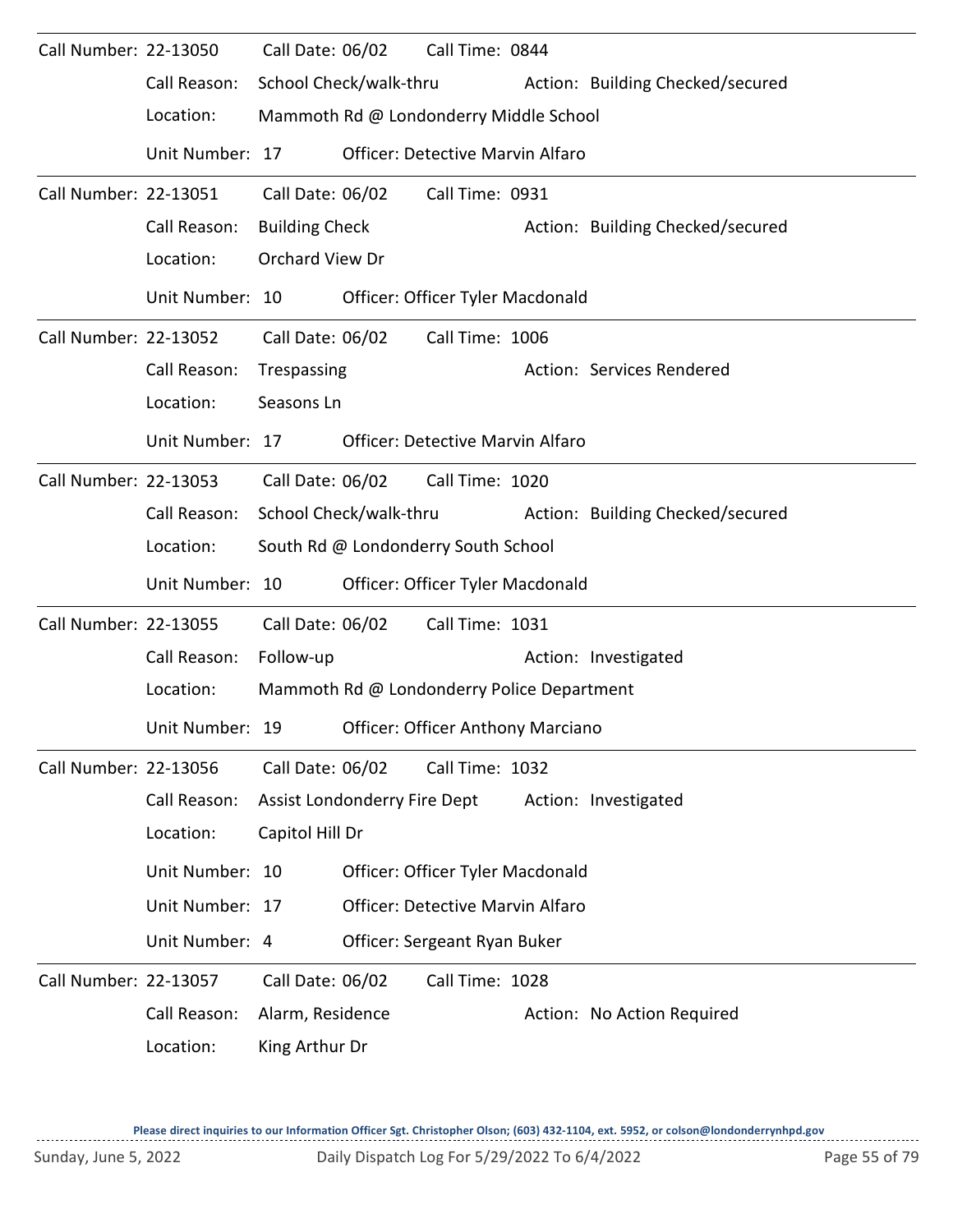Call Number: 22-13050 Call Date: 06/02 Call Time: 0844

Call Reason: School Check/walk-thru Action: Building Checked/secured

Location: Mammoth Rd @ Londonderry Middle School

Unit Number: 17 Officer: Detective Marvin Alfaro

---

Call Number: 22-13051 Call Date: 06/02 Call Time: 0931

Call Reason: Building Check Action: Building Checked/secured

Location: Orchard View Dr

Unit Number: 10 Officer: Officer Tyler Macdonald

---

Call Number: 22-13052 Call Date: 06/02 Call Time: 1006

Call Reason: Trespassing Action: Services Rendered

Location: Seasons Ln

Unit Number: 17 Officer: Detective Marvin Alfaro

---

Call Number: 22-13053 Call Date: 06/02 Call Time: 1020

Call Reason: School Check/walk-thru Action: Building Checked/secured

Location: South Rd @ Londonderry South School

Unit Number: 10 Officer: Officer Tyler Macdonald

---

Call Number: 22-13055 Call Date: 06/02 Call Time: 1031

Call Reason: Follow-up Action: Investigated

Location: Mammoth Rd @ Londonderry Police Department

Unit Number: 19 Officer: Officer Anthony Marciano

---

Call Number: 22-13056 Call Date: 06/02 Call Time: 1032

Call Reason: Assist Londonderry Fire Dept Action: Investigated

Location: Capitol Hill Dr

Unit Number: 10 Officer: Officer Tyler Macdonald

Unit Number: 17 Officer: Detective Marvin Alfaro

Unit Number: 4 Officer: Sergeant Ryan Buker

---

Call Number: 22-13057 Call Date: 06/02 Call Time: 1028

Call Reason: Alarm, Residence Action: No Action Required

Location: King Arthur Dr

Please direct inquiries to our Information Officer Sgt. Christopher Olson; (603) 432-1104, ext. 5952, or colson@londonderrynhpd.gov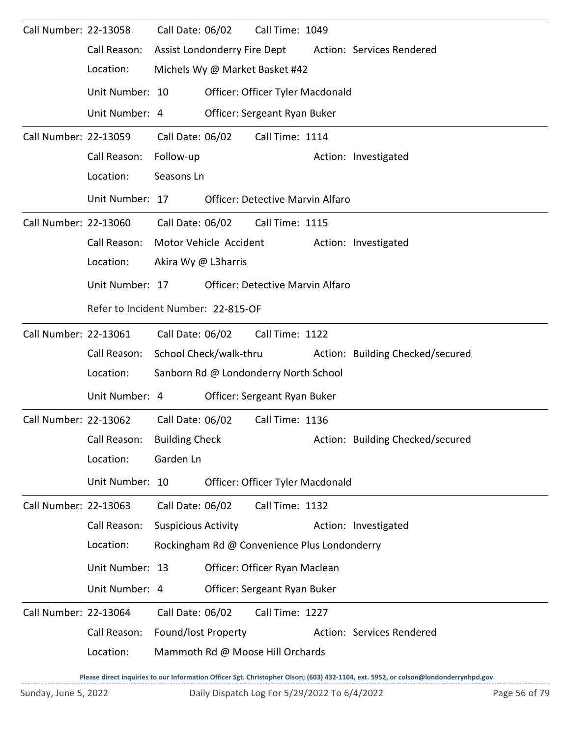**Call Number:** 22-13058 **Call Date:** 06/02 **Call Time:** 1049

- Call Reason: Assist Londonderry Fire Dept — Action: Services Rendered
- Location: Michels Wy @ Market Basket #42
- Unit Number: 10 — Officer: Officer Tyler Macdonald
- Unit Number: 4 — Officer: Sergeant Ryan Buker

---

**Call Number:** 22-13059 **Call Date:** 06/02 **Call Time:** 1114

- Call Reason: Follow-up — Action: Investigated
- Location: Seasons Ln
- Unit Number: 17 — Officer: Detective Marvin Alfaro

---

**Call Number:** 22-13060 **Call Date:** 06/02 **Call Time:** 1115

- Call Reason: Motor Vehicle Accident — Action: Investigated
- Location: Akira Wy @ L3harris
- Unit Number: 17 — Officer: Detective Marvin Alfaro
- Refer to Incident Number: 22-815-OF

---

**Call Number:** 22-13061 **Call Date:** 06/02 **Call Time:** 1122

- Call Reason: School Check/walk-thru — Action: Building Checked/secured
- Location: Sanborn Rd @ Londonderry North School
- Unit Number: 4 — Officer: Sergeant Ryan Buker

---

**Call Number:** 22-13062 **Call Date:** 06/02 **Call Time:** 1136

- Call Reason: Building Check — Action: Building Checked/secured
- Location: Garden Ln
- Unit Number: 10 — Officer: Officer Tyler Macdonald

---

**Call Number:** 22-13063 **Call Date:** 06/02 **Call Time:** 1132

- Call Reason: Suspicious Activity — Action: Investigated
- Location: Rockingham Rd @ Convenience Plus Londonderry
- Unit Number: 13 — Officer: Officer Ryan Maclean
- Unit Number: 4 — Officer: Sergeant Ryan Buker

---

**Call Number:** 22-13064 **Call Date:** 06/02 **Call Time:** 1227

- Call Reason: Found/lost Property — Action: Services Rendered
- Location: Mammoth Rd @ Moose Hill Orchards

**Please direct inquiries to our Information Officer Sgt. Christopher Olson; (603) 432-1104, ext. 5952, or colson@londonderrynhpd.gov**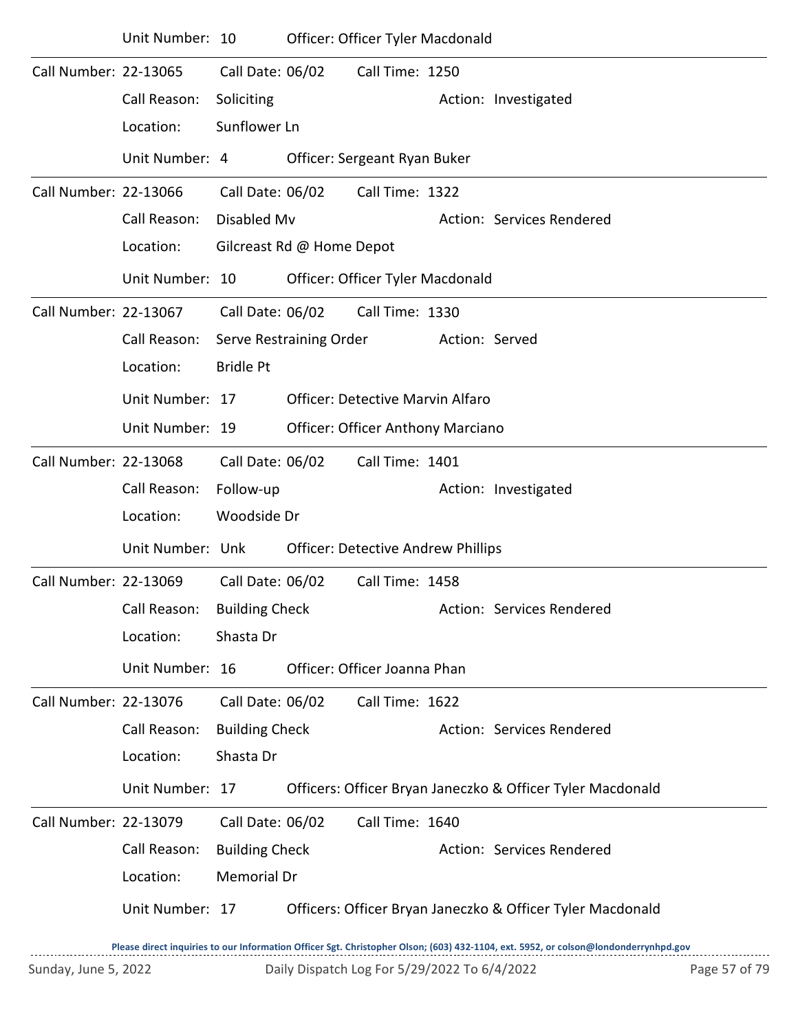Unit Number: 10 Officer: Officer Tyler Macdonald

---

Call Number: 22-13065 Call Date: 06/02 Call Time: 1250

Call Reason: Soliciting Action: Investigated

Location: Sunflower Ln

Unit Number: 4 Officer: Sergeant Ryan Buker

---

Call Number: 22-13066 Call Date: 06/02 Call Time: 1322

Call Reason: Disabled Mv Action: Services Rendered

Location: Gilcreast Rd @ Home Depot

Unit Number: 10 Officer: Officer Tyler Macdonald

---

Call Number: 22-13067 Call Date: 06/02 Call Time: 1330

Call Reason: Serve Restraining Order Action: Served

Location: Bridle Pt

Unit Number: 17 Officer: Detective Marvin Alfaro

Unit Number: 19 Officer: Officer Anthony Marciano

---

Call Number: 22-13068 Call Date: 06/02 Call Time: 1401

Call Reason: Follow-up Action: Investigated

Location: Woodside Dr

Unit Number: Unk Officer: Detective Andrew Phillips

---

Call Number: 22-13069 Call Date: 06/02 Call Time: 1458

Call Reason: Building Check Action: Services Rendered

Location: Shasta Dr

Unit Number: 16 Officer: Officer Joanna Phan

---

Call Number: 22-13076 Call Date: 06/02 Call Time: 1622

Call Reason: Building Check Action: Services Rendered

Location: Shasta Dr

Unit Number: 17 Officers: Officer Bryan Janeczko & Officer Tyler Macdonald

---

Call Number: 22-13079 Call Date: 06/02 Call Time: 1640

Call Reason: Building Check Action: Services Rendered

Location: Memorial Dr

Unit Number: 17 Officers: Officer Bryan Janeczko & Officer Tyler Macdonald

Please direct inquiries to our Information Officer Sgt. Christopher Olson; (603) 432-1104, ext. 5952, or colson@londonderrynhpd.gov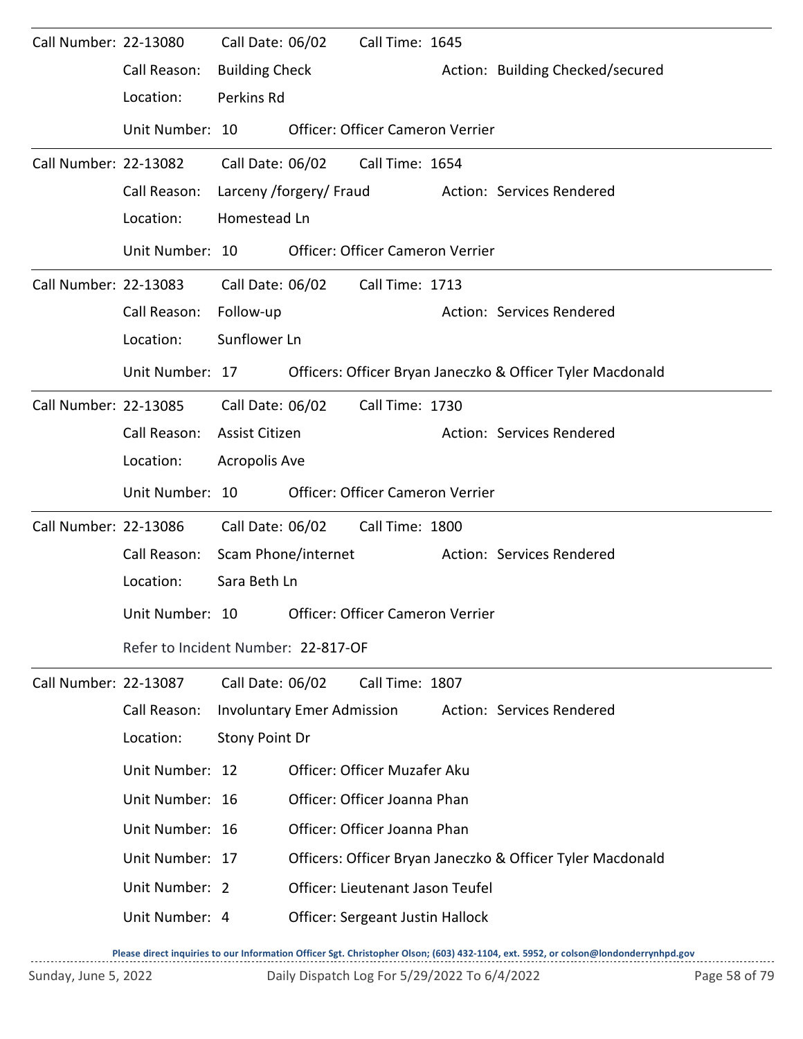Call Number: 22-13080 Call Date: 06/02 Call Time: 1645

Call Reason: Building Check Action: Building Checked/secured

Location: Perkins Rd

Unit Number: 10 Officer: Officer Cameron Verrier

---

Call Number: 22-13082 Call Date: 06/02 Call Time: 1654

Call Reason: Larceny /forgery/ Fraud Action: Services Rendered

Location: Homestead Ln

Unit Number: 10 Officer: Officer Cameron Verrier

---

Call Number: 22-13083 Call Date: 06/02 Call Time: 1713

Call Reason: Follow-up Action: Services Rendered

Location: Sunflower Ln

Unit Number: 17 Officers: Officer Bryan Janeczko & Officer Tyler Macdonald

---

Call Number: 22-13085 Call Date: 06/02 Call Time: 1730

Call Reason: Assist Citizen Action: Services Rendered

Location: Acropolis Ave

Unit Number: 10 Officer: Officer Cameron Verrier

---

Call Number: 22-13086 Call Date: 06/02 Call Time: 1800

Call Reason: Scam Phone/internet Action: Services Rendered

Location: Sara Beth Ln

Unit Number: 10 Officer: Officer Cameron Verrier

Refer to Incident Number: 22-817-OF

---

Call Number: 22-13087 Call Date: 06/02 Call Time: 1807

Call Reason: Involuntary Emer Admission Action: Services Rendered

Location: Stony Point Dr

Unit Number: 12 Officer: Officer Muzafer Aku

Unit Number: 16 Officer: Officer Joanna Phan

Unit Number: 16 Officer: Officer Joanna Phan

Unit Number: 17 Officers: Officer Bryan Janeczko & Officer Tyler Macdonald

Unit Number: 2 Officer: Lieutenant Jason Teufel

Unit Number: 4 Officer: Sergeant Justin Hallock

Please direct inquiries to our Information Officer Sgt. Christopher Olson; (603) 432-1104, ext. 5952, or colson@londonderrynhpd.gov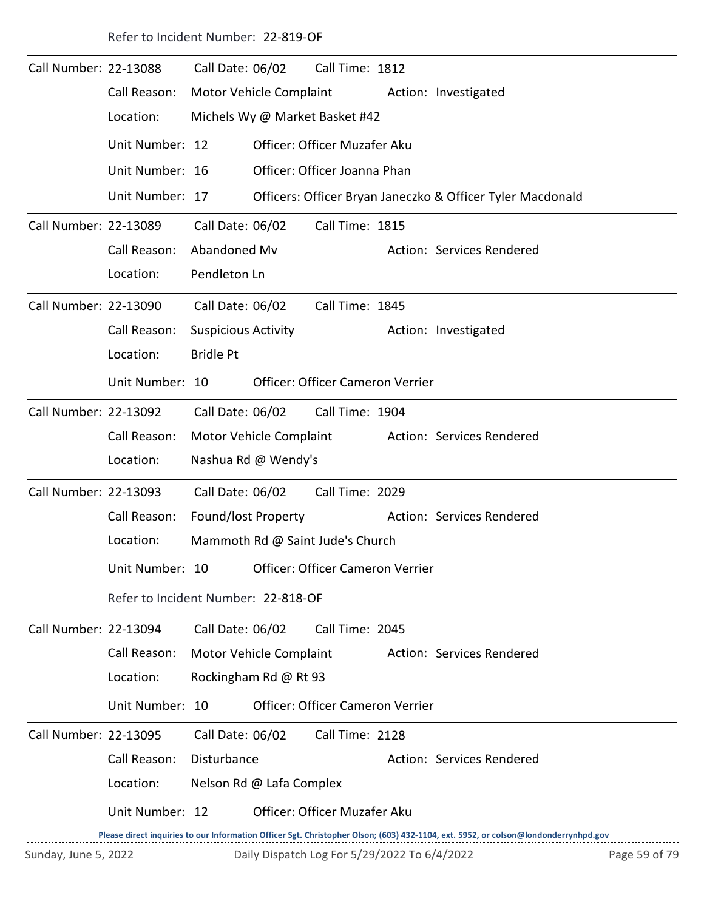Refer to Incident Number: 22-819-OF

---

**Call Number:** 22-13088 **Call Date:** 06/02 **Call Time:** 1812

**Call Reason:** Motor Vehicle Complaint **Action:** Investigated

**Location:** Michels Wy @ Market Basket #42

Unit Number: 12 Officer: Officer Muzafer Aku

Unit Number: 16 Officer: Officer Joanna Phan

Unit Number: 17 Officers: Officer Bryan Janeczko & Officer Tyler Macdonald

---

**Call Number:** 22-13089 **Call Date:** 06/02 **Call Time:** 1815

**Call Reason:** Abandoned Mv **Action:** Services Rendered

**Location:** Pendleton Ln

---

**Call Number:** 22-13090 **Call Date:** 06/02 **Call Time:** 1845

**Call Reason:** Suspicious Activity **Action:** Investigated

**Location:** Bridle Pt

Unit Number: 10 Officer: Officer Cameron Verrier

---

**Call Number:** 22-13092 **Call Date:** 06/02 **Call Time:** 1904

**Call Reason:** Motor Vehicle Complaint **Action:** Services Rendered

**Location:** Nashua Rd @ Wendy's

---

**Call Number:** 22-13093 **Call Date:** 06/02 **Call Time:** 2029

**Call Reason:** Found/lost Property **Action:** Services Rendered

**Location:** Mammoth Rd @ Saint Jude's Church

Unit Number: 10 Officer: Officer Cameron Verrier

Refer to Incident Number: 22-818-OF

---

**Call Number:** 22-13094 **Call Date:** 06/02 **Call Time:** 2045

**Call Reason:** Motor Vehicle Complaint **Action:** Services Rendered

**Location:** Rockingham Rd @ Rt 93

Unit Number: 10 Officer: Officer Cameron Verrier

---

**Call Number:** 22-13095 **Call Date:** 06/02 **Call Time:** 2128

**Call Reason:** Disturbance **Action:** Services Rendered

**Location:** Nelson Rd @ Lafa Complex

Unit Number: 12 Officer: Officer Muzafer Aku

Please direct inquiries to our Information Officer Sgt. Christopher Olson; (603) 432-1104, ext. 5952, or colson@londonderrynhpd.gov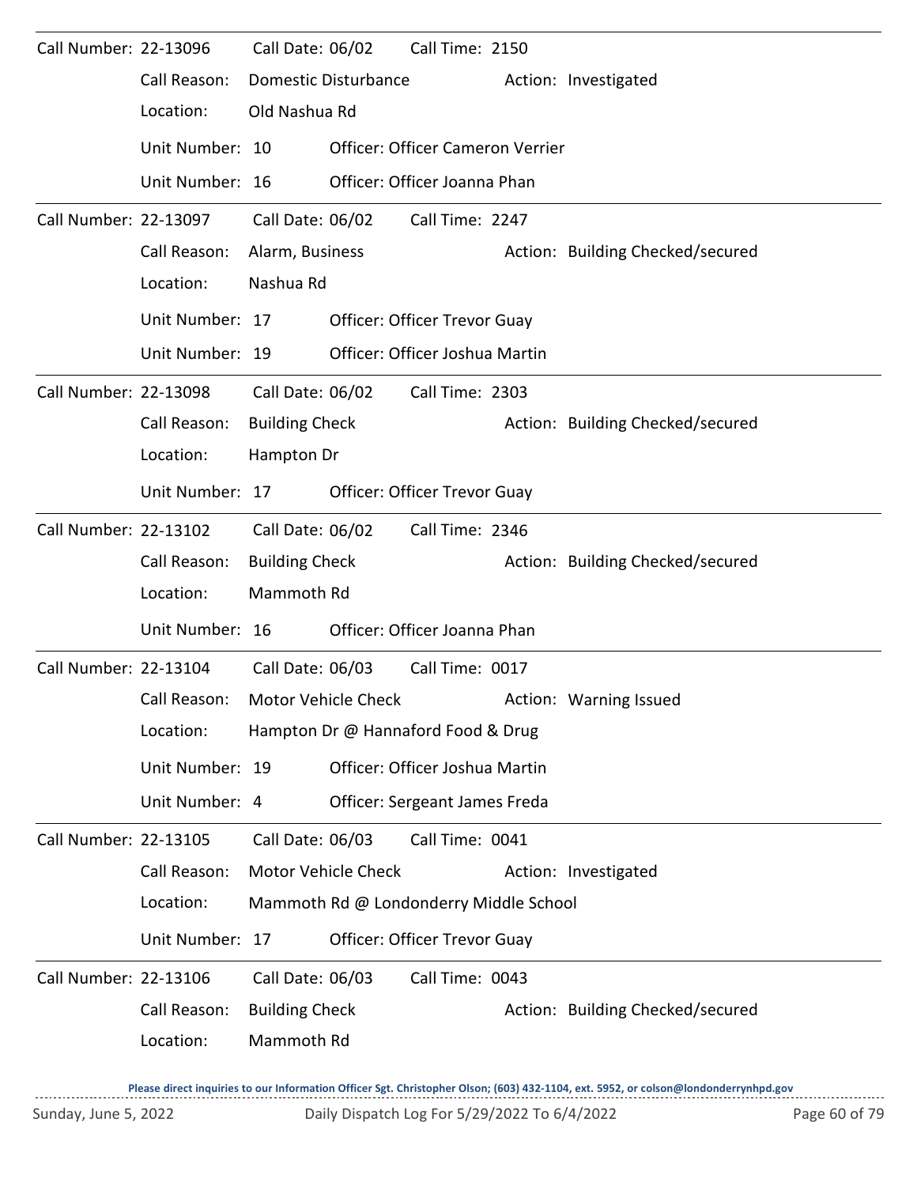Call Number: 22-13096 Call Date: 06/02 Call Time: 2150

Call Reason: Domestic Disturbance Action: Investigated

Location: Old Nashua Rd

Unit Number: 10 Officer: Officer Cameron Verrier

Unit Number: 16 Officer: Officer Joanna Phan

---

Call Number: 22-13097 Call Date: 06/02 Call Time: 2247

Call Reason: Alarm, Business Action: Building Checked/secured

Location: Nashua Rd

Unit Number: 17 Officer: Officer Trevor Guay

Unit Number: 19 Officer: Officer Joshua Martin

---

Call Number: 22-13098 Call Date: 06/02 Call Time: 2303

Call Reason: Building Check Action: Building Checked/secured

Location: Hampton Dr

Unit Number: 17 Officer: Officer Trevor Guay

---

Call Number: 22-13102 Call Date: 06/02 Call Time: 2346

Call Reason: Building Check Action: Building Checked/secured

Location: Mammoth Rd

Unit Number: 16 Officer: Officer Joanna Phan

---

Call Number: 22-13104 Call Date: 06/03 Call Time: 0017

Call Reason: Motor Vehicle Check Action: Warning Issued

Location: Hampton Dr @ Hannaford Food & Drug

Unit Number: 19 Officer: Officer Joshua Martin

Unit Number: 4 Officer: Sergeant James Freda

---

Call Number: 22-13105 Call Date: 06/03 Call Time: 0041

Call Reason: Motor Vehicle Check Action: Investigated

Location: Mammoth Rd @ Londonderry Middle School

Unit Number: 17 Officer: Officer Trevor Guay

---

Call Number: 22-13106 Call Date: 06/03 Call Time: 0043

Call Reason: Building Check Action: Building Checked/secured

Location: Mammoth Rd

**Please direct inquiries to our Information Officer Sgt. Christopher Olson; (603) 432-1104, ext. 5952, or colson@londonderrynhpd.gov**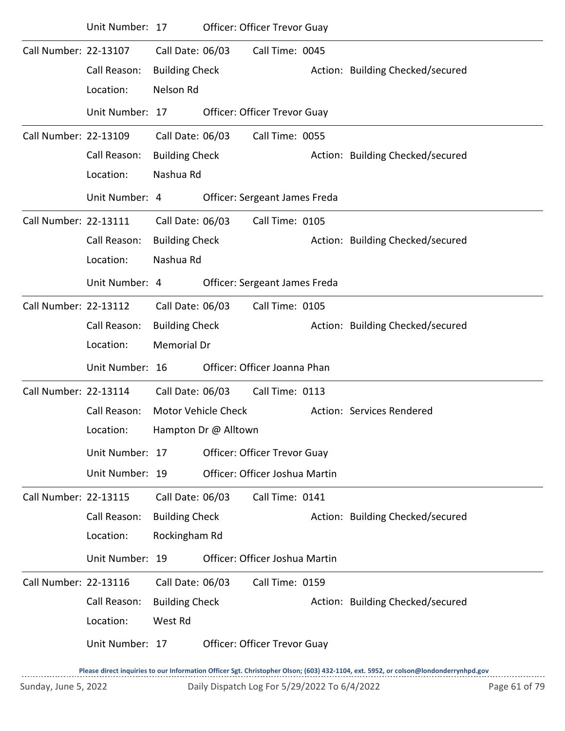Unit Number: 17 Officer: Officer Trevor Guay

---

Call Number: 22-13107 Call Date: 06/03 Call Time: 0045

Call Reason: Building Check Action: Building Checked/secured

Location: Nelson Rd

Unit Number: 17 Officer: Officer Trevor Guay

---

Call Number: 22-13109 Call Date: 06/03 Call Time: 0055

Call Reason: Building Check Action: Building Checked/secured

Location: Nashua Rd

Unit Number: 4 Officer: Sergeant James Freda

---

Call Number: 22-13111 Call Date: 06/03 Call Time: 0105

Call Reason: Building Check Action: Building Checked/secured

Location: Nashua Rd

Unit Number: 4 Officer: Sergeant James Freda

---

Call Number: 22-13112 Call Date: 06/03 Call Time: 0105

Call Reason: Building Check Action: Building Checked/secured

Location: Memorial Dr

Unit Number: 16 Officer: Officer Joanna Phan

---

Call Number: 22-13114 Call Date: 06/03 Call Time: 0113

Call Reason: Motor Vehicle Check Action: Services Rendered

Location: Hampton Dr @ Alltown

Unit Number: 17 Officer: Officer Trevor Guay

Unit Number: 19 Officer: Officer Joshua Martin

---

Call Number: 22-13115 Call Date: 06/03 Call Time: 0141

Call Reason: Building Check Action: Building Checked/secured

Location: Rockingham Rd

Unit Number: 19 Officer: Officer Joshua Martin

---

Call Number: 22-13116 Call Date: 06/03 Call Time: 0159

Call Reason: Building Check Action: Building Checked/secured

Location: West Rd

Unit Number: 17 Officer: Officer Trevor Guay

Please direct inquiries to our Information Officer Sgt. Christopher Olson; (603) 432-1104, ext. 5952, or colson@londonderrynhpd.gov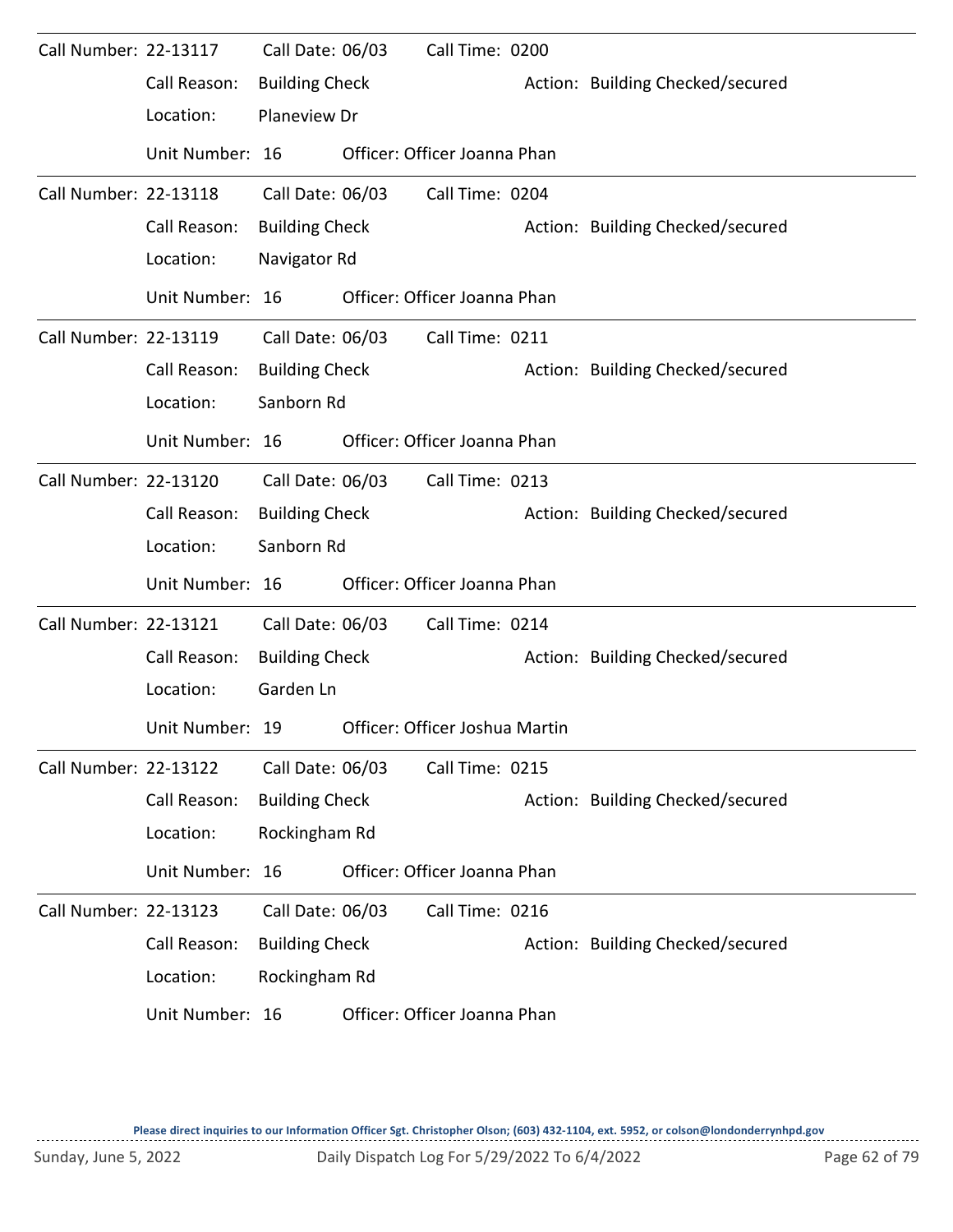Call Number: 22-13117 Call Date: 06/03 Call Time: 0200
Call Reason: Building Check Action: Building Checked/secured
Location: Planeview Dr
Unit Number: 16 Officer: Officer Joanna Phan

---

Call Number: 22-13118 Call Date: 06/03 Call Time: 0204
Call Reason: Building Check Action: Building Checked/secured
Location: Navigator Rd
Unit Number: 16 Officer: Officer Joanna Phan

---

Call Number: 22-13119 Call Date: 06/03 Call Time: 0211
Call Reason: Building Check Action: Building Checked/secured
Location: Sanborn Rd
Unit Number: 16 Officer: Officer Joanna Phan

---

Call Number: 22-13120 Call Date: 06/03 Call Time: 0213
Call Reason: Building Check Action: Building Checked/secured
Location: Sanborn Rd
Unit Number: 16 Officer: Officer Joanna Phan

---

Call Number: 22-13121 Call Date: 06/03 Call Time: 0214
Call Reason: Building Check Action: Building Checked/secured
Location: Garden Ln
Unit Number: 19 Officer: Officer Joshua Martin

---

Call Number: 22-13122 Call Date: 06/03 Call Time: 0215
Call Reason: Building Check Action: Building Checked/secured
Location: Rockingham Rd
Unit Number: 16 Officer: Officer Joanna Phan

---

Call Number: 22-13123 Call Date: 06/03 Call Time: 0216
Call Reason: Building Check Action: Building Checked/secured
Location: Rockingham Rd
Unit Number: 16 Officer: Officer Joanna Phan

Please direct inquiries to our Information Officer Sgt. Christopher Olson; (603) 432-1104, ext. 5952, or colson@londonderrynhpd.gov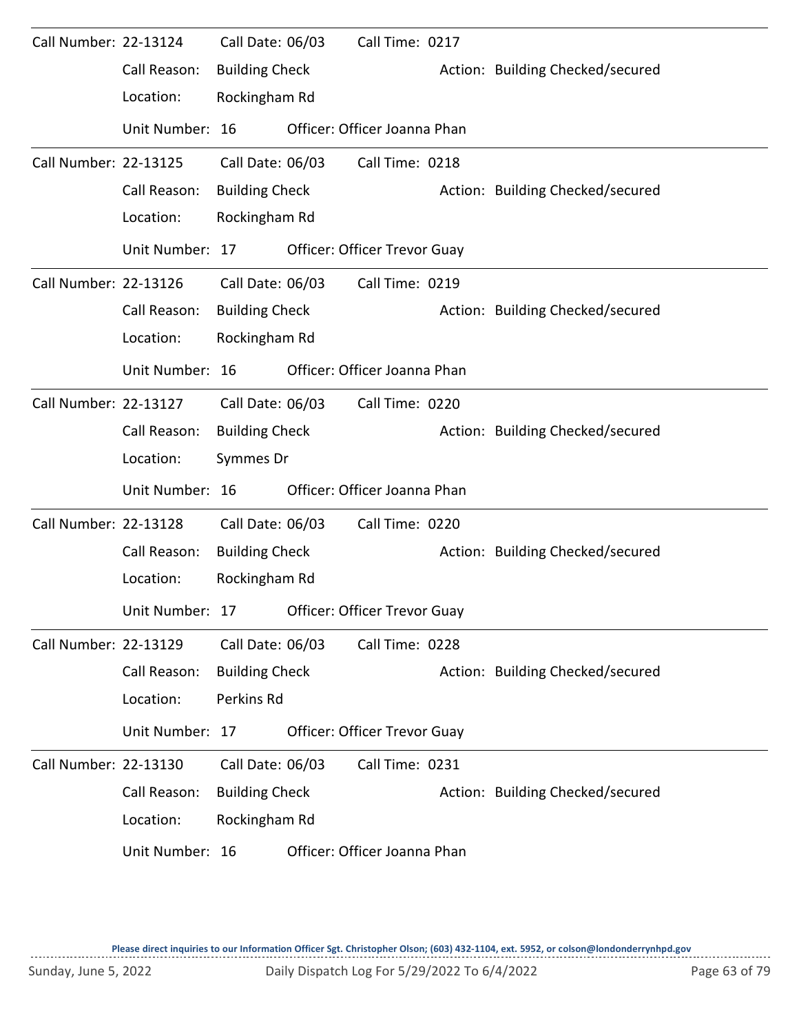Call Number: 22-13124  Call Date: 06/03  Call Time: 0217

Call Reason: Building Check  Action: Building Checked/secured

Location: Rockingham Rd

Unit Number: 16  Officer: Officer Joanna Phan

---

Call Number: 22-13125  Call Date: 06/03  Call Time: 0218

Call Reason: Building Check  Action: Building Checked/secured

Location: Rockingham Rd

Unit Number: 17  Officer: Officer Trevor Guay

---

Call Number: 22-13126  Call Date: 06/03  Call Time: 0219

Call Reason: Building Check  Action: Building Checked/secured

Location: Rockingham Rd

Unit Number: 16  Officer: Officer Joanna Phan

---

Call Number: 22-13127  Call Date: 06/03  Call Time: 0220

Call Reason: Building Check  Action: Building Checked/secured

Location: Symmes Dr

Unit Number: 16  Officer: Officer Joanna Phan

---

Call Number: 22-13128  Call Date: 06/03  Call Time: 0220

Call Reason: Building Check  Action: Building Checked/secured

Location: Rockingham Rd

Unit Number: 17  Officer: Officer Trevor Guay

---

Call Number: 22-13129  Call Date: 06/03  Call Time: 0228

Call Reason: Building Check  Action: Building Checked/secured

Location: Perkins Rd

Unit Number: 17  Officer: Officer Trevor Guay

---

Call Number: 22-13130  Call Date: 06/03  Call Time: 0231

Call Reason: Building Check  Action: Building Checked/secured

Location: Rockingham Rd

Unit Number: 16  Officer: Officer Joanna Phan

**Please direct inquiries to our Information Officer Sgt. Christopher Olson; (603) 432-1104, ext. 5952, or colson@londonderrynhpd.gov**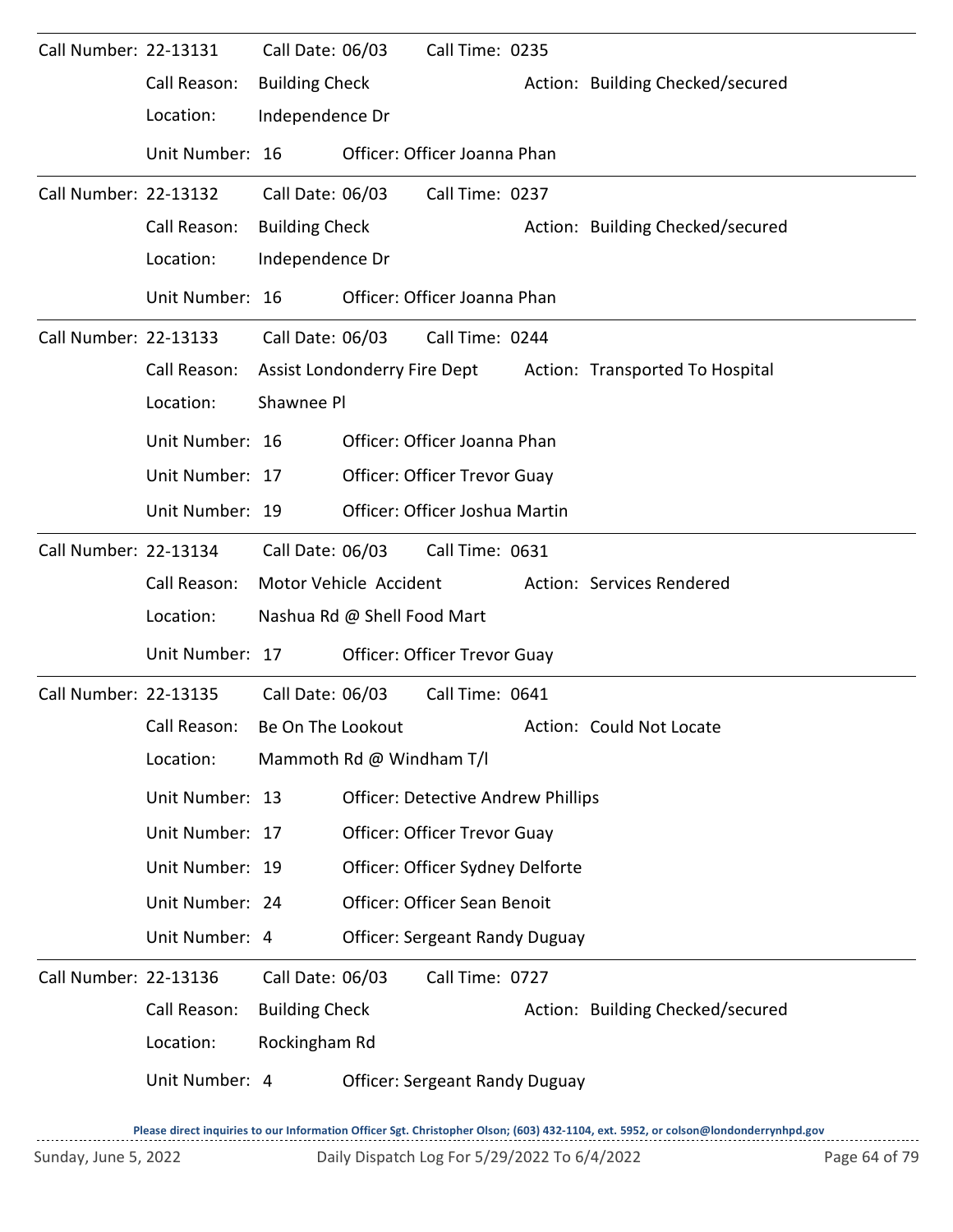Call Number: 22-13131 Call Date: 06/03 Call Time: 0235

Call Reason: Building Check Action: Building Checked/secured

Location: Independence Dr

Unit Number: 16 Officer: Officer Joanna Phan

---

Call Number: 22-13132 Call Date: 06/03 Call Time: 0237

Call Reason: Building Check Action: Building Checked/secured

Location: Independence Dr

Unit Number: 16 Officer: Officer Joanna Phan

---

Call Number: 22-13133 Call Date: 06/03 Call Time: 0244

Call Reason: Assist Londonderry Fire Dept Action: Transported To Hospital

Location: Shawnee Pl

Unit Number: 16 Officer: Officer Joanna Phan

Unit Number: 17 Officer: Officer Trevor Guay

Unit Number: 19 Officer: Officer Joshua Martin

---

Call Number: 22-13134 Call Date: 06/03 Call Time: 0631

Call Reason: Motor Vehicle Accident Action: Services Rendered

Location: Nashua Rd @ Shell Food Mart

Unit Number: 17 Officer: Officer Trevor Guay

---

Call Number: 22-13135 Call Date: 06/03 Call Time: 0641

Call Reason: Be On The Lookout Action: Could Not Locate

Location: Mammoth Rd @ Windham T/l

Unit Number: 13 Officer: Detective Andrew Phillips

Unit Number: 17 Officer: Officer Trevor Guay

Unit Number: 19 Officer: Officer Sydney Delforte

Unit Number: 24 Officer: Officer Sean Benoit

Unit Number: 4 Officer: Sergeant Randy Duguay

---

Call Number: 22-13136 Call Date: 06/03 Call Time: 0727

Call Reason: Building Check Action: Building Checked/secured

Location: Rockingham Rd

Unit Number: 4 Officer: Sergeant Randy Duguay

Please direct inquiries to our Information Officer Sgt. Christopher Olson; (603) 432-1104, ext. 5952, or colson@londonderrynhpd.gov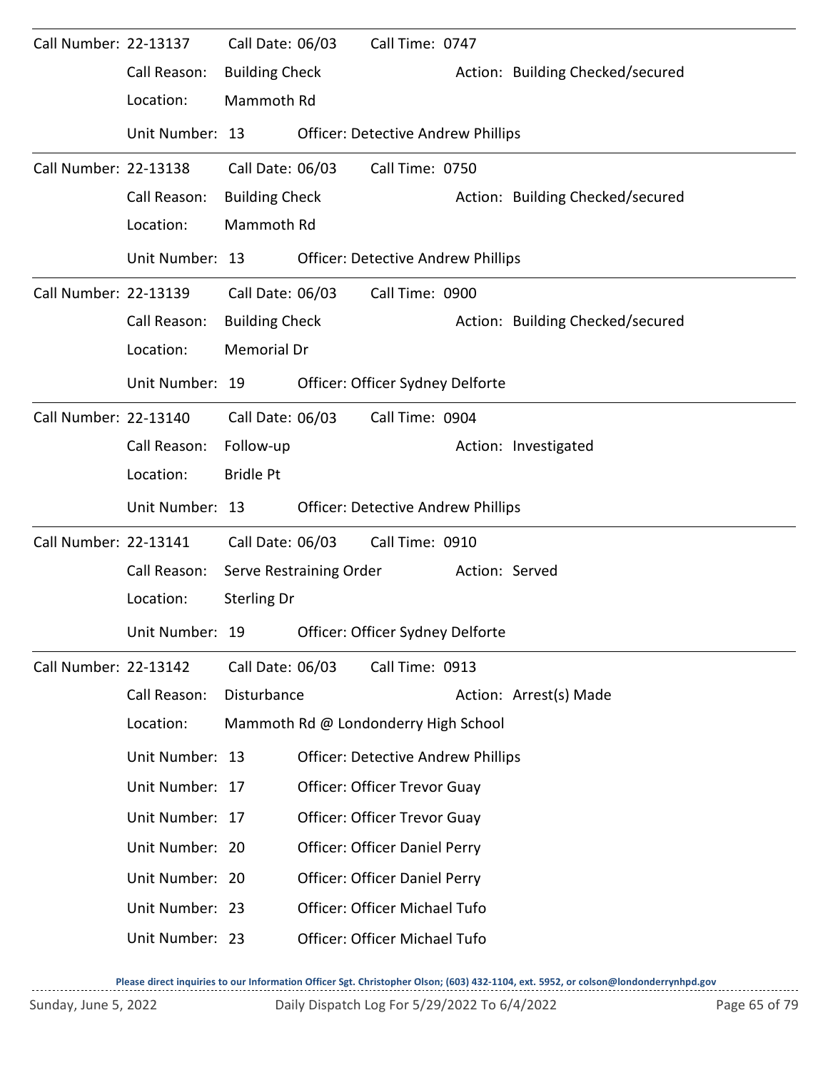Call Number: 22-13137 Call Date: 06/03 Call Time: 0747

Call Reason: Building Check Action: Building Checked/secured

Location: Mammoth Rd

Unit Number: 13 Officer: Detective Andrew Phillips

---

Call Number: 22-13138 Call Date: 06/03 Call Time: 0750

Call Reason: Building Check Action: Building Checked/secured

Location: Mammoth Rd

Unit Number: 13 Officer: Detective Andrew Phillips

---

Call Number: 22-13139 Call Date: 06/03 Call Time: 0900

Call Reason: Building Check Action: Building Checked/secured

Location: Memorial Dr

Unit Number: 19 Officer: Officer Sydney Delforte

---

Call Number: 22-13140 Call Date: 06/03 Call Time: 0904

Call Reason: Follow-up Action: Investigated

Location: Bridle Pt

Unit Number: 13 Officer: Detective Andrew Phillips

---

Call Number: 22-13141 Call Date: 06/03 Call Time: 0910

Call Reason: Serve Restraining Order Action: Served

Location: Sterling Dr

Unit Number: 19 Officer: Officer Sydney Delforte

---

Call Number: 22-13142 Call Date: 06/03 Call Time: 0913

Call Reason: Disturbance Action: Arrest(s) Made

Location: Mammoth Rd @ Londonderry High School

Unit Number: 13 Officer: Detective Andrew Phillips

Unit Number: 17 Officer: Officer Trevor Guay

Unit Number: 17 Officer: Officer Trevor Guay

Unit Number: 20 Officer: Officer Daniel Perry

Unit Number: 20 Officer: Officer Daniel Perry

Unit Number: 23 Officer: Officer Michael Tufo

Unit Number: 23 Officer: Officer Michael Tufo

**Please direct inquiries to our Information Officer Sgt. Christopher Olson; (603) 432-1104, ext. 5952, or colson@londonderrynhpd.gov**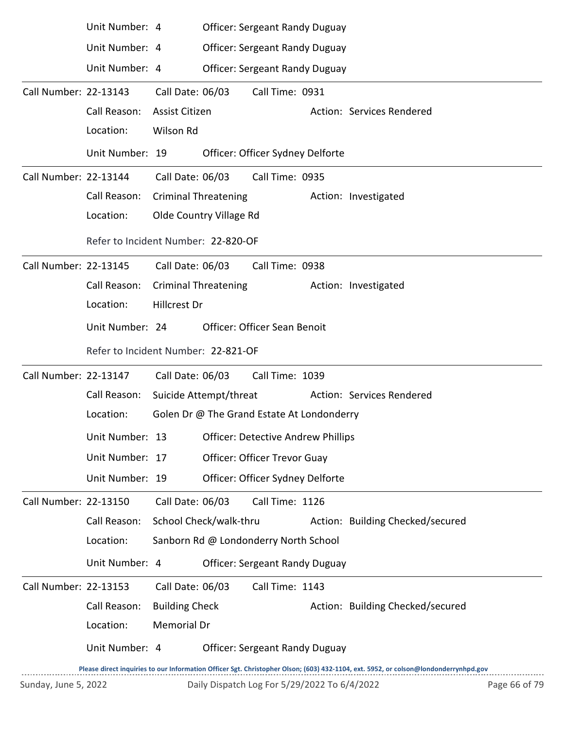Unit Number: 4 Officer: Sergeant Randy Duguay

Unit Number: 4 Officer: Sergeant Randy Duguay

Unit Number: 4 Officer: Sergeant Randy Duguay

---

Call Number: 22-13143 Call Date: 06/03 Call Time: 0931

Call Reason: Assist Citizen Action: Services Rendered

Location: Wilson Rd

Unit Number: 19 Officer: Officer Sydney Delforte

---

Call Number: 22-13144 Call Date: 06/03 Call Time: 0935

Call Reason: Criminal Threatening Action: Investigated

Location: Olde Country Village Rd

Refer to Incident Number: 22-820-OF

---

Call Number: 22-13145 Call Date: 06/03 Call Time: 0938

Call Reason: Criminal Threatening Action: Investigated

Location: Hillcrest Dr

Unit Number: 24 Officer: Officer Sean Benoit

Refer to Incident Number: 22-821-OF

---

Call Number: 22-13147 Call Date: 06/03 Call Time: 1039

Call Reason: Suicide Attempt/threat Action: Services Rendered

Location: Golen Dr @ The Grand Estate At Londonderry

Unit Number: 13 Officer: Detective Andrew Phillips

Unit Number: 17 Officer: Officer Trevor Guay

Unit Number: 19 Officer: Officer Sydney Delforte

---

Call Number: 22-13150 Call Date: 06/03 Call Time: 1126

Call Reason: School Check/walk-thru Action: Building Checked/secured

Location: Sanborn Rd @ Londonderry North School

Unit Number: 4 Officer: Sergeant Randy Duguay

---

Call Number: 22-13153 Call Date: 06/03 Call Time: 1143

Call Reason: Building Check Action: Building Checked/secured

Location: Memorial Dr

Unit Number: 4 Officer: Sergeant Randy Duguay

Please direct inquiries to our Information Officer Sgt. Christopher Olson; (603) 432-1104, ext. 5952, or colson@londonderrynhpd.gov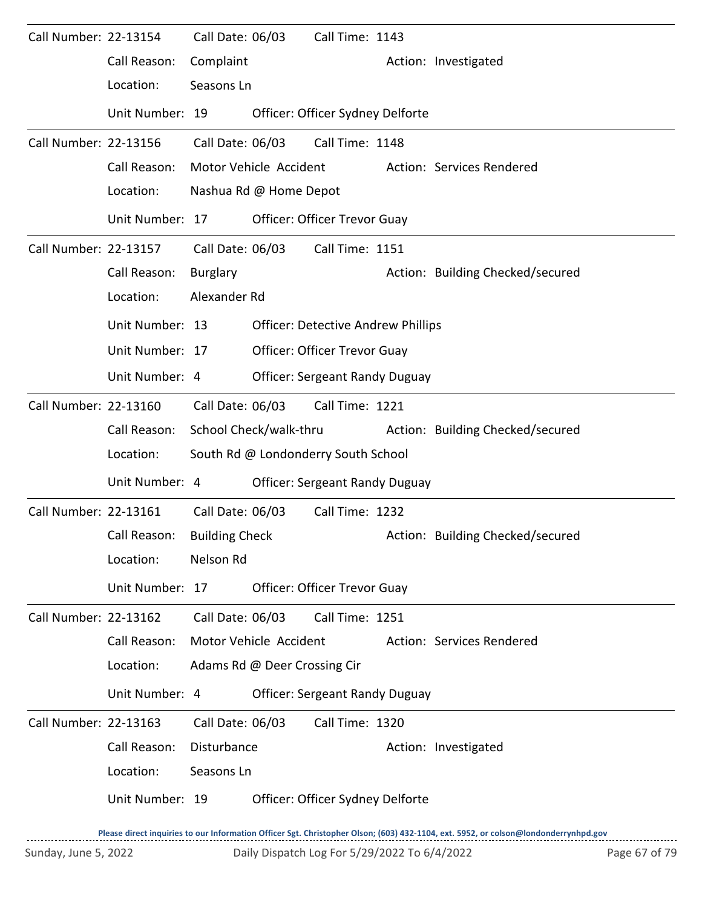Call Number: 22-13154    Call Date: 06/03    Call Time: 1143

Call Reason: Complaint    Action: Investigated

Location: Seasons Ln

Unit Number: 19    Officer: Officer Sydney Delforte

---

Call Number: 22-13156    Call Date: 06/03    Call Time: 1148

Call Reason: Motor Vehicle Accident    Action: Services Rendered

Location: Nashua Rd @ Home Depot

Unit Number: 17    Officer: Officer Trevor Guay

---

Call Number: 22-13157    Call Date: 06/03    Call Time: 1151

Call Reason: Burglary    Action: Building Checked/secured

Location: Alexander Rd

Unit Number: 13    Officer: Detective Andrew Phillips

Unit Number: 17    Officer: Officer Trevor Guay

Unit Number: 4    Officer: Sergeant Randy Duguay

---

Call Number: 22-13160    Call Date: 06/03    Call Time: 1221

Call Reason: School Check/walk-thru    Action: Building Checked/secured

Location: South Rd @ Londonderry South School

Unit Number: 4    Officer: Sergeant Randy Duguay

---

Call Number: 22-13161    Call Date: 06/03    Call Time: 1232

Call Reason: Building Check    Action: Building Checked/secured

Location: Nelson Rd

Unit Number: 17    Officer: Officer Trevor Guay

---

Call Number: 22-13162    Call Date: 06/03    Call Time: 1251

Call Reason: Motor Vehicle Accident    Action: Services Rendered

Location: Adams Rd @ Deer Crossing Cir

Unit Number: 4    Officer: Sergeant Randy Duguay

---

Call Number: 22-13163    Call Date: 06/03    Call Time: 1320

Call Reason: Disturbance    Action: Investigated

Location: Seasons Ln

Unit Number: 19    Officer: Officer Sydney Delforte

---

**Please direct inquiries to our Information Officer Sgt. Christopher Olson; (603) 432-1104, ext. 5952, or colson@londonderrynhpd.gov**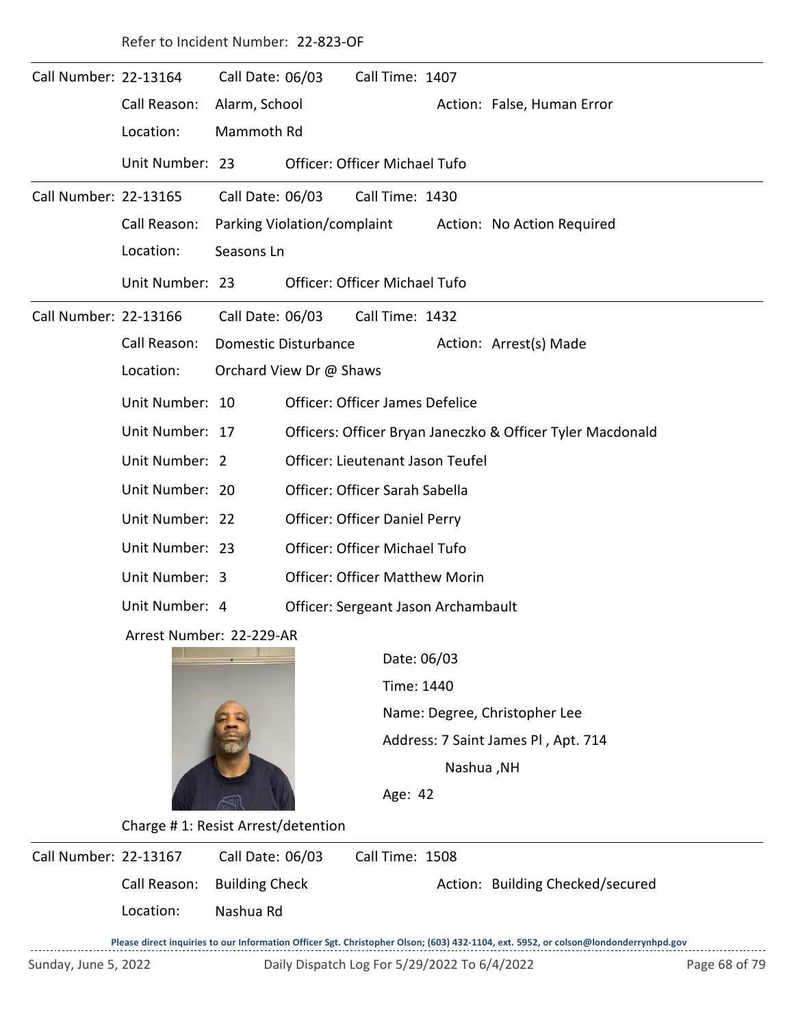Refer to Incident Number: 22-823-OF

---

Call Number: 22-13164 Call Date: 06/03 Call Time: 1407

Call Reason: Alarm, School Action: False, Human Error

Location: Mammoth Rd

Unit Number: 23 Officer: Officer Michael Tufo

---

Call Number: 22-13165 Call Date: 06/03 Call Time: 1430

Call Reason: Parking Violation/complaint Action: No Action Required

Location: Seasons Ln

Unit Number: 23 Officer: Officer Michael Tufo

---

Call Number: 22-13166 Call Date: 06/03 Call Time: 1432

Call Reason: Domestic Disturbance Action: Arrest(s) Made

Location: Orchard View Dr @ Shaws

Unit Number: 10 Officer: Officer James Defelice

Unit Number: 17 Officers: Officer Bryan Janeczko & Officer Tyler Macdonald

Unit Number: 2 Officer: Lieutenant Jason Teufel

Unit Number: 20 Officer: Officer Sarah Sabella

Unit Number: 22 Officer: Officer Daniel Perry

Unit Number: 23 Officer: Officer Michael Tufo

Unit Number: 3 Officer: Officer Matthew Morin

Unit Number: 4 Officer: Sergeant Jason Archambault

Arrest Number: 22-229-AR

Date: 06/03

Time: 1440

Name: Degree, Christopher Lee

Address: 7 Saint James Pl , Apt. 714
Nashua ,NH

Age: 42

Charge # 1: Resist Arrest/detention

---

Call Number: 22-13167 Call Date: 06/03 Call Time: 1508

Call Reason: Building Check Action: Building Checked/secured

Location: Nashua Rd

**Please direct inquiries to our Information Officer Sgt. Christopher Olson; (603) 432-1104, ext. 5952, or colson@londonderrynhpd.gov**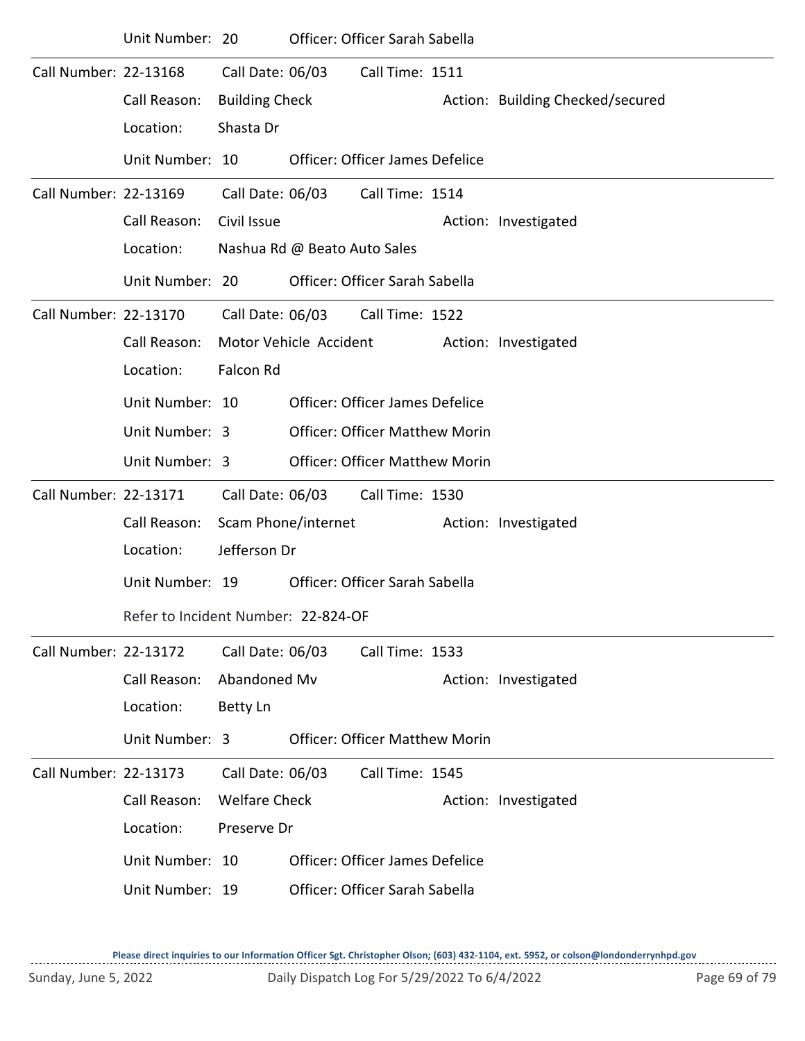Unit Number: 20 Officer: Officer Sarah Sabella

---

Call Number: 22-13168 Call Date: 06/03 Call Time: 1511

Call Reason: Building Check Action: Building Checked/secured

Location: Shasta Dr

Unit Number: 10 Officer: Officer James Defelice

---

Call Number: 22-13169 Call Date: 06/03 Call Time: 1514

Call Reason: Civil Issue Action: Investigated

Location: Nashua Rd @ Beato Auto Sales

Unit Number: 20 Officer: Officer Sarah Sabella

---

Call Number: 22-13170 Call Date: 06/03 Call Time: 1522

Call Reason: Motor Vehicle Accident Action: Investigated

Location: Falcon Rd

Unit Number: 10 Officer: Officer James Defelice

Unit Number: 3 Officer: Officer Matthew Morin

Unit Number: 3 Officer: Officer Matthew Morin

---

Call Number: 22-13171 Call Date: 06/03 Call Time: 1530

Call Reason: Scam Phone/internet Action: Investigated

Location: Jefferson Dr

Unit Number: 19 Officer: Officer Sarah Sabella

Refer to Incident Number: 22-824-OF

---

Call Number: 22-13172 Call Date: 06/03 Call Time: 1533

Call Reason: Abandoned Mv Action: Investigated

Location: Betty Ln

Unit Number: 3 Officer: Officer Matthew Morin

---

Call Number: 22-13173 Call Date: 06/03 Call Time: 1545

Call Reason: Welfare Check Action: Investigated

Location: Preserve Dr

Unit Number: 10 Officer: Officer James Defelice

Unit Number: 19 Officer: Officer Sarah Sabella

Please direct inquiries to our Information Officer Sgt. Christopher Olson; (603) 432-1104, ext. 5952, or colson@londonderrynhpd.gov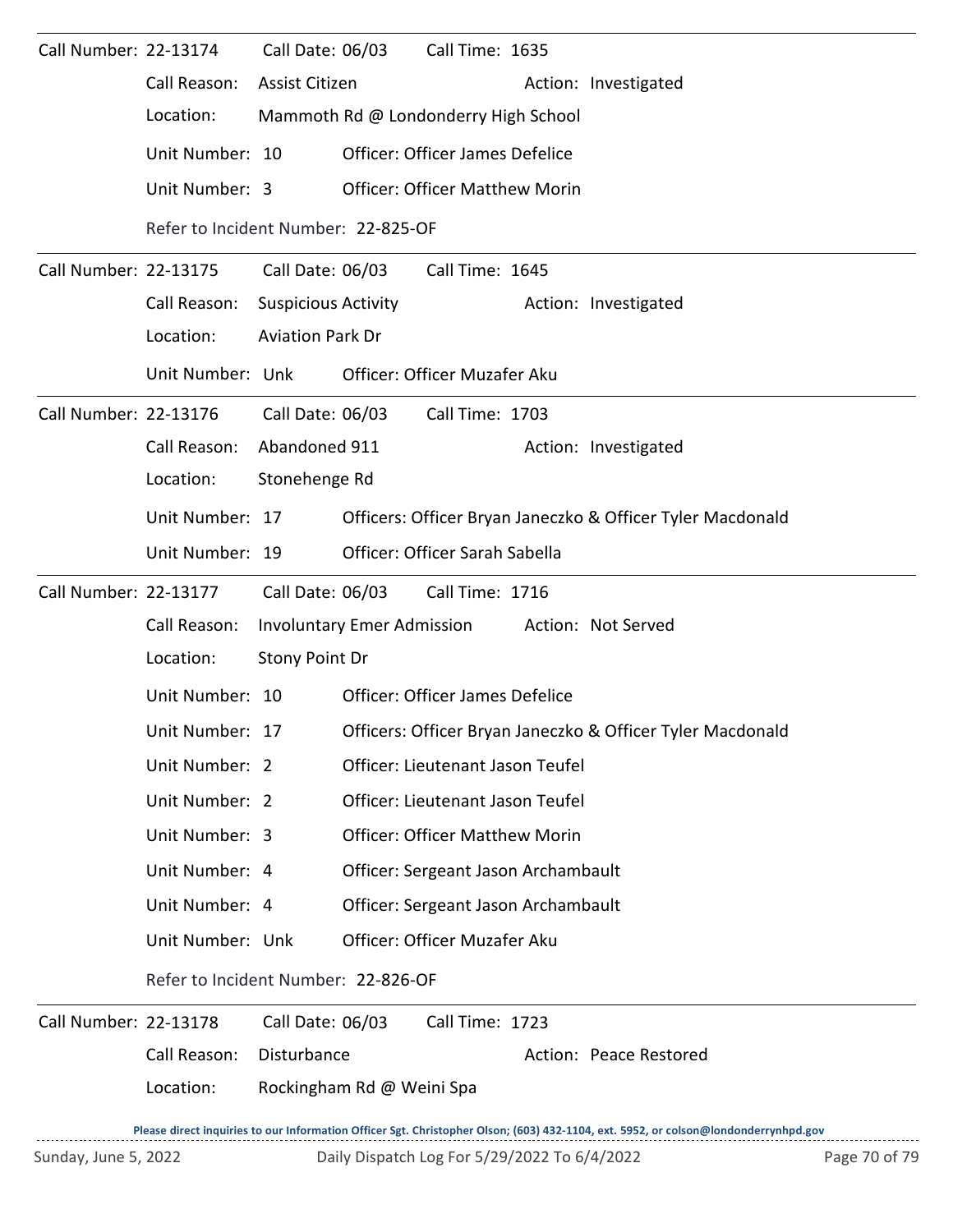Call Number: 22-13174    Call Date: 06/03    Call Time: 1635

Call Reason: Assist Citizen    Action: Investigated

Location: Mammoth Rd @ Londonderry High School

Unit Number: 10    Officer: Officer James Defelice

Unit Number: 3    Officer: Officer Matthew Morin

Refer to Incident Number: 22-825-OF

---

Call Number: 22-13175    Call Date: 06/03    Call Time: 1645

Call Reason: Suspicious Activity    Action: Investigated

Location: Aviation Park Dr

Unit Number: Unk    Officer: Officer Muzafer Aku

---

Call Number: 22-13176    Call Date: 06/03    Call Time: 1703

Call Reason: Abandoned 911    Action: Investigated

Location: Stonehenge Rd

Unit Number: 17    Officers: Officer Bryan Janeczko & Officer Tyler Macdonald

Unit Number: 19    Officer: Officer Sarah Sabella

---

Call Number: 22-13177    Call Date: 06/03    Call Time: 1716

Call Reason: Involuntary Emer Admission    Action: Not Served

Location: Stony Point Dr

Unit Number: 10    Officer: Officer James Defelice

Unit Number: 17    Officers: Officer Bryan Janeczko & Officer Tyler Macdonald

Unit Number: 2    Officer: Lieutenant Jason Teufel

Unit Number: 2    Officer: Lieutenant Jason Teufel

Unit Number: 3    Officer: Officer Matthew Morin

Unit Number: 4    Officer: Sergeant Jason Archambault

Unit Number: 4    Officer: Sergeant Jason Archambault

Unit Number: Unk    Officer: Officer Muzafer Aku

Refer to Incident Number: 22-826-OF

---

Call Number: 22-13178    Call Date: 06/03    Call Time: 1723

Call Reason: Disturbance    Action: Peace Restored

Location: Rockingham Rd @ Weini Spa

**Please direct inquiries to our Information Officer Sgt. Christopher Olson; (603) 432-1104, ext. 5952, or colson@londonderrynhpd.gov**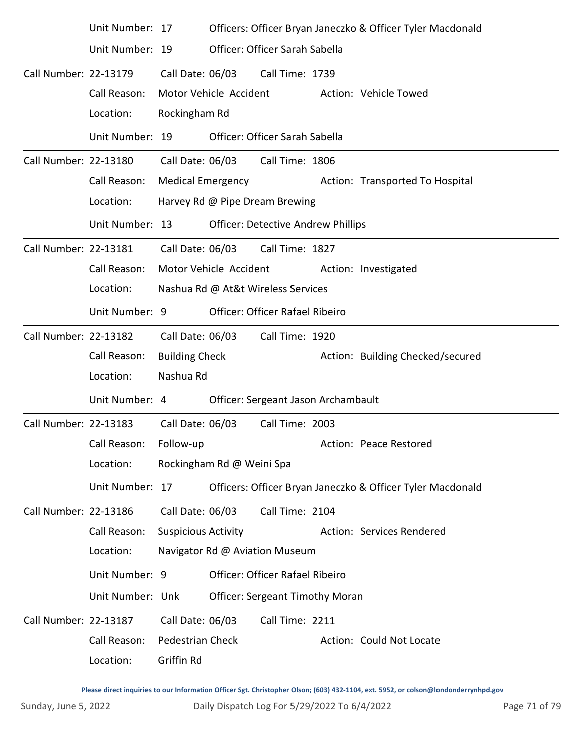Unit Number: 17 Officers: Officer Bryan Janeczko & Officer Tyler Macdonald

Unit Number: 19 Officer: Officer Sarah Sabella

---

Call Number: 22-13179 Call Date: 06/03 Call Time: 1739

Call Reason: Motor Vehicle Accident Action: Vehicle Towed

Location: Rockingham Rd

Unit Number: 19 Officer: Officer Sarah Sabella

---

Call Number: 22-13180 Call Date: 06/03 Call Time: 1806

Call Reason: Medical Emergency Action: Transported To Hospital

Location: Harvey Rd @ Pipe Dream Brewing

Unit Number: 13 Officer: Detective Andrew Phillips

---

Call Number: 22-13181 Call Date: 06/03 Call Time: 1827

Call Reason: Motor Vehicle Accident Action: Investigated

Location: Nashua Rd @ At&t Wireless Services

Unit Number: 9 Officer: Officer Rafael Ribeiro

---

Call Number: 22-13182 Call Date: 06/03 Call Time: 1920

Call Reason: Building Check Action: Building Checked/secured

Location: Nashua Rd

Unit Number: 4 Officer: Sergeant Jason Archambault

---

Call Number: 22-13183 Call Date: 06/03 Call Time: 2003

Call Reason: Follow-up Action: Peace Restored

Location: Rockingham Rd @ Weini Spa

Unit Number: 17 Officers: Officer Bryan Janeczko & Officer Tyler Macdonald

---

Call Number: 22-13186 Call Date: 06/03 Call Time: 2104

Call Reason: Suspicious Activity Action: Services Rendered

Location: Navigator Rd @ Aviation Museum

Unit Number: 9 Officer: Officer Rafael Ribeiro

Unit Number: Unk Officer: Sergeant Timothy Moran

---

Call Number: 22-13187 Call Date: 06/03 Call Time: 2211

Call Reason: Pedestrian Check Action: Could Not Locate

Location: Griffin Rd

Please direct inquiries to our Information Officer Sgt. Christopher Olson; (603) 432-1104, ext. 5952, or colson@londonderrynhpd.gov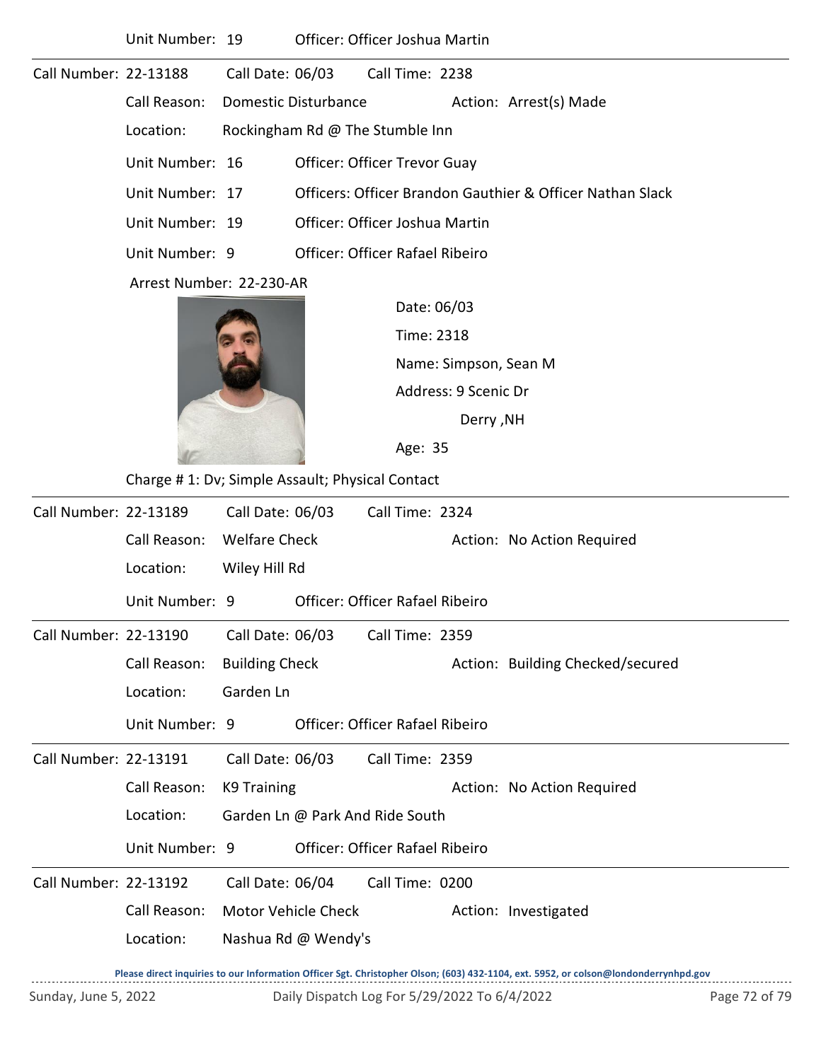Unit Number: 19 Officer: Officer Joshua Martin

---

Call Number: 22-13188 Call Date: 06/03 Call Time: 2238

Call Reason: Domestic Disturbance Action: Arrest(s) Made

Location: Rockingham Rd @ The Stumble Inn

Unit Number: 16 Officer: Officer Trevor Guay

Unit Number: 17 Officers: Officer Brandon Gauthier & Officer Nathan Slack

Unit Number: 19 Officer: Officer Joshua Martin

Unit Number: 9 Officer: Officer Rafael Ribeiro

Arrest Number: 22-230-AR

Date: 06/03

Time: 2318

Name: Simpson, Sean M

Address: 9 Scenic Dr

Derry ,NH

Age: 35

Charge # 1: Dv; Simple Assault; Physical Contact

---

Call Number: 22-13189 Call Date: 06/03 Call Time: 2324

Call Reason: Welfare Check Action: No Action Required

Location: Wiley Hill Rd

Unit Number: 9 Officer: Officer Rafael Ribeiro

---

Call Number: 22-13190 Call Date: 06/03 Call Time: 2359

Call Reason: Building Check Action: Building Checked/secured

Location: Garden Ln

Unit Number: 9 Officer: Officer Rafael Ribeiro

---

Call Number: 22-13191 Call Date: 06/03 Call Time: 2359

Call Reason: K9 Training Action: No Action Required

Location: Garden Ln @ Park And Ride South

Unit Number: 9 Officer: Officer Rafael Ribeiro

---

Call Number: 22-13192 Call Date: 06/04 Call Time: 0200

Call Reason: Motor Vehicle Check Action: Investigated

Location: Nashua Rd @ Wendy's

**Please direct inquiries to our Information Officer Sgt. Christopher Olson; (603) 432-1104, ext. 5952, or colson@londonderrynhpd.gov**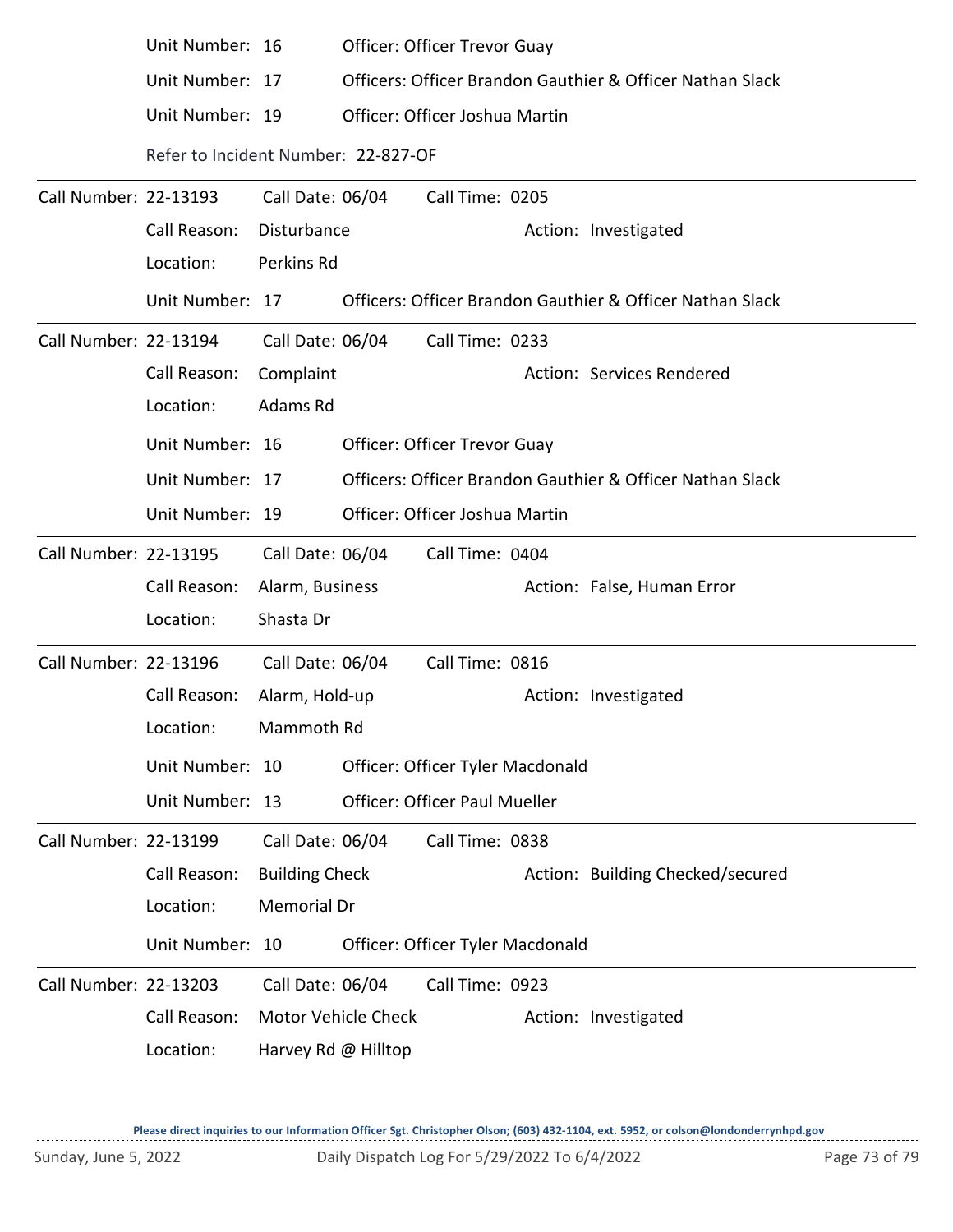Unit Number: 16 Officer: Officer Trevor Guay

Unit Number: 17 Officers: Officer Brandon Gauthier & Officer Nathan Slack

Unit Number: 19 Officer: Officer Joshua Martin

Refer to Incident Number: 22-827-OF

---

Call Number: 22-13193 Call Date: 06/04 Call Time: 0205

Call Reason: Disturbance Action: Investigated

Location: Perkins Rd

Unit Number: 17 Officers: Officer Brandon Gauthier & Officer Nathan Slack

---

Call Number: 22-13194 Call Date: 06/04 Call Time: 0233

Call Reason: Complaint Action: Services Rendered

Location: Adams Rd

Unit Number: 16 Officer: Officer Trevor Guay

Unit Number: 17 Officers: Officer Brandon Gauthier & Officer Nathan Slack

Unit Number: 19 Officer: Officer Joshua Martin

---

Call Number: 22-13195 Call Date: 06/04 Call Time: 0404

Call Reason: Alarm, Business Action: False, Human Error

Location: Shasta Dr

---

Call Number: 22-13196 Call Date: 06/04 Call Time: 0816

Call Reason: Alarm, Hold-up Action: Investigated

Location: Mammoth Rd

Unit Number: 10 Officer: Officer Tyler Macdonald

Unit Number: 13 Officer: Officer Paul Mueller

---

Call Number: 22-13199 Call Date: 06/04 Call Time: 0838

Call Reason: Building Check Action: Building Checked/secured

Location: Memorial Dr

Unit Number: 10 Officer: Officer Tyler Macdonald

---

Call Number: 22-13203 Call Date: 06/04 Call Time: 0923

Call Reason: Motor Vehicle Check Action: Investigated

Location: Harvey Rd @ Hilltop

Please direct inquiries to our Information Officer Sgt. Christopher Olson; (603) 432-1104, ext. 5952, or colson@londonderrynhpd.gov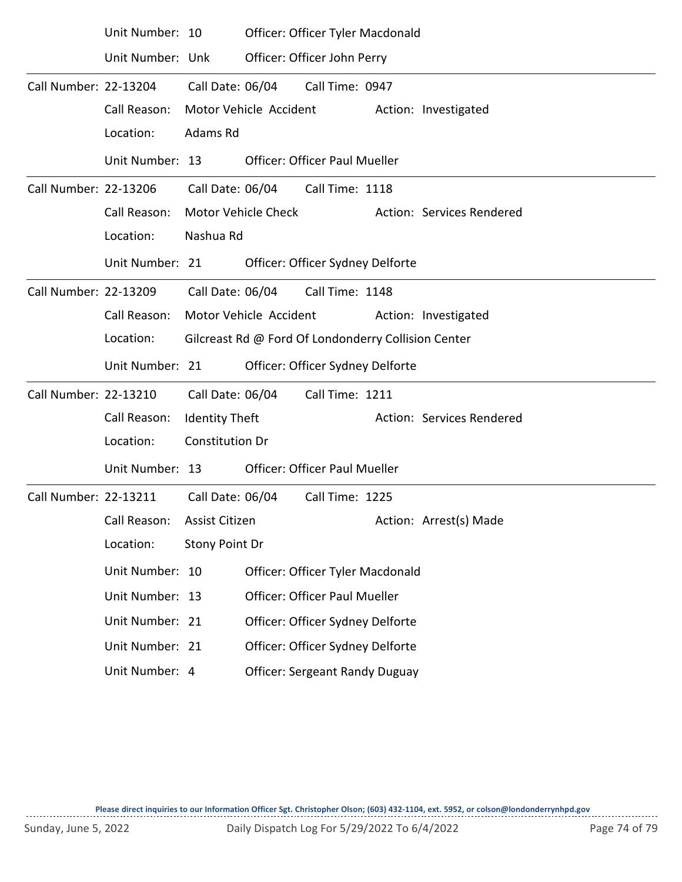Unit Number: 10 Officer: Officer Tyler Macdonald

Unit Number: Unk Officer: Officer John Perry

---

Call Number: 22-13204 Call Date: 06/04 Call Time: 0947

Call Reason: Motor Vehicle Accident Action: Investigated

Location: Adams Rd

Unit Number: 13 Officer: Officer Paul Mueller

---

Call Number: 22-13206 Call Date: 06/04 Call Time: 1118

Call Reason: Motor Vehicle Check Action: Services Rendered

Location: Nashua Rd

Unit Number: 21 Officer: Officer Sydney Delforte

---

Call Number: 22-13209 Call Date: 06/04 Call Time: 1148

Call Reason: Motor Vehicle Accident Action: Investigated

Location: Gilcreast Rd @ Ford Of Londonderry Collision Center

Unit Number: 21 Officer: Officer Sydney Delforte

---

Call Number: 22-13210 Call Date: 06/04 Call Time: 1211

Call Reason: Identity Theft Action: Services Rendered

Location: Constitution Dr

Unit Number: 13 Officer: Officer Paul Mueller

---

Call Number: 22-13211 Call Date: 06/04 Call Time: 1225

Call Reason: Assist Citizen Action: Arrest(s) Made

Location: Stony Point Dr

Unit Number: 10 Officer: Officer Tyler Macdonald

Unit Number: 13 Officer: Officer Paul Mueller

Unit Number: 21 Officer: Officer Sydney Delforte

Unit Number: 21 Officer: Officer Sydney Delforte

Unit Number: 4 Officer: Sergeant Randy Duguay

Please direct inquiries to our Information Officer Sgt. Christopher Olson; (603) 432-1104, ext. 5952, or colson@londonderrynhpd.gov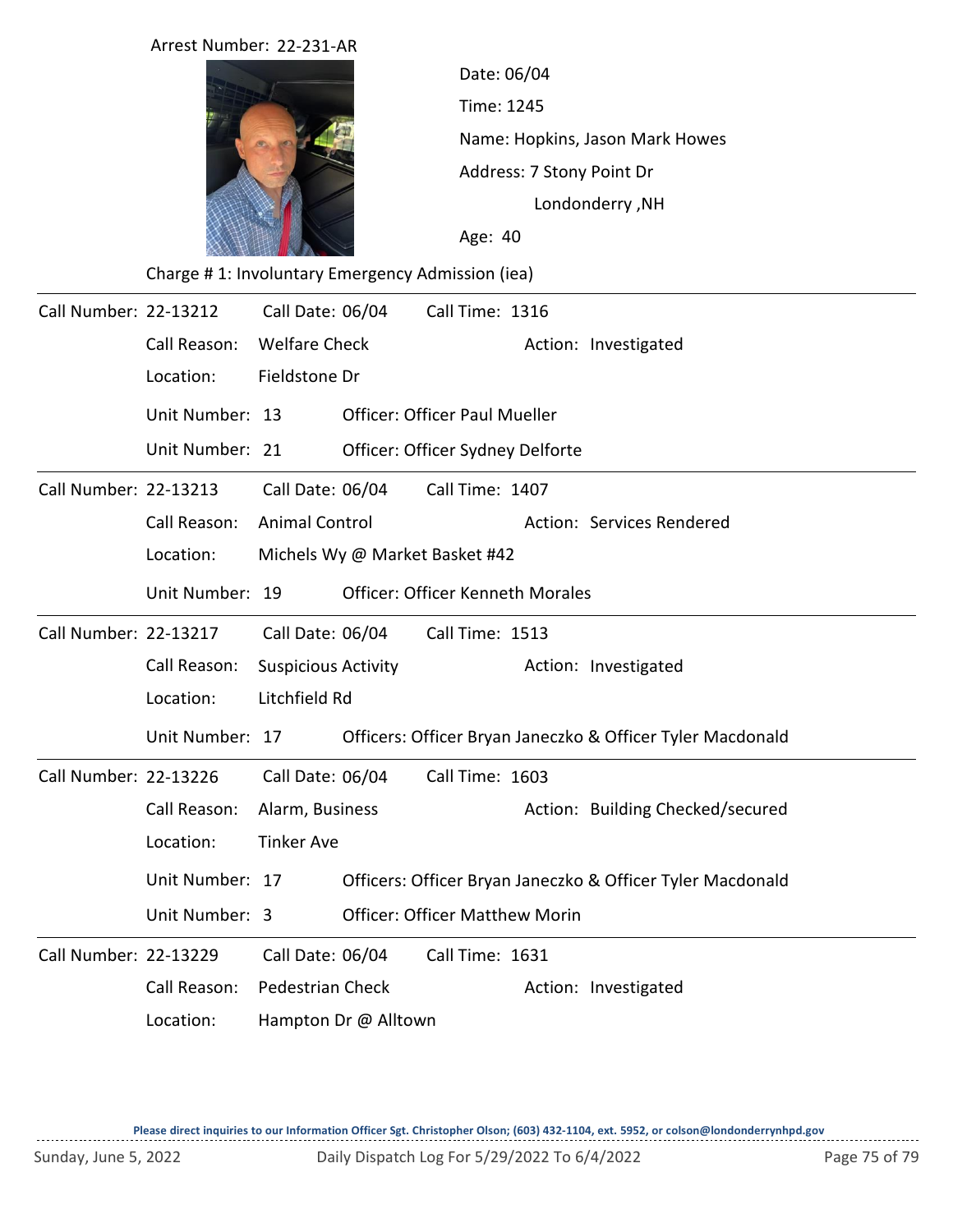Arrest Number: 22-231-AR

Date: 06/04

Time: 1245

Name: Hopkins, Jason Mark Howes

Address: 7 Stony Point Dr
Londonderry ,NH

Age: 40

Charge # 1: Involuntary Emergency Admission (iea)

---

Call Number: 22-13212 Call Date: 06/04 Call Time: 1316

Call Reason: Welfare Check Action: Investigated

Location: Fieldstone Dr

Unit Number: 13 Officer: Officer Paul Mueller

Unit Number: 21 Officer: Officer Sydney Delforte

---

Call Number: 22-13213 Call Date: 06/04 Call Time: 1407

Call Reason: Animal Control Action: Services Rendered

Location: Michels Wy @ Market Basket #42

Unit Number: 19 Officer: Officer Kenneth Morales

---

Call Number: 22-13217 Call Date: 06/04 Call Time: 1513

Call Reason: Suspicious Activity Action: Investigated

Location: Litchfield Rd

Unit Number: 17 Officers: Officer Bryan Janeczko & Officer Tyler Macdonald

---

Call Number: 22-13226 Call Date: 06/04 Call Time: 1603

Call Reason: Alarm, Business Action: Building Checked/secured

Location: Tinker Ave

Unit Number: 17 Officers: Officer Bryan Janeczko & Officer Tyler Macdonald

Unit Number: 3 Officer: Officer Matthew Morin

---

Call Number: 22-13229 Call Date: 06/04 Call Time: 1631

Call Reason: Pedestrian Check Action: Investigated

Location: Hampton Dr @ Alltown

**Please direct inquiries to our Information Officer Sgt. Christopher Olson; (603) 432-1104, ext. 5952, or colson@londonderrynhpd.gov**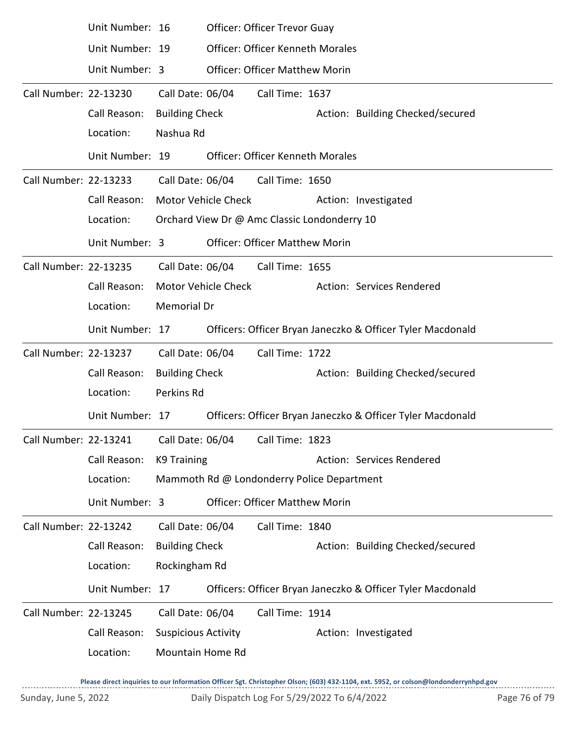Unit Number: 16 Officer: Officer Trevor Guay

Unit Number: 19 Officer: Officer Kenneth Morales

Unit Number: 3 Officer: Officer Matthew Morin

---

Call Number: 22-13230 Call Date: 06/04 Call Time: 1637

Call Reason: Building Check Action: Building Checked/secured

Location: Nashua Rd

Unit Number: 19 Officer: Officer Kenneth Morales

---

Call Number: 22-13233 Call Date: 06/04 Call Time: 1650

Call Reason: Motor Vehicle Check Action: Investigated

Location: Orchard View Dr @ Amc Classic Londonderry 10

Unit Number: 3 Officer: Officer Matthew Morin

---

Call Number: 22-13235 Call Date: 06/04 Call Time: 1655

Call Reason: Motor Vehicle Check Action: Services Rendered

Location: Memorial Dr

Unit Number: 17 Officers: Officer Bryan Janeczko & Officer Tyler Macdonald

---

Call Number: 22-13237 Call Date: 06/04 Call Time: 1722

Call Reason: Building Check Action: Building Checked/secured

Location: Perkins Rd

Unit Number: 17 Officers: Officer Bryan Janeczko & Officer Tyler Macdonald

---

Call Number: 22-13241 Call Date: 06/04 Call Time: 1823

Call Reason: K9 Training Action: Services Rendered

Location: Mammoth Rd @ Londonderry Police Department

Unit Number: 3 Officer: Officer Matthew Morin

---

Call Number: 22-13242 Call Date: 06/04 Call Time: 1840

Call Reason: Building Check Action: Building Checked/secured

Location: Rockingham Rd

Unit Number: 17 Officers: Officer Bryan Janeczko & Officer Tyler Macdonald

---

Call Number: 22-13245 Call Date: 06/04 Call Time: 1914

Call Reason: Suspicious Activity Action: Investigated

Location: Mountain Home Rd

**Please direct inquiries to our Information Officer Sgt. Christopher Olson; (603) 432-1104, ext. 5952, or colson@londonderrynhpd.gov**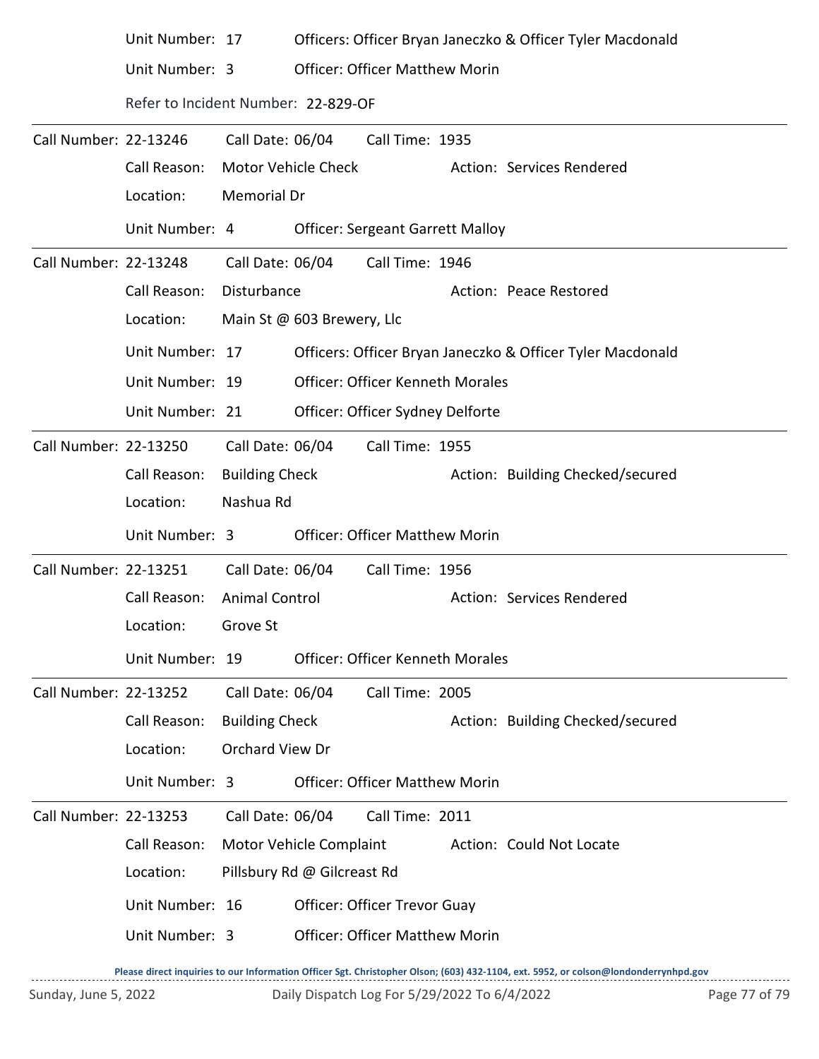Unit Number: 17 Officers: Officer Bryan Janeczko & Officer Tyler Macdonald

Unit Number: 3 Officer: Officer Matthew Morin

Refer to Incident Number: 22-829-OF

---

Call Number: 22-13246 Call Date: 06/04 Call Time: 1935

Call Reason: Motor Vehicle Check Action: Services Rendered

Location: Memorial Dr

Unit Number: 4 Officer: Sergeant Garrett Malloy

---

Call Number: 22-13248 Call Date: 06/04 Call Time: 1946

Call Reason: Disturbance Action: Peace Restored

Location: Main St @ 603 Brewery, Llc

Unit Number: 17 Officers: Officer Bryan Janeczko & Officer Tyler Macdonald

Unit Number: 19 Officer: Officer Kenneth Morales

Unit Number: 21 Officer: Officer Sydney Delforte

---

Call Number: 22-13250 Call Date: 06/04 Call Time: 1955

Call Reason: Building Check Action: Building Checked/secured

Location: Nashua Rd

Unit Number: 3 Officer: Officer Matthew Morin

---

Call Number: 22-13251 Call Date: 06/04 Call Time: 1956

Call Reason: Animal Control Action: Services Rendered

Location: Grove St

Unit Number: 19 Officer: Officer Kenneth Morales

---

Call Number: 22-13252 Call Date: 06/04 Call Time: 2005

Call Reason: Building Check Action: Building Checked/secured

Location: Orchard View Dr

Unit Number: 3 Officer: Officer Matthew Morin

---

Call Number: 22-13253 Call Date: 06/04 Call Time: 2011

Call Reason: Motor Vehicle Complaint Action: Could Not Locate

Location: Pillsbury Rd @ Gilcreast Rd

Unit Number: 16 Officer: Officer Trevor Guay

Unit Number: 3 Officer: Officer Matthew Morin

**Please direct inquiries to our Information Officer Sgt. Christopher Olson; (603) 432-1104, ext. 5952, or colson@londonderrynhpd.gov**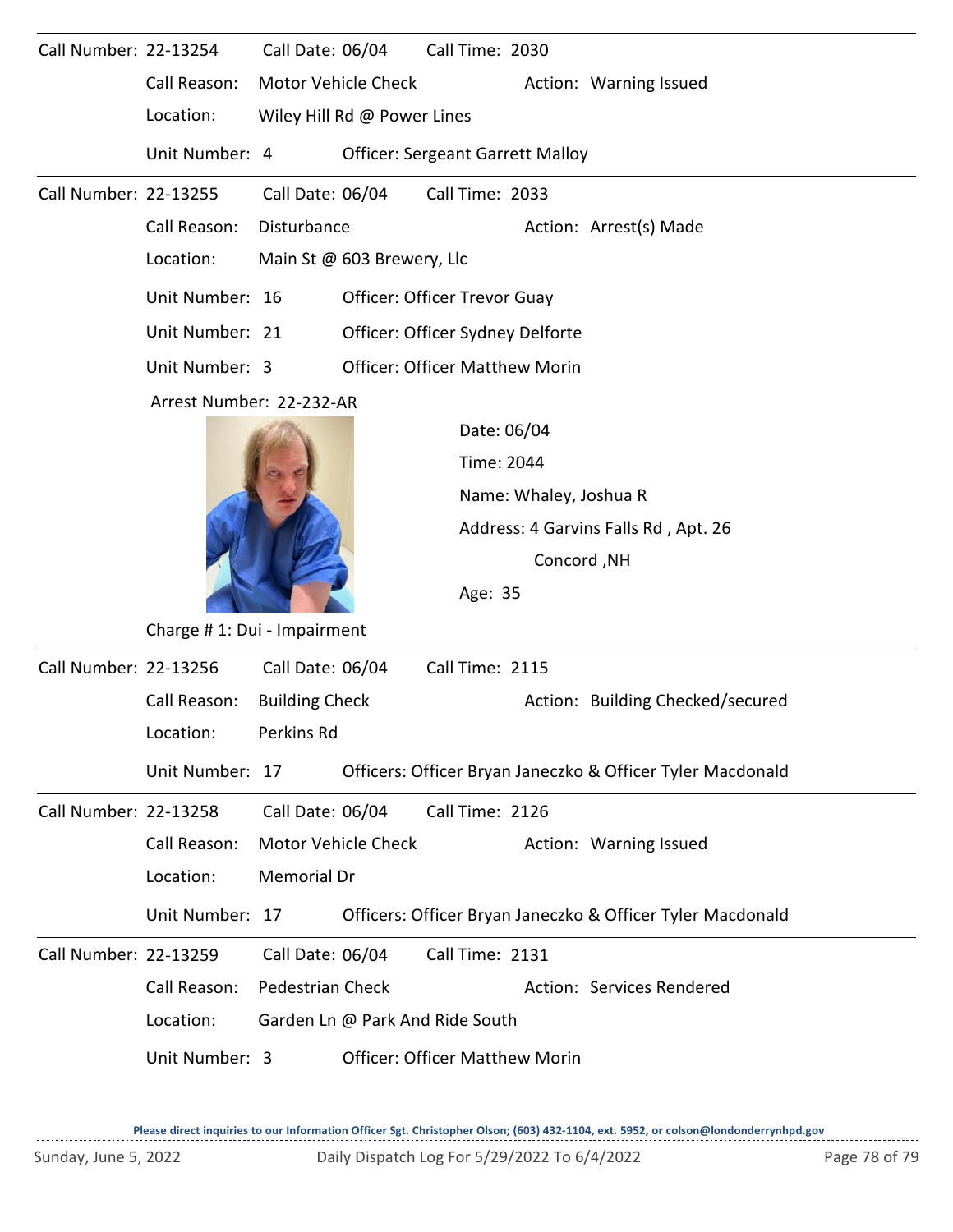Call Number: 22-13254 Call Date: 06/04 Call Time: 2030

Call Reason: Motor Vehicle Check Action: Warning Issued

Location: Wiley Hill Rd @ Power Lines

Unit Number: 4 Officer: Sergeant Garrett Malloy

---

Call Number: 22-13255 Call Date: 06/04 Call Time: 2033

Call Reason: Disturbance Action: Arrest(s) Made

Location: Main St @ 603 Brewery, Llc

Unit Number: 16 Officer: Officer Trevor Guay

Unit Number: 21 Officer: Officer Sydney Delforte

Unit Number: 3 Officer: Officer Matthew Morin

Arrest Number: 22-232-AR

Date: 06/04

Time: 2044

Name: Whaley, Joshua R

Address: 4 Garvins Falls Rd , Apt. 26

Concord ,NH

Age: 35

Charge # 1: Dui - Impairment

---

Call Number: 22-13256 Call Date: 06/04 Call Time: 2115

Call Reason: Building Check Action: Building Checked/secured

Location: Perkins Rd

Unit Number: 17 Officers: Officer Bryan Janeczko & Officer Tyler Macdonald

---

Call Number: 22-13258 Call Date: 06/04 Call Time: 2126

Call Reason: Motor Vehicle Check Action: Warning Issued

Location: Memorial Dr

Unit Number: 17 Officers: Officer Bryan Janeczko & Officer Tyler Macdonald

---

Call Number: 22-13259 Call Date: 06/04 Call Time: 2131

Call Reason: Pedestrian Check Action: Services Rendered

Location: Garden Ln @ Park And Ride South

Unit Number: 3 Officer: Officer Matthew Morin

**Please direct inquiries to our Information Officer Sgt. Christopher Olson; (603) 432-1104, ext. 5952, or colson@londonderrynhpd.gov**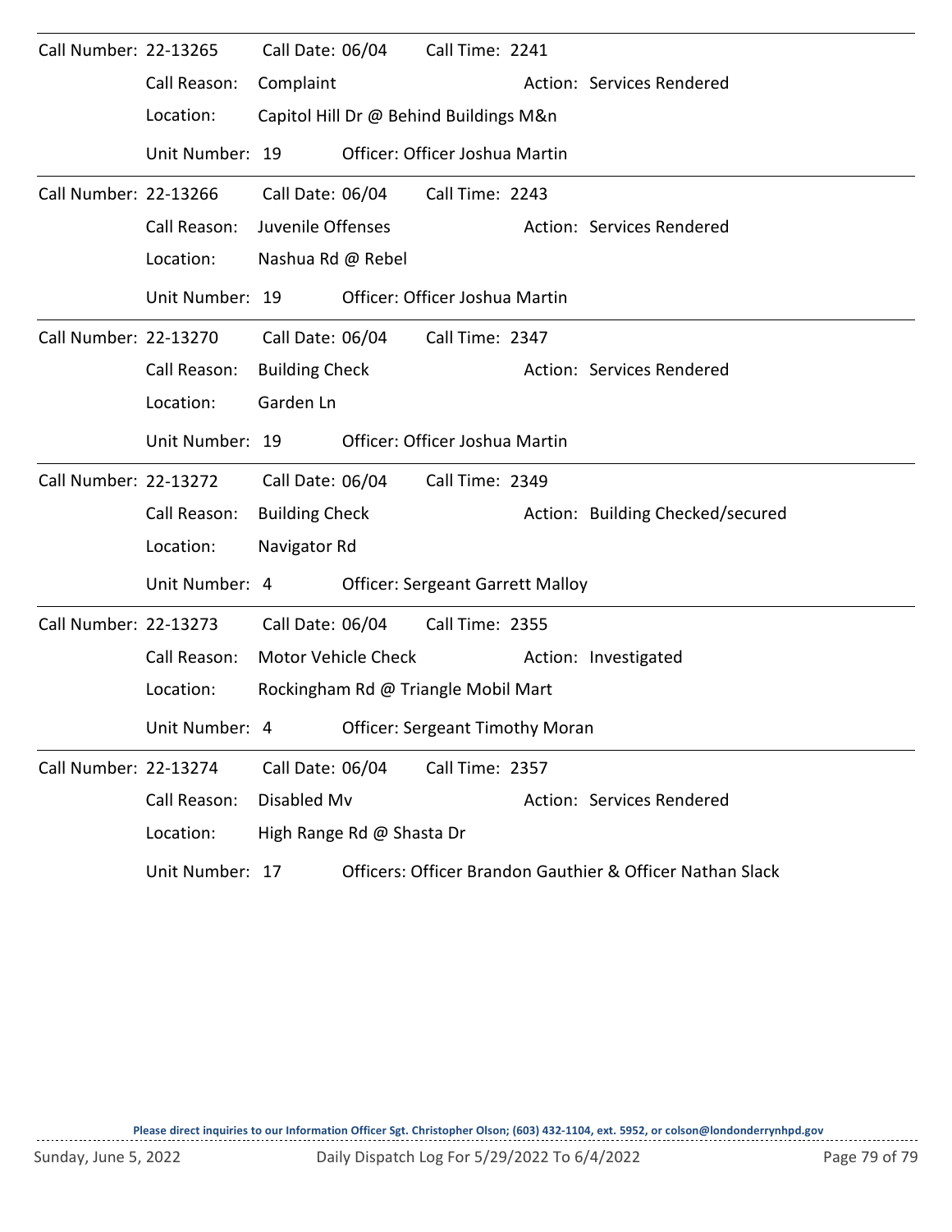Call Number: 22-13265 Call Date: 06/04 Call Time: 2241

Call Reason: Complaint Action: Services Rendered

Location: Capitol Hill Dr @ Behind Buildings M&n

Unit Number: 19 Officer: Officer Joshua Martin

---

Call Number: 22-13266 Call Date: 06/04 Call Time: 2243

Call Reason: Juvenile Offenses Action: Services Rendered

Location: Nashua Rd @ Rebel

Unit Number: 19 Officer: Officer Joshua Martin

---

Call Number: 22-13270 Call Date: 06/04 Call Time: 2347

Call Reason: Building Check Action: Services Rendered

Location: Garden Ln

Unit Number: 19 Officer: Officer Joshua Martin

---

Call Number: 22-13272 Call Date: 06/04 Call Time: 2349

Call Reason: Building Check Action: Building Checked/secured

Location: Navigator Rd

Unit Number: 4 Officer: Sergeant Garrett Malloy

---

Call Number: 22-13273 Call Date: 06/04 Call Time: 2355

Call Reason: Motor Vehicle Check Action: Investigated

Location: Rockingham Rd @ Triangle Mobil Mart

Unit Number: 4 Officer: Sergeant Timothy Moran

---

Call Number: 22-13274 Call Date: 06/04 Call Time: 2357

Call Reason: Disabled Mv Action: Services Rendered

Location: High Range Rd @ Shasta Dr

Unit Number: 17 Officers: Officer Brandon Gauthier & Officer Nathan Slack

**Please direct inquiries to our Information Officer Sgt. Christopher Olson; (603) 432-1104, ext. 5952, or colson@londonderrynhpd.gov**